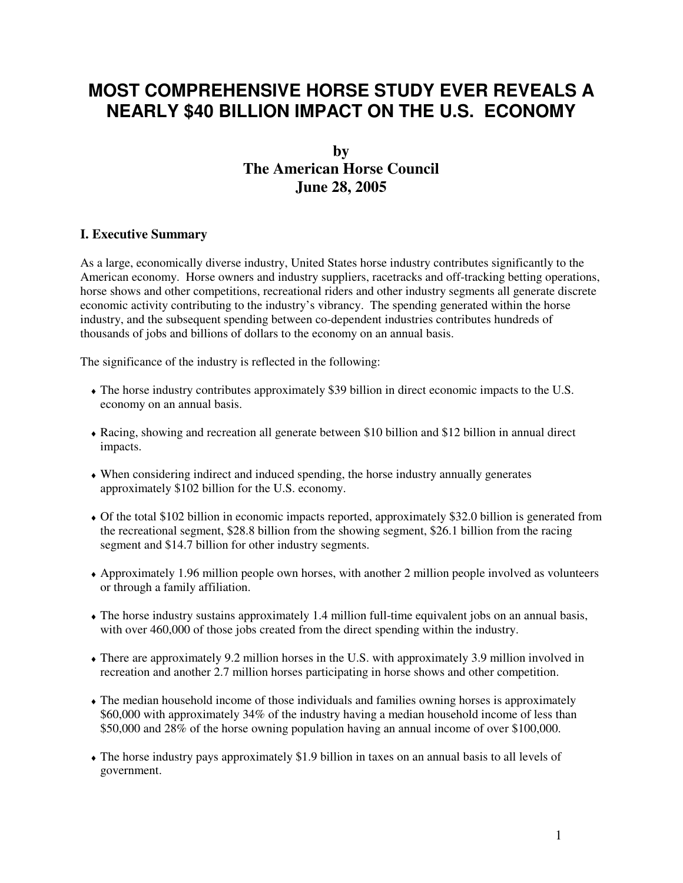# MOST COMPREHENSIVE HORSE STUDY EVER REVEALS A NEARLY $40 BILLION IMPACT ON THE U.S. ECONOMY

**by**
**The American Horse Council**
**June 28, 2005**

## I. Executive Summary

As a large, economically diverse industry, United States horse industry contributes significantly to the American economy. Horse owners and industry suppliers, racetracks and off-tracking betting operations, horse shows and other competitions, recreational riders and other industry segments all generate discrete economic activity contributing to the industry's vibrancy. The spending generated within the horse industry, and the subsequent spending between co-dependent industries contributes hundreds of thousands of jobs and billions of dollars to the economy on an annual basis.

The significance of the industry is reflected in the following:

- The horse industry contributes approximately $39 billion in direct economic impacts to the U.S. economy on an annual basis.
- Racing, showing and recreation all generate between $10 billion and $12 billion in annual direct impacts.
- When considering indirect and induced spending, the horse industry annually generates approximately $102 billion for the U.S. economy.
- Of the total $102 billion in economic impacts reported, approximately $32.0 billion is generated from the recreational segment, $28.8 billion from the showing segment, $26.1 billion from the racing segment and $14.7 billion for other industry segments.
- Approximately 1.96 million people own horses, with another 2 million people involved as volunteers or through a family affiliation.
- The horse industry sustains approximately 1.4 million full-time equivalent jobs on an annual basis, with over 460,000 of those jobs created from the direct spending within the industry.
- There are approximately 9.2 million horses in the U.S. with approximately 3.9 million involved in recreation and another 2.7 million horses participating in horse shows and other competition.
- The median household income of those individuals and families owning horses is approximately $60,000 with approximately 34% of the industry having a median household income of less than $50,000 and 28% of the horse owning population having an annual income of over $100,000.
- The horse industry pays approximately $1.9 billion in taxes on an annual basis to all levels of government.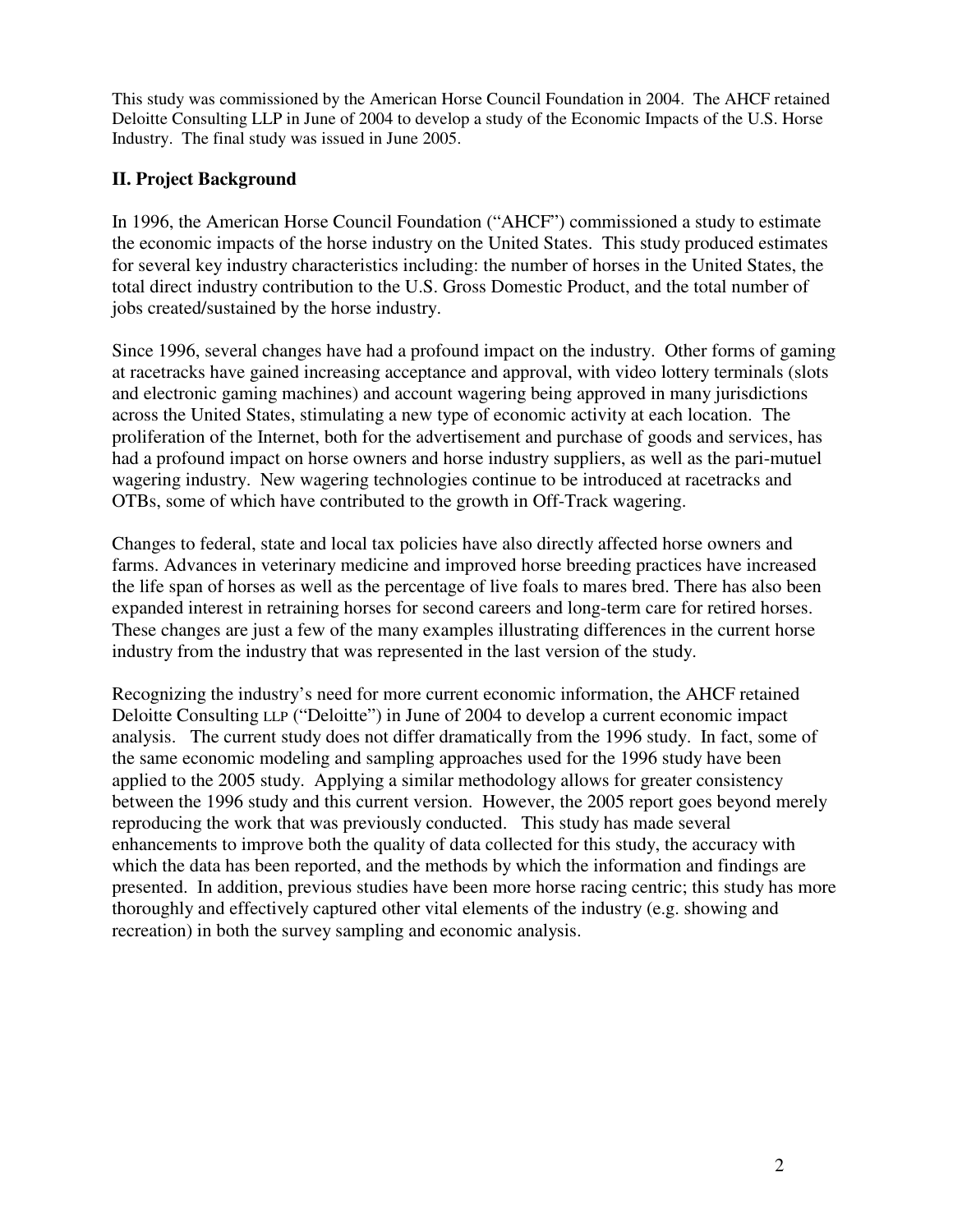This study was commissioned by the American Horse Council Foundation in 2004. The AHCF retained Deloitte Consulting LLP in June of 2004 to develop a study of the Economic Impacts of the U.S. Horse Industry. The final study was issued in June 2005.

## II. Project Background

In 1996, the American Horse Council Foundation ("AHCF") commissioned a study to estimate the economic impacts of the horse industry on the United States. This study produced estimates for several key industry characteristics including: the number of horses in the United States, the total direct industry contribution to the U.S. Gross Domestic Product, and the total number of jobs created/sustained by the horse industry.

Since 1996, several changes have had a profound impact on the industry. Other forms of gaming at racetracks have gained increasing acceptance and approval, with video lottery terminals (slots and electronic gaming machines) and account wagering being approved in many jurisdictions across the United States, stimulating a new type of economic activity at each location. The proliferation of the Internet, both for the advertisement and purchase of goods and services, has had a profound impact on horse owners and horse industry suppliers, as well as the pari-mutuel wagering industry. New wagering technologies continue to be introduced at racetracks and OTBs, some of which have contributed to the growth in Off-Track wagering.

Changes to federal, state and local tax policies have also directly affected horse owners and farms. Advances in veterinary medicine and improved horse breeding practices have increased the life span of horses as well as the percentage of live foals to mares bred. There has also been expanded interest in retraining horses for second careers and long-term care for retired horses. These changes are just a few of the many examples illustrating differences in the current horse industry from the industry that was represented in the last version of the study.

Recognizing the industry's need for more current economic information, the AHCF retained Deloitte Consulting LLP ("Deloitte") in June of 2004 to develop a current economic impact analysis. The current study does not differ dramatically from the 1996 study. In fact, some of the same economic modeling and sampling approaches used for the 1996 study have been applied to the 2005 study. Applying a similar methodology allows for greater consistency between the 1996 study and this current version. However, the 2005 report goes beyond merely reproducing the work that was previously conducted. This study has made several enhancements to improve both the quality of data collected for this study, the accuracy with which the data has been reported, and the methods by which the information and findings are presented. In addition, previous studies have been more horse racing centric; this study has more thoroughly and effectively captured other vital elements of the industry (e.g. showing and recreation) in both the survey sampling and economic analysis.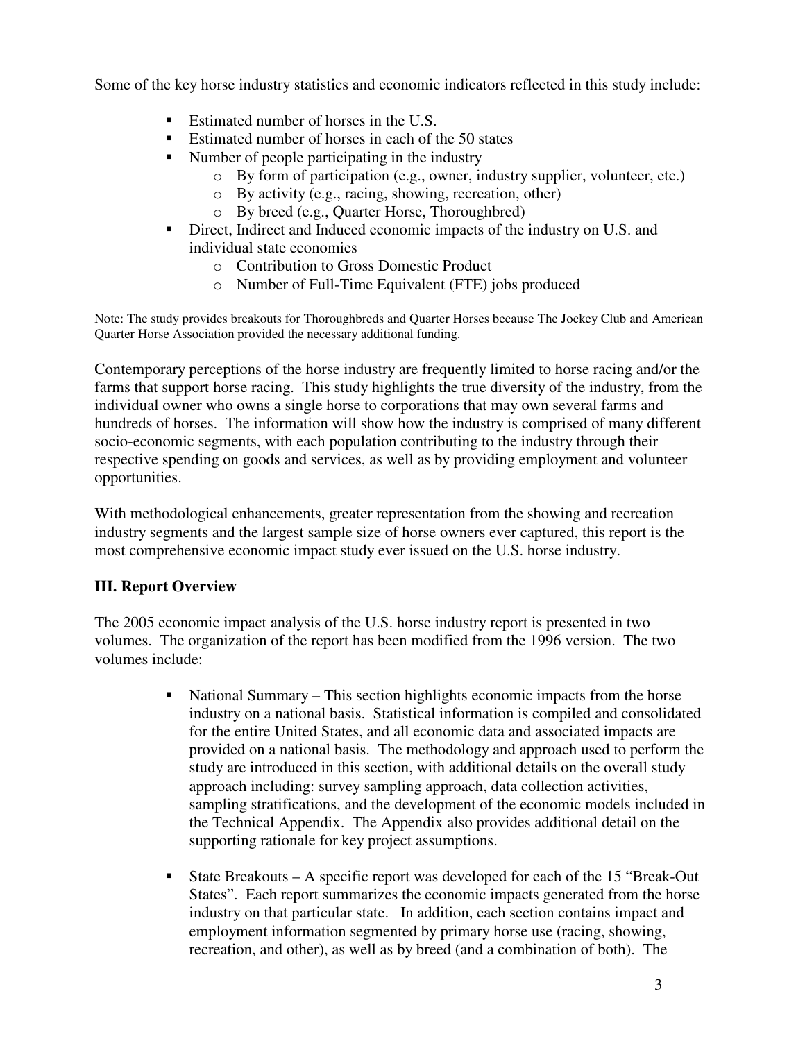Some of the key horse industry statistics and economic indicators reflected in this study include:

- Estimated number of horses in the U.S.
- Estimated number of horses in each of the 50 states
- Number of people participating in the industry
  - By form of participation (e.g., owner, industry supplier, volunteer, etc.)
  - By activity (e.g., racing, showing, recreation, other)
  - By breed (e.g., Quarter Horse, Thoroughbred)
- Direct, Indirect and Induced economic impacts of the industry on U.S. and individual state economies
  - Contribution to Gross Domestic Product
  - Number of Full-Time Equivalent (FTE) jobs produced

Note: The study provides breakouts for Thoroughbreds and Quarter Horses because The Jockey Club and American Quarter Horse Association provided the necessary additional funding.

Contemporary perceptions of the horse industry are frequently limited to horse racing and/or the farms that support horse racing. This study highlights the true diversity of the industry, from the individual owner who owns a single horse to corporations that may own several farms and hundreds of horses. The information will show how the industry is comprised of many different socio-economic segments, with each population contributing to the industry through their respective spending on goods and services, as well as by providing employment and volunteer opportunities.

With methodological enhancements, greater representation from the showing and recreation industry segments and the largest sample size of horse owners ever captured, this report is the most comprehensive economic impact study ever issued on the U.S. horse industry.

## III. Report Overview

The 2005 economic impact analysis of the U.S. horse industry report is presented in two volumes. The organization of the report has been modified from the 1996 version. The two volumes include:

- National Summary – This section highlights economic impacts from the horse industry on a national basis. Statistical information is compiled and consolidated for the entire United States, and all economic data and associated impacts are provided on a national basis. The methodology and approach used to perform the study are introduced in this section, with additional details on the overall study approach including: survey sampling approach, data collection activities, sampling stratifications, and the development of the economic models included in the Technical Appendix. The Appendix also provides additional detail on the supporting rationale for key project assumptions.

- State Breakouts – A specific report was developed for each of the 15 "Break-Out States". Each report summarizes the economic impacts generated from the horse industry on that particular state. In addition, each section contains impact and employment information segmented by primary horse use (racing, showing, recreation, and other), as well as by breed (and a combination of both). The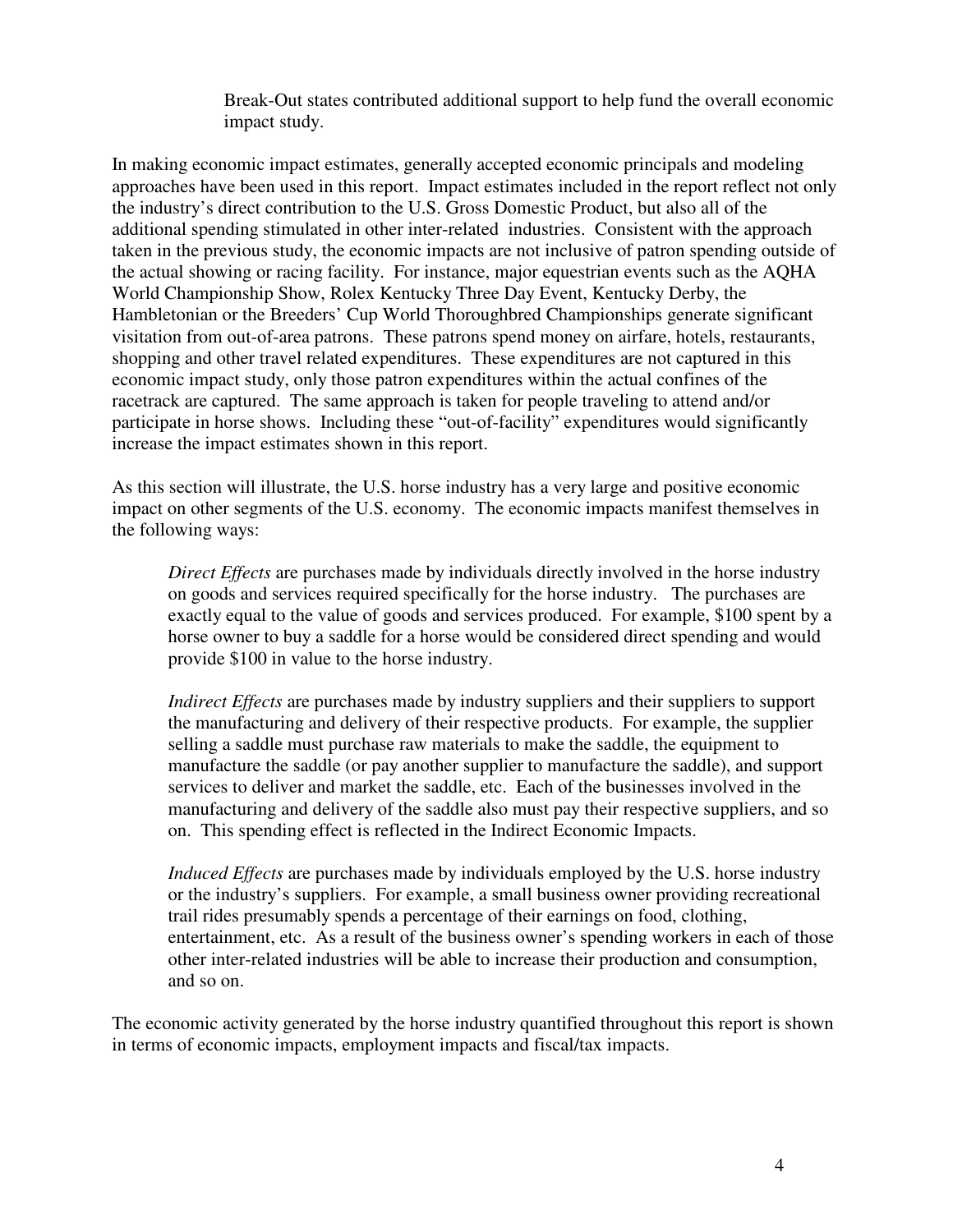Break-Out states contributed additional support to help fund the overall economic impact study.

In making economic impact estimates, generally accepted economic principals and modeling approaches have been used in this report. Impact estimates included in the report reflect not only the industry's direct contribution to the U.S. Gross Domestic Product, but also all of the additional spending stimulated in other inter-related industries. Consistent with the approach taken in the previous study, the economic impacts are not inclusive of patron spending outside of the actual showing or racing facility. For instance, major equestrian events such as the AQHA World Championship Show, Rolex Kentucky Three Day Event, Kentucky Derby, the Hambletonian or the Breeders' Cup World Thoroughbred Championships generate significant visitation from out-of-area patrons. These patrons spend money on airfare, hotels, restaurants, shopping and other travel related expenditures. These expenditures are not captured in this economic impact study, only those patron expenditures within the actual confines of the racetrack are captured. The same approach is taken for people traveling to attend and/or participate in horse shows. Including these "out-of-facility" expenditures would significantly increase the impact estimates shown in this report.

As this section will illustrate, the U.S. horse industry has a very large and positive economic impact on other segments of the U.S. economy. The economic impacts manifest themselves in the following ways:

> *Direct Effects* are purchases made by individuals directly involved in the horse industry on goods and services required specifically for the horse industry. The purchases are exactly equal to the value of goods and services produced. For example, $100 spent by a horse owner to buy a saddle for a horse would be considered direct spending and would provide $100 in value to the horse industry.

> *Indirect Effects* are purchases made by industry suppliers and their suppliers to support the manufacturing and delivery of their respective products. For example, the supplier selling a saddle must purchase raw materials to make the saddle, the equipment to manufacture the saddle (or pay another supplier to manufacture the saddle), and support services to deliver and market the saddle, etc. Each of the businesses involved in the manufacturing and delivery of the saddle also must pay their respective suppliers, and so on. This spending effect is reflected in the Indirect Economic Impacts.

> *Induced Effects* are purchases made by individuals employed by the U.S. horse industry or the industry's suppliers. For example, a small business owner providing recreational trail rides presumably spends a percentage of their earnings on food, clothing, entertainment, etc. As a result of the business owner's spending workers in each of those other inter-related industries will be able to increase their production and consumption, and so on.

The economic activity generated by the horse industry quantified throughout this report is shown in terms of economic impacts, employment impacts and fiscal/tax impacts.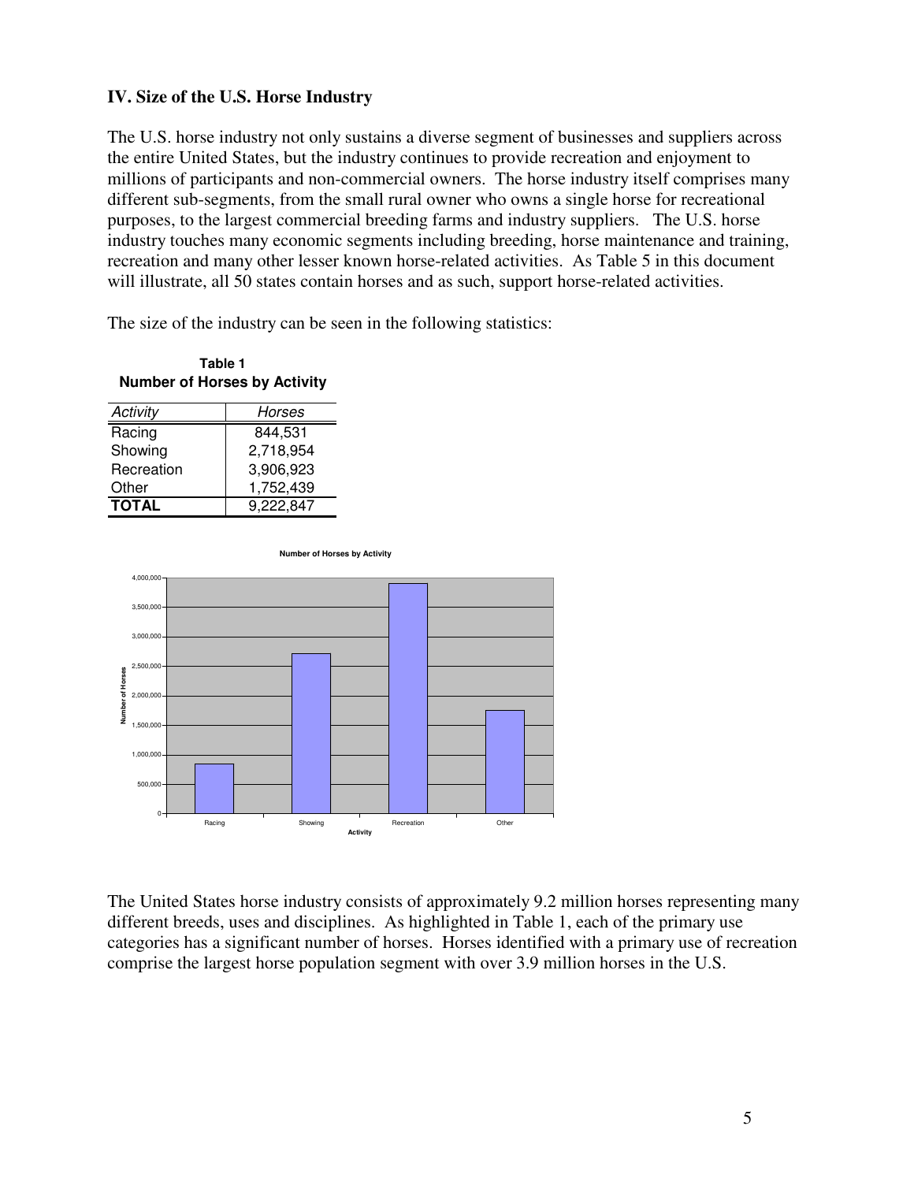## IV. Size of the U.S. Horse Industry

The U.S. horse industry not only sustains a diverse segment of businesses and suppliers across the entire United States, but the industry continues to provide recreation and enjoyment to millions of participants and non-commercial owners. The horse industry itself comprises many different sub-segments, from the small rural owner who owns a single horse for recreational purposes, to the largest commercial breeding farms and industry suppliers. The U.S. horse industry touches many economic segments including breeding, horse maintenance and training, recreation and many other lesser known horse-related activities. As Table 5 in this document will illustrate, all 50 states contain horses and as such, support horse-related activities.

The size of the industry can be seen in the following statistics:

**Table 1**
**Number of Horses by Activity**

| *Activity* | *Horses* |
|---|---|
| Racing | 844,531 |
| Showing | 2,718,954 |
| Recreation | 3,906,923 |
| Other | 1,752,439 |
| **TOTAL** | 9,222,847 |

**Number of Horses by Activity**

| Activity | Number of Horses |
|---|---|
| Racing | 844,531 |
| Showing | 2,718,954 |
| Recreation | 3,906,923 |
| Other | 1,752,439 |

The United States horse industry consists of approximately 9.2 million horses representing many different breeds, uses and disciplines. As highlighted in Table 1, each of the primary use categories has a significant number of horses. Horses identified with a primary use of recreation comprise the largest horse population segment with over 3.9 million horses in the U.S.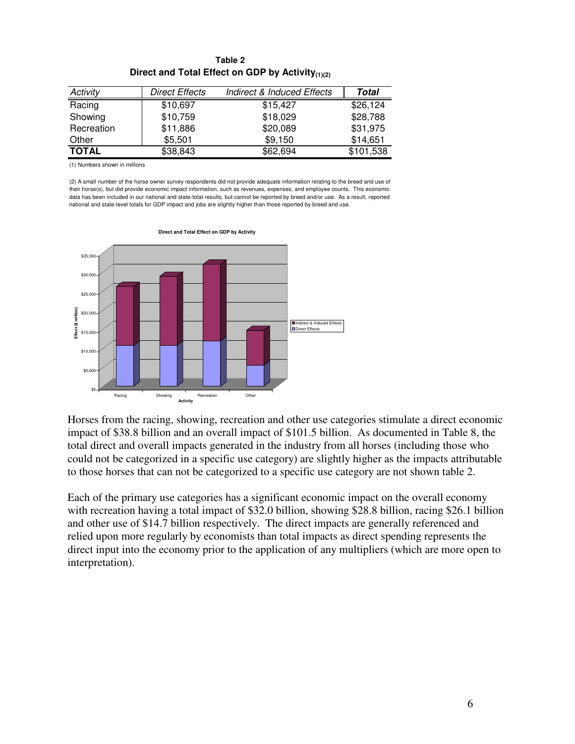**Table 2**
**Direct and Total Effect on GDP by Activity(1)(2)**

| *Activity* | *Direct Effects* | *Indirect & Induced Effects* | ***Total*** |
|---|---|---|---|
| Racing | $10,697 | $15,427 | $26,124 |
| Showing | $10,759 | $18,029 | $28,788 |
| Recreation | $11,886 | $20,089 | $31,975 |
| Other | $5,501 | $9,150 | $14,651 |
| **TOTAL** | $38,843 | $62,694 | $101,538 |

(1) Numbers shown in millions

(2) A small number of the horse owner survey respondents did not provide adequate information relating to the breed and use of their horse(s), but did provide economic impact information, such as revenues, expenses, and employee counts. This economic data has been included in our national and state-total results, but cannot be reported by breed and/or use. As a result, reported national and state-level totals for GDP impact and jobs are slightly higher than those reported by breed and use.

Horses from the racing, showing, recreation and other use categories stimulate a direct economic impact of $38.8 billion and an overall impact of $101.5 billion. As documented in Table 8, the total direct and overall impacts generated in the industry from all horses (including those who could not be categorized in a specific use category) are slightly higher as the impacts attributable to those horses that can not be categorized to a specific use category are not shown table 2.

Each of the primary use categories has a significant economic impact on the overall economy with recreation having a total impact of $32.0 billion, showing $28.8 billion, racing $26.1 billion and other use of $14.7 billion respectively. The direct impacts are generally referenced and relied upon more regularly by economists than total impacts as direct spending represents the direct input into the economy prior to the application of any multipliers (which are more open to interpretation).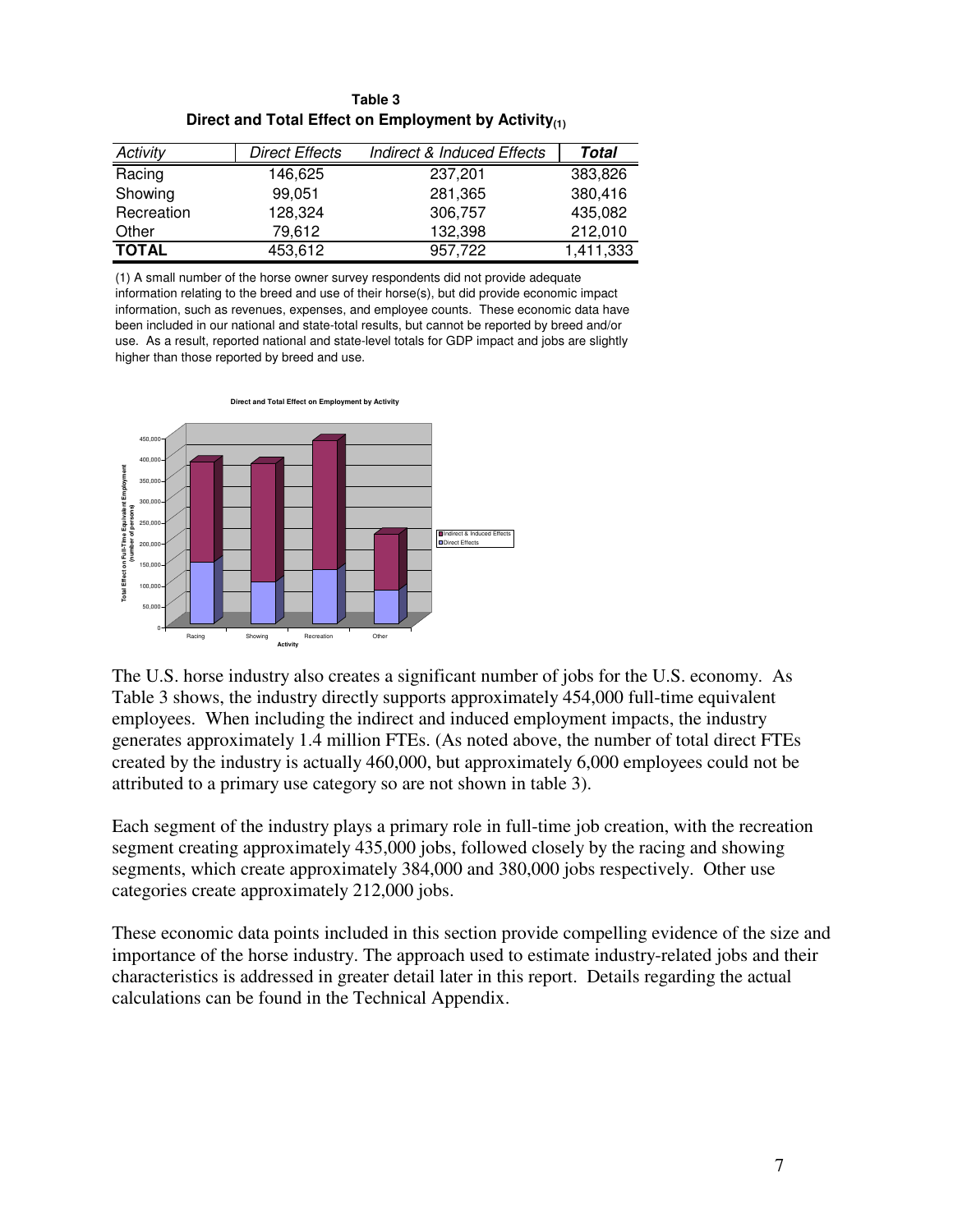**Table 3**
**Direct and Total Effect on Employment by Activity(1)**

| *Activity* | *Direct Effects* | *Indirect & Induced Effects* | ***Total*** |
|---|---|---|---|
| Racing | 146,625 | 237,201 | 383,826 |
| Showing | 99,051 | 281,365 | 380,416 |
| Recreation | 128,324 | 306,757 | 435,082 |
| Other | 79,612 | 132,398 | 212,010 |
| **TOTAL** | 453,612 | 957,722 | 1,411,333 |

(1) A small number of the horse owner survey respondents did not provide adequate information relating to the breed and use of their horse(s), but did provide economic impact information, such as revenues, expenses, and employee counts. These economic data have been included in our national and state-total results, but cannot be reported by breed and/or use. As a result, reported national and state-level totals for GDP impact and jobs are slightly higher than those reported by breed and use.

The U.S. horse industry also creates a significant number of jobs for the U.S. economy. As Table 3 shows, the industry directly supports approximately 454,000 full-time equivalent employees. When including the indirect and induced employment impacts, the industry generates approximately 1.4 million FTEs. (As noted above, the number of total direct FTEs created by the industry is actually 460,000, but approximately 6,000 employees could not be attributed to a primary use category so are not shown in table 3).

Each segment of the industry plays a primary role in full-time job creation, with the recreation segment creating approximately 435,000 jobs, followed closely by the racing and showing segments, which create approximately 384,000 and 380,000 jobs respectively. Other use categories create approximately 212,000 jobs.

These economic data points included in this section provide compelling evidence of the size and importance of the horse industry. The approach used to estimate industry-related jobs and their characteristics is addressed in greater detail later in this report. Details regarding the actual calculations can be found in the Technical Appendix.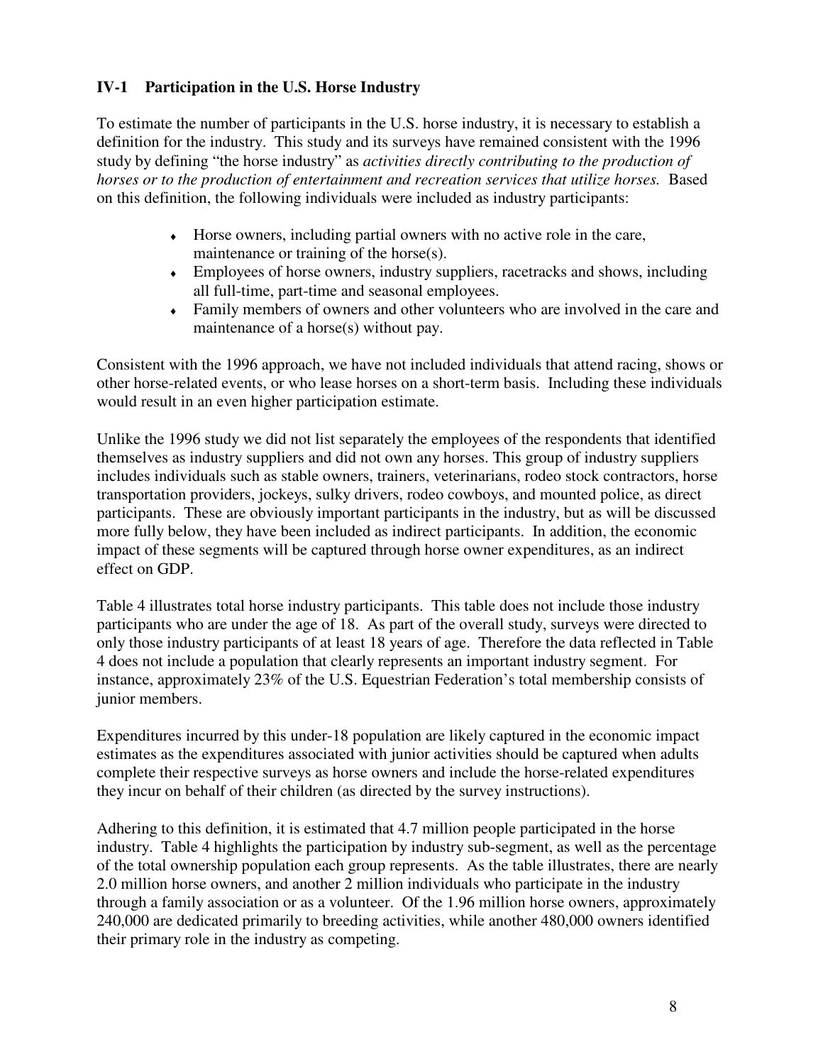## IV-1 Participation in the U.S. Horse Industry

To estimate the number of participants in the U.S. horse industry, it is necessary to establish a definition for the industry. This study and its surveys have remained consistent with the 1996 study by defining "the horse industry" as *activities directly contributing to the production of horses or to the production of entertainment and recreation services that utilize horses.* Based on this definition, the following individuals were included as industry participants:

- Horse owners, including partial owners with no active role in the care, maintenance or training of the horse(s).
- Employees of horse owners, industry suppliers, racetracks and shows, including all full-time, part-time and seasonal employees.
- Family members of owners and other volunteers who are involved in the care and maintenance of a horse(s) without pay.

Consistent with the 1996 approach, we have not included individuals that attend racing, shows or other horse-related events, or who lease horses on a short-term basis. Including these individuals would result in an even higher participation estimate.

Unlike the 1996 study we did not list separately the employees of the respondents that identified themselves as industry suppliers and did not own any horses. This group of industry suppliers includes individuals such as stable owners, trainers, veterinarians, rodeo stock contractors, horse transportation providers, jockeys, sulky drivers, rodeo cowboys, and mounted police, as direct participants. These are obviously important participants in the industry, but as will be discussed more fully below, they have been included as indirect participants. In addition, the economic impact of these segments will be captured through horse owner expenditures, as an indirect effect on GDP.

Table 4 illustrates total horse industry participants. This table does not include those industry participants who are under the age of 18. As part of the overall study, surveys were directed to only those industry participants of at least 18 years of age. Therefore the data reflected in Table 4 does not include a population that clearly represents an important industry segment. For instance, approximately 23% of the U.S. Equestrian Federation's total membership consists of junior members.

Expenditures incurred by this under-18 population are likely captured in the economic impact estimates as the expenditures associated with junior activities should be captured when adults complete their respective surveys as horse owners and include the horse-related expenditures they incur on behalf of their children (as directed by the survey instructions).

Adhering to this definition, it is estimated that 4.7 million people participated in the horse industry. Table 4 highlights the participation by industry sub-segment, as well as the percentage of the total ownership population each group represents. As the table illustrates, there are nearly 2.0 million horse owners, and another 2 million individuals who participate in the industry through a family association or as a volunteer. Of the 1.96 million horse owners, approximately 240,000 are dedicated primarily to breeding activities, while another 480,000 owners identified their primary role in the industry as competing.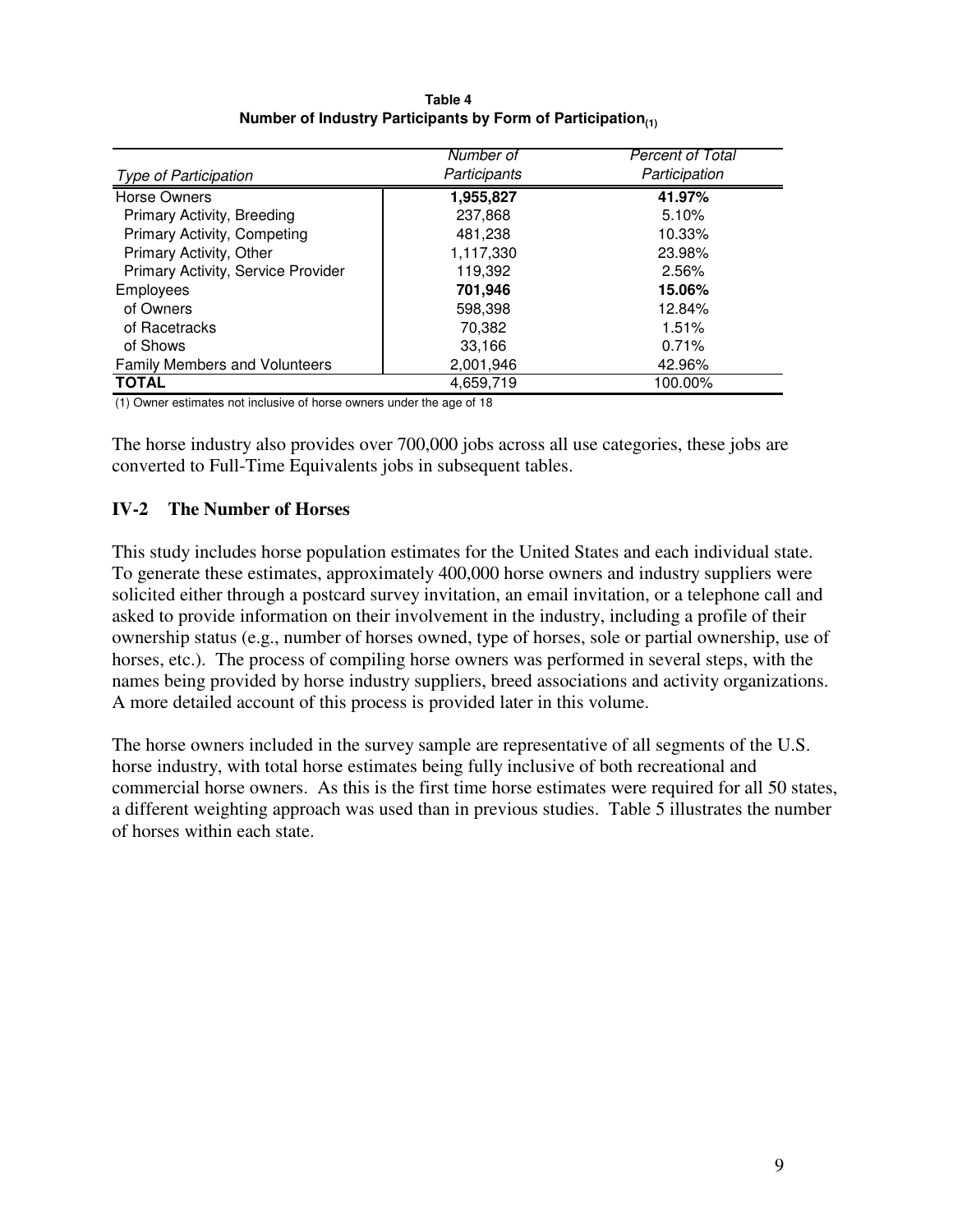**Table 4**
**Number of Industry Participants by Form of Participation(1)**

| *Type of Participation* | *Number of Participants* | *Percent of Total Participation* |
|---|---|---|
| Horse Owners | **1,955,827** | **41.97%** |
| Primary Activity, Breeding | 237,868 | 5.10% |
| Primary Activity, Competing | 481,238 | 10.33% |
| Primary Activity, Other | 1,117,330 | 23.98% |
| Primary Activity, Service Provider | 119,392 | 2.56% |
| Employees | **701,946** | **15.06%** |
| of Owners | 598,398 | 12.84% |
| of Racetracks | 70,382 | 1.51% |
| of Shows | 33,166 | 0.71% |
| Family Members and Volunteers | 2,001,946 | 42.96% |
| **TOTAL** | 4,659,719 | 100.00% |

(1) Owner estimates not inclusive of horse owners under the age of 18

The horse industry also provides over 700,000 jobs across all use categories, these jobs are converted to Full-Time Equivalents jobs in subsequent tables.

## IV-2 The Number of Horses

This study includes horse population estimates for the United States and each individual state. To generate these estimates, approximately 400,000 horse owners and industry suppliers were solicited either through a postcard survey invitation, an email invitation, or a telephone call and asked to provide information on their involvement in the industry, including a profile of their ownership status (e.g., number of horses owned, type of horses, sole or partial ownership, use of horses, etc.). The process of compiling horse owners was performed in several steps, with the names being provided by horse industry suppliers, breed associations and activity organizations. A more detailed account of this process is provided later in this volume.

The horse owners included in the survey sample are representative of all segments of the U.S. horse industry, with total horse estimates being fully inclusive of both recreational and commercial horse owners. As this is the first time horse estimates were required for all 50 states, a different weighting approach was used than in previous studies. Table 5 illustrates the number of horses within each state.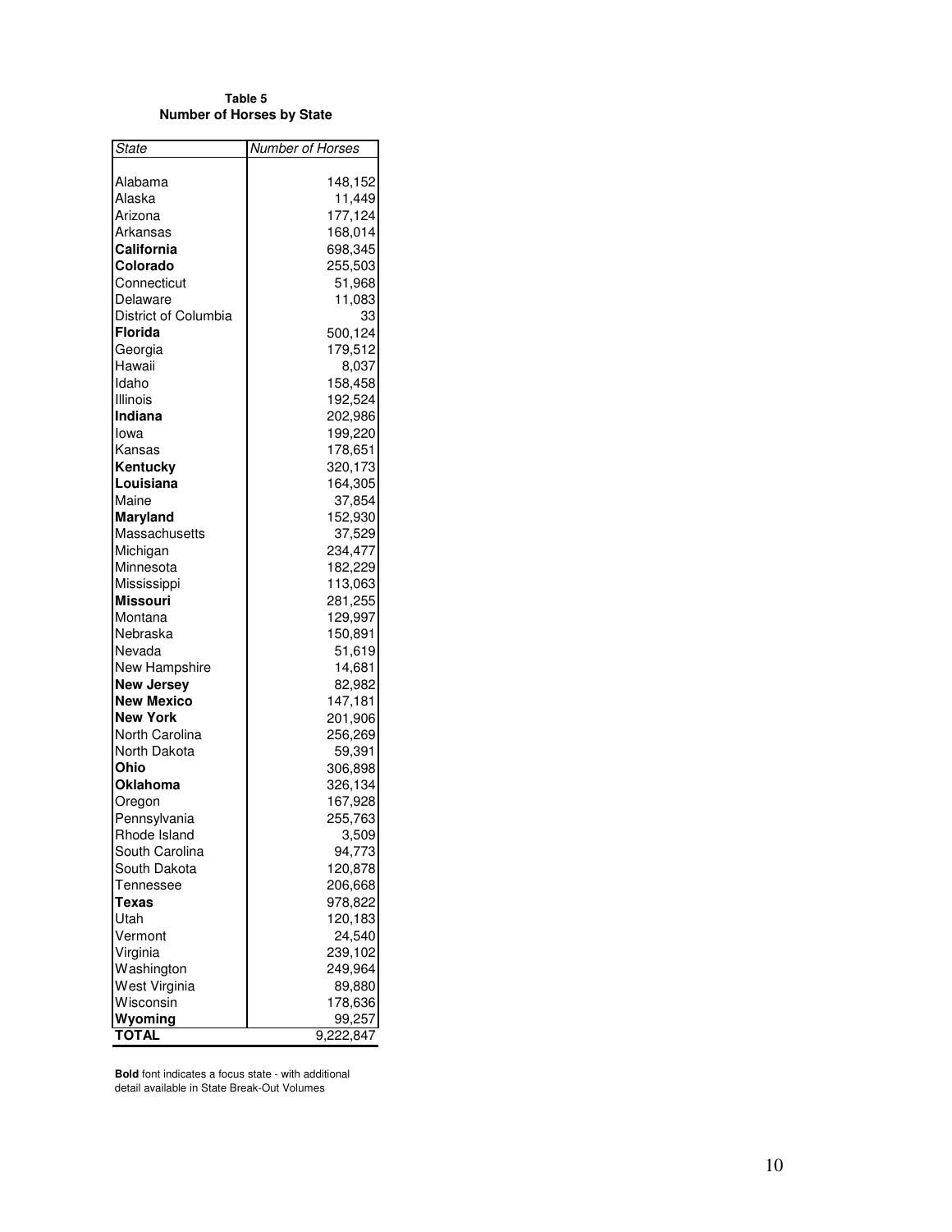**Table 5**
**Number of Horses by State**

| *State* | *Number of Horses* |
|---|---:|
| Alabama | 148,152 |
| Alaska | 11,449 |
| Arizona | 177,124 |
| Arkansas | 168,014 |
| **California** | 698,345 |
| **Colorado** | 255,503 |
| Connecticut | 51,968 |
| Delaware | 11,083 |
| District of Columbia | 33 |
| **Florida** | 500,124 |
| Georgia | 179,512 |
| Hawaii | 8,037 |
| Idaho | 158,458 |
| Illinois | 192,524 |
| **Indiana** | 202,986 |
| Iowa | 199,220 |
| Kansas | 178,651 |
| **Kentucky** | 320,173 |
| **Louisiana** | 164,305 |
| Maine | 37,854 |
| **Maryland** | 152,930 |
| Massachusetts | 37,529 |
| Michigan | 234,477 |
| Minnesota | 182,229 |
| Mississippi | 113,063 |
| **Missouri** | 281,255 |
| Montana | 129,997 |
| Nebraska | 150,891 |
| Nevada | 51,619 |
| New Hampshire | 14,681 |
| **New Jersey** | 82,982 |
| **New Mexico** | 147,181 |
| **New York** | 201,906 |
| North Carolina | 256,269 |
| North Dakota | 59,391 |
| **Ohio** | 306,898 |
| **Oklahoma** | 326,134 |
| Oregon | 167,928 |
| Pennsylvania | 255,763 |
| Rhode Island | 3,509 |
| South Carolina | 94,773 |
| South Dakota | 120,878 |
| Tennessee | 206,668 |
| **Texas** | 978,822 |
| Utah | 120,183 |
| Vermont | 24,540 |
| Virginia | 239,102 |
| Washington | 249,964 |
| West Virginia | 89,880 |
| Wisconsin | 178,636 |
| **Wyoming** | 99,257 |
| **TOTAL** | 9,222,847 |

**Bold** font indicates a focus state - with additional detail available in State Break-Out Volumes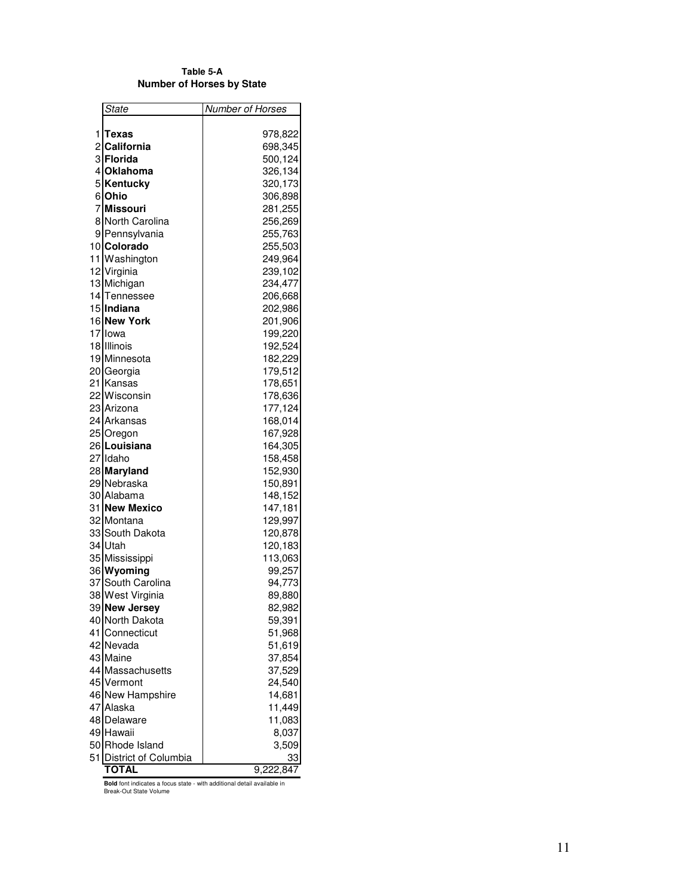**Table 5-A**
**Number of Horses by State**

| | *State* | *Number of Horses* |
|---|---|---|
| 1 | **Texas** | 978,822 |
| 2 | **California** | 698,345 |
| 3 | **Florida** | 500,124 |
| 4 | **Oklahoma** | 326,134 |
| 5 | **Kentucky** | 320,173 |
| 6 | **Ohio** | 306,898 |
| 7 | **Missouri** | 281,255 |
| 8 | North Carolina | 256,269 |
| 9 | Pennsylvania | 255,763 |
| 10 | **Colorado** | 255,503 |
| 11 | Washington | 249,964 |
| 12 | Virginia | 239,102 |
| 13 | Michigan | 234,477 |
| 14 | Tennessee | 206,668 |
| 15 | **Indiana** | 202,986 |
| 16 | **New York** | 201,906 |
| 17 | Iowa | 199,220 |
| 18 | Illinois | 192,524 |
| 19 | Minnesota | 182,229 |
| 20 | Georgia | 179,512 |
| 21 | Kansas | 178,651 |
| 22 | Wisconsin | 178,636 |
| 23 | Arizona | 177,124 |
| 24 | Arkansas | 168,014 |
| 25 | Oregon | 167,928 |
| 26 | **Louisiana** | 164,305 |
| 27 | Idaho | 158,458 |
| 28 | **Maryland** | 152,930 |
| 29 | Nebraska | 150,891 |
| 30 | Alabama | 148,152 |
| 31 | **New Mexico** | 147,181 |
| 32 | Montana | 129,997 |
| 33 | South Dakota | 120,878 |
| 34 | Utah | 120,183 |
| 35 | Mississippi | 113,063 |
| 36 | **Wyoming** | 99,257 |
| 37 | South Carolina | 94,773 |
| 38 | West Virginia | 89,880 |
| 39 | **New Jersey** | 82,982 |
| 40 | North Dakota | 59,391 |
| 41 | Connecticut | 51,968 |
| 42 | Nevada | 51,619 |
| 43 | Maine | 37,854 |
| 44 | Massachusetts | 37,529 |
| 45 | Vermont | 24,540 |
| 46 | New Hampshire | 14,681 |
| 47 | Alaska | 11,449 |
| 48 | Delaware | 11,083 |
| 49 | Hawaii | 8,037 |
| 50 | Rhode Island | 3,509 |
| 51 | District of Columbia | 33 |
| | **TOTAL** | 9,222,847 |

**Bold** font indicates a focus state - with additional detail available in Break-Out State Volume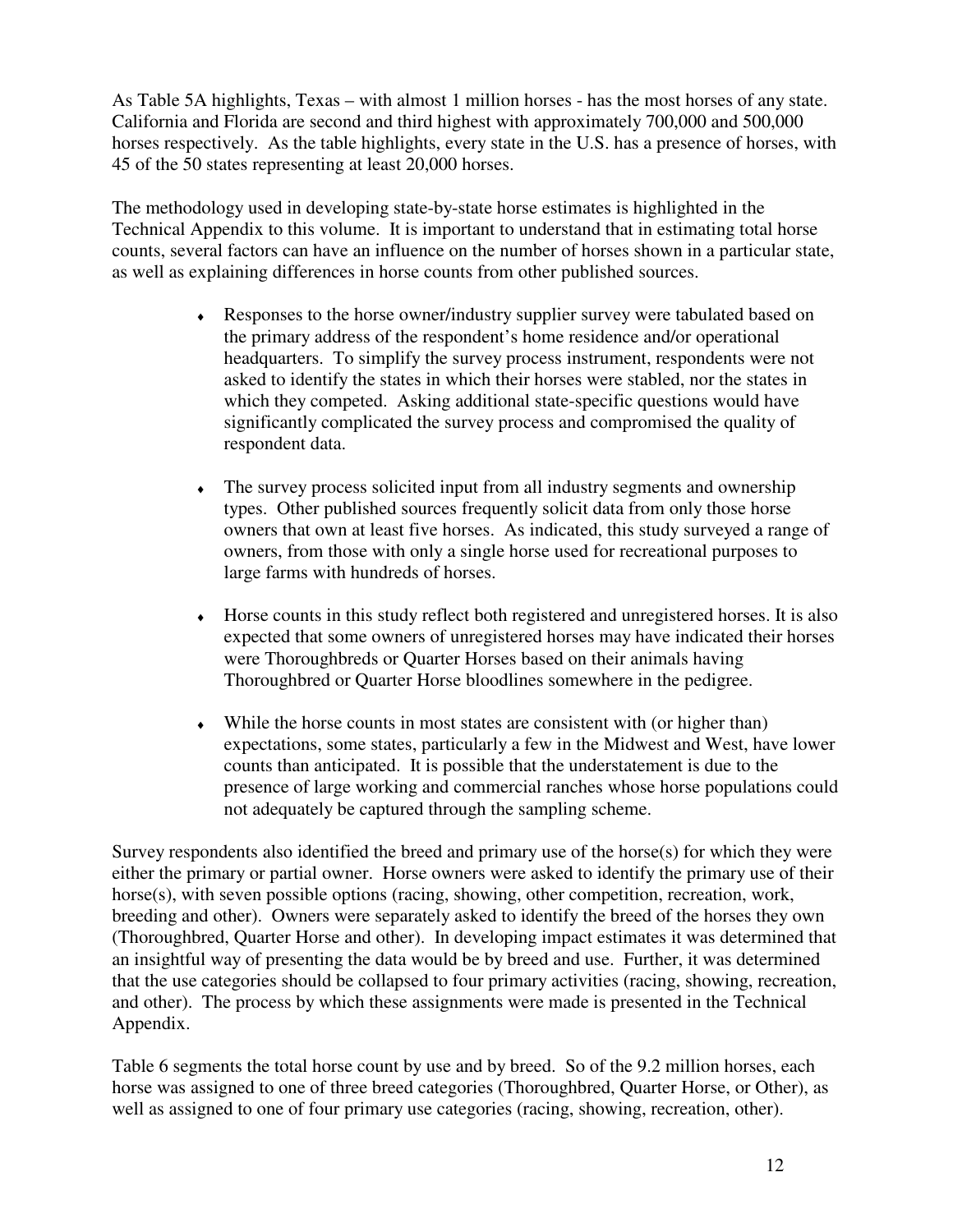As Table 5A highlights, Texas – with almost 1 million horses - has the most horses of any state. California and Florida are second and third highest with approximately 700,000 and 500,000 horses respectively. As the table highlights, every state in the U.S. has a presence of horses, with 45 of the 50 states representing at least 20,000 horses.

The methodology used in developing state-by-state horse estimates is highlighted in the Technical Appendix to this volume. It is important to understand that in estimating total horse counts, several factors can have an influence on the number of horses shown in a particular state, as well as explaining differences in horse counts from other published sources.

- Responses to the horse owner/industry supplier survey were tabulated based on the primary address of the respondent's home residence and/or operational headquarters. To simplify the survey process instrument, respondents were not asked to identify the states in which their horses were stabled, nor the states in which they competed. Asking additional state-specific questions would have significantly complicated the survey process and compromised the quality of respondent data.

- The survey process solicited input from all industry segments and ownership types. Other published sources frequently solicit data from only those horse owners that own at least five horses. As indicated, this study surveyed a range of owners, from those with only a single horse used for recreational purposes to large farms with hundreds of horses.

- Horse counts in this study reflect both registered and unregistered horses. It is also expected that some owners of unregistered horses may have indicated their horses were Thoroughbreds or Quarter Horses based on their animals having Thoroughbred or Quarter Horse bloodlines somewhere in the pedigree.

- While the horse counts in most states are consistent with (or higher than) expectations, some states, particularly a few in the Midwest and West, have lower counts than anticipated. It is possible that the understatement is due to the presence of large working and commercial ranches whose horse populations could not adequately be captured through the sampling scheme.

Survey respondents also identified the breed and primary use of the horse(s) for which they were either the primary or partial owner. Horse owners were asked to identify the primary use of their horse(s), with seven possible options (racing, showing, other competition, recreation, work, breeding and other). Owners were separately asked to identify the breed of the horses they own (Thoroughbred, Quarter Horse and other). In developing impact estimates it was determined that an insightful way of presenting the data would be by breed and use. Further, it was determined that the use categories should be collapsed to four primary activities (racing, showing, recreation, and other). The process by which these assignments were made is presented in the Technical Appendix.

Table 6 segments the total horse count by use and by breed. So of the 9.2 million horses, each horse was assigned to one of three breed categories (Thoroughbred, Quarter Horse, or Other), as well as assigned to one of four primary use categories (racing, showing, recreation, other).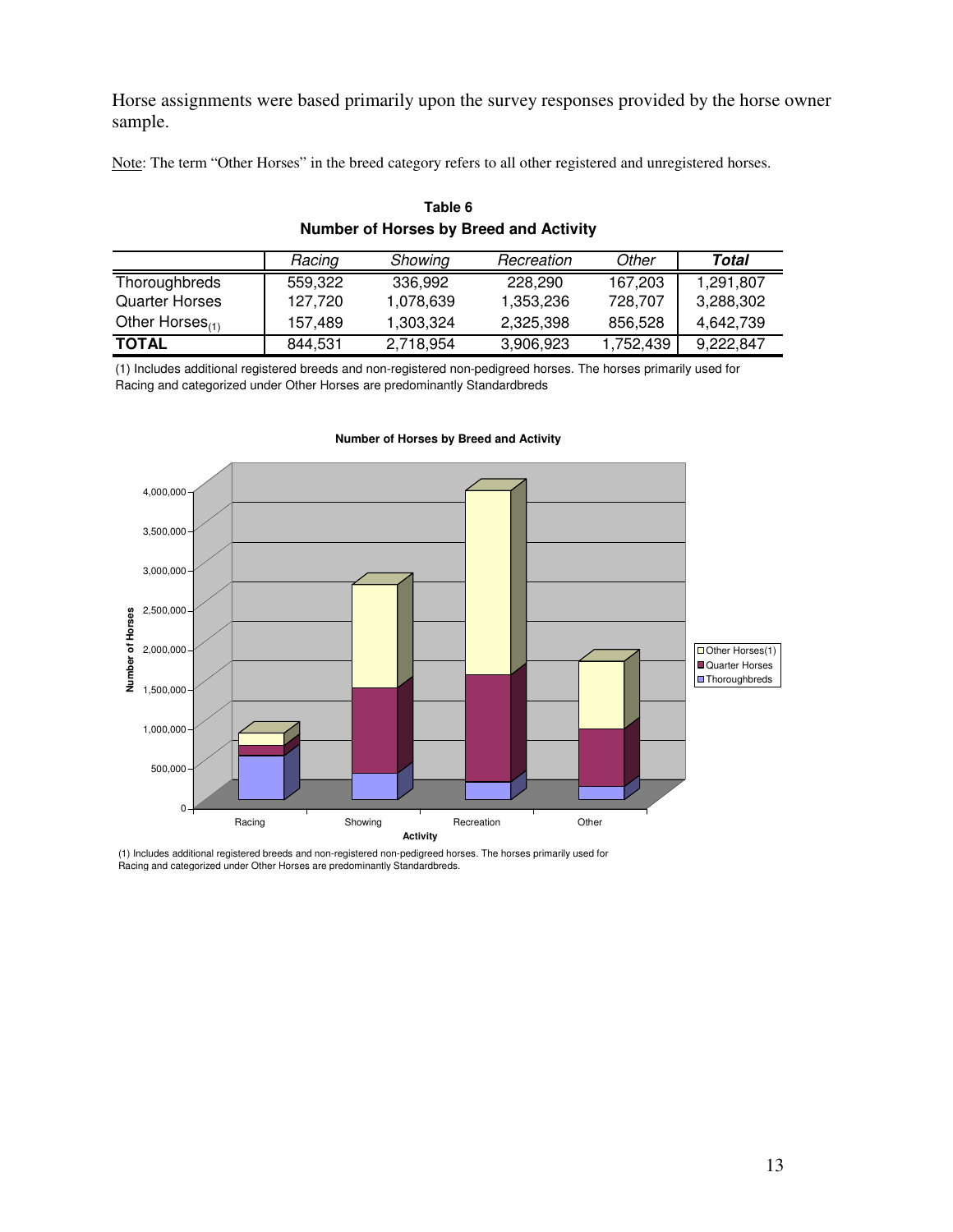Horse assignments were based primarily upon the survey responses provided by the horse owner sample.

Note: The term “Other Horses” in the breed category refers to all other registered and unregistered horses.

**Table 6**
**Number of Horses by Breed and Activity**

| | *Racing* | *Showing* | *Recreation* | *Other* | ***Total*** |
|---|---|---|---|---|---|
| Thoroughbreds | 559,322 | 336,992 | 228,290 | 167,203 | 1,291,807 |
| Quarter Horses | 127,720 | 1,078,639 | 1,353,236 | 728,707 | 3,288,302 |
| Other Horses(1) | 157,489 | 1,303,324 | 2,325,398 | 856,528 | 4,642,739 |
| **TOTAL** | 844,531 | 2,718,954 | 3,906,923 | 1,752,439 | 9,222,847 |

(1) Includes additional registered breeds and non-registered non-pedigreed horses. The horses primarily used for Racing and categorized under Other Horses are predominantly Standardbreds

**Number of Horses by Breed and Activity**

(1) Includes additional registered breeds and non-registered non-pedigreed horses. The horses primarily used for Racing and categorized under Other Horses are predominantly Standardbreds.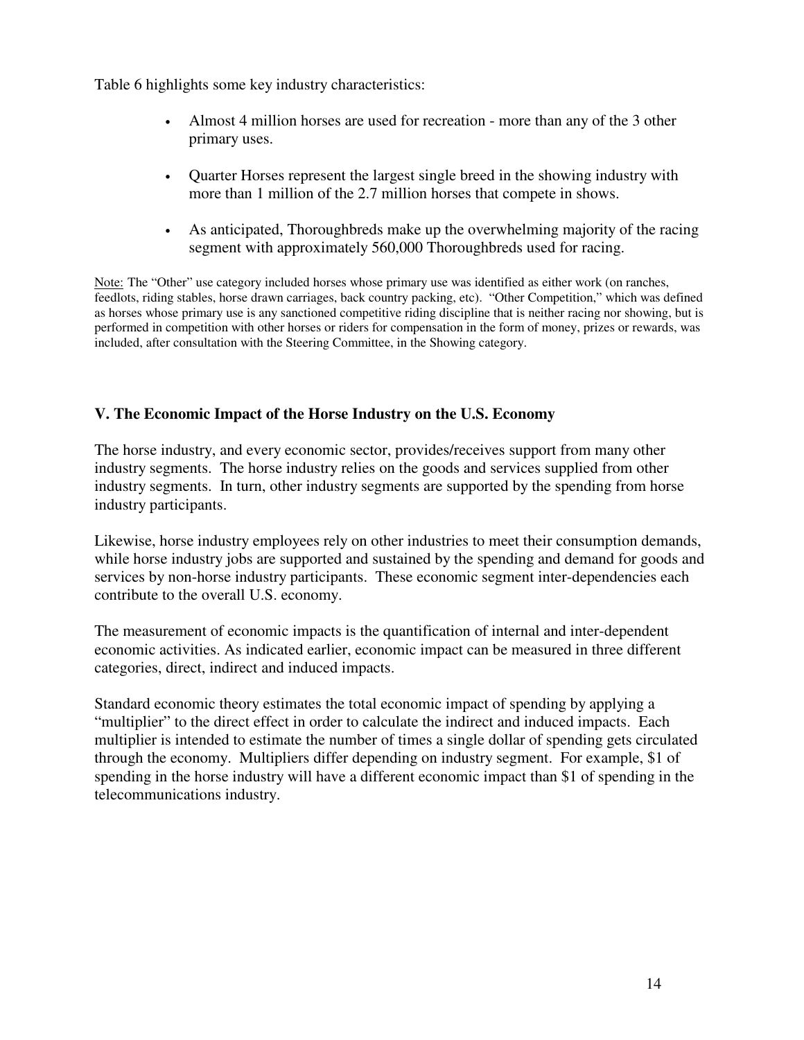Table 6 highlights some key industry characteristics:

- Almost 4 million horses are used for recreation - more than any of the 3 other primary uses.
- Quarter Horses represent the largest single breed in the showing industry with more than 1 million of the 2.7 million horses that compete in shows.
- As anticipated, Thoroughbreds make up the overwhelming majority of the racing segment with approximately 560,000 Thoroughbreds used for racing.

Note: The "Other" use category included horses whose primary use was identified as either work (on ranches, feedlots, riding stables, horse drawn carriages, back country packing, etc). "Other Competition," which was defined as horses whose primary use is any sanctioned competitive riding discipline that is neither racing nor showing, but is performed in competition with other horses or riders for compensation in the form of money, prizes or rewards, was included, after consultation with the Steering Committee, in the Showing category.

## V. The Economic Impact of the Horse Industry on the U.S. Economy

The horse industry, and every economic sector, provides/receives support from many other industry segments. The horse industry relies on the goods and services supplied from other industry segments. In turn, other industry segments are supported by the spending from horse industry participants.

Likewise, horse industry employees rely on other industries to meet their consumption demands, while horse industry jobs are supported and sustained by the spending and demand for goods and services by non-horse industry participants. These economic segment inter-dependencies each contribute to the overall U.S. economy.

The measurement of economic impacts is the quantification of internal and inter-dependent economic activities. As indicated earlier, economic impact can be measured in three different categories, direct, indirect and induced impacts.

Standard economic theory estimates the total economic impact of spending by applying a "multiplier" to the direct effect in order to calculate the indirect and induced impacts. Each multiplier is intended to estimate the number of times a single dollar of spending gets circulated through the economy. Multipliers differ depending on industry segment. For example, $1 of spending in the horse industry will have a different economic impact than $1 of spending in the telecommunications industry.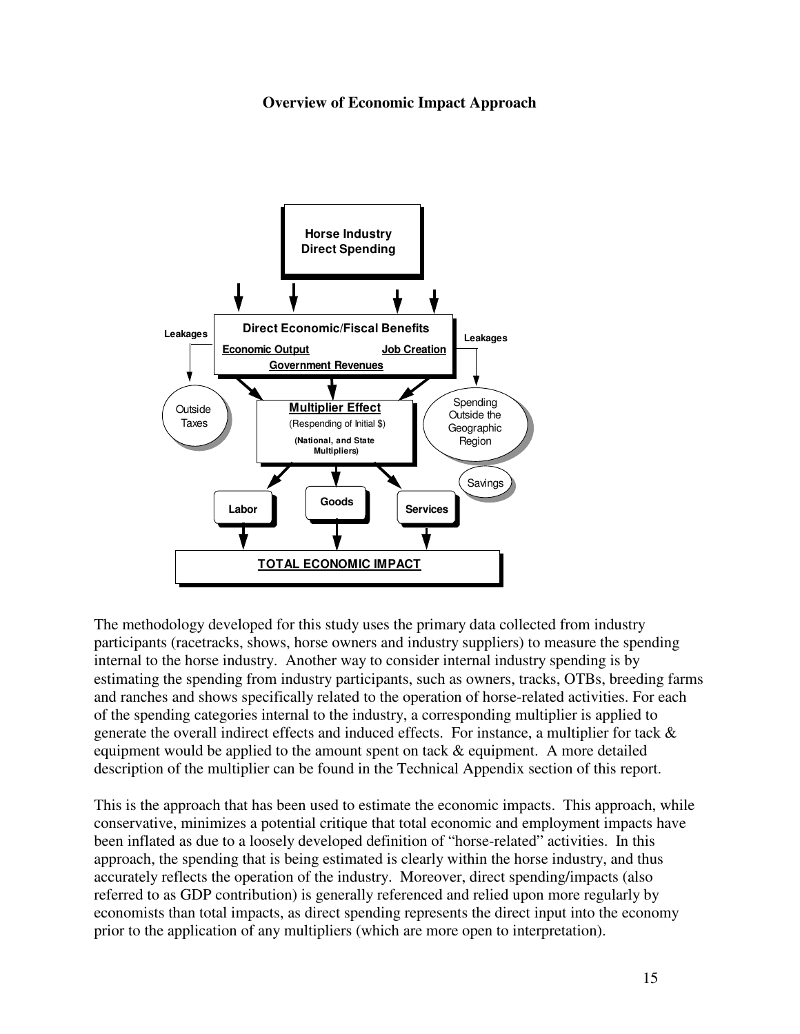### Overview of Economic Impact Approach

The methodology developed for this study uses the primary data collected from industry participants (racetracks, shows, horse owners and industry suppliers) to measure the spending internal to the horse industry. Another way to consider internal industry spending is by estimating the spending from industry participants, such as owners, tracks, OTBs, breeding farms and ranches and shows specifically related to the operation of horse-related activities. For each of the spending categories internal to the industry, a corresponding multiplier is applied to generate the overall indirect effects and induced effects. For instance, a multiplier for tack & equipment would be applied to the amount spent on tack & equipment. A more detailed description of the multiplier can be found in the Technical Appendix section of this report.

This is the approach that has been used to estimate the economic impacts. This approach, while conservative, minimizes a potential critique that total economic and employment impacts have been inflated as due to a loosely developed definition of "horse-related" activities. In this approach, the spending that is being estimated is clearly within the horse industry, and thus accurately reflects the operation of the industry. Moreover, direct spending/impacts (also referred to as GDP contribution) is generally referenced and relied upon more regularly by economists than total impacts, as direct spending represents the direct input into the economy prior to the application of any multipliers (which are more open to interpretation).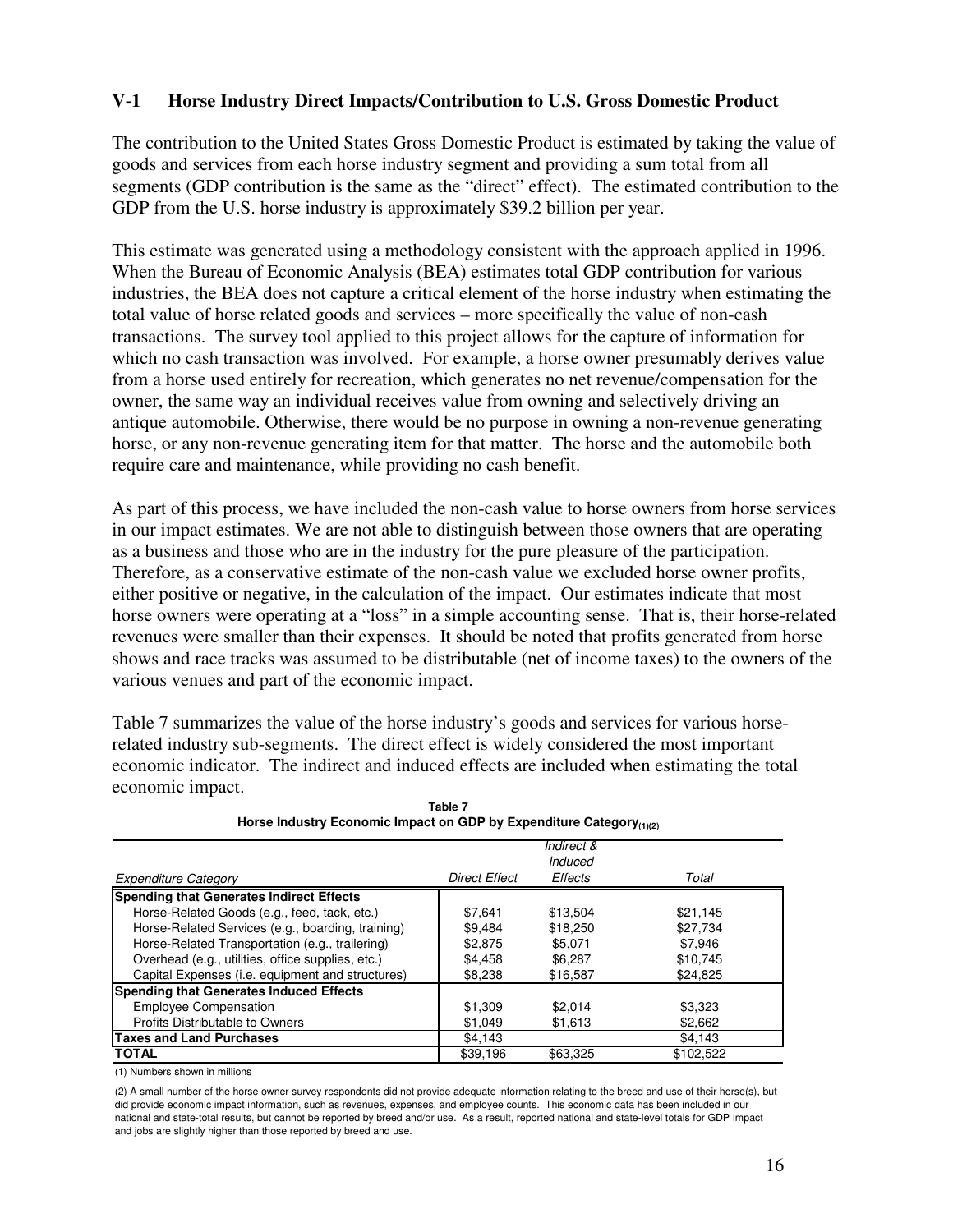## V-1 Horse Industry Direct Impacts/Contribution to U.S. Gross Domestic Product

The contribution to the United States Gross Domestic Product is estimated by taking the value of goods and services from each horse industry segment and providing a sum total from all segments (GDP contribution is the same as the "direct" effect). The estimated contribution to the GDP from the U.S. horse industry is approximately $39.2 billion per year.

This estimate was generated using a methodology consistent with the approach applied in 1996. When the Bureau of Economic Analysis (BEA) estimates total GDP contribution for various industries, the BEA does not capture a critical element of the horse industry when estimating the total value of horse related goods and services – more specifically the value of non-cash transactions. The survey tool applied to this project allows for the capture of information for which no cash transaction was involved. For example, a horse owner presumably derives value from a horse used entirely for recreation, which generates no net revenue/compensation for the owner, the same way an individual receives value from owning and selectively driving an antique automobile. Otherwise, there would be no purpose in owning a non-revenue generating horse, or any non-revenue generating item for that matter. The horse and the automobile both require care and maintenance, while providing no cash benefit.

As part of this process, we have included the non-cash value to horse owners from horse services in our impact estimates. We are not able to distinguish between those owners that are operating as a business and those who are in the industry for the pure pleasure of the participation. Therefore, as a conservative estimate of the non-cash value we excluded horse owner profits, either positive or negative, in the calculation of the impact. Our estimates indicate that most horse owners were operating at a "loss" in a simple accounting sense. That is, their horse-related revenues were smaller than their expenses. It should be noted that profits generated from horse shows and race tracks was assumed to be distributable (net of income taxes) to the owners of the various venues and part of the economic impact.

Table 7 summarizes the value of the horse industry's goods and services for various horse-related industry sub-segments. The direct effect is widely considered the most important economic indicator. The indirect and induced effects are included when estimating the total economic impact.

**Table 7**
**Horse Industry Economic Impact on GDP by Expenditure Category(1)(2)**

| *Expenditure Category* | *Direct Effect* | *Indirect & Induced Effects* | *Total* |
|---|---|---|---|
| **Spending that Generates Indirect Effects** | | | |
| Horse-Related Goods (e.g., feed, tack, etc.) | $7,641 | $13,504 | $21,145 |
| Horse-Related Services (e.g., boarding, training) | $9,484 | $18,250 | $27,734 |
| Horse-Related Transportation (e.g., trailering) | $2,875 | $5,071 | $7,946 |
| Overhead (e.g., utilities, office supplies, etc.) | $4,458 | $6,287 | $10,745 |
| Capital Expenses (i.e. equipment and structures) | $8,238 | $16,587 | $24,825 |
| **Spending that Generates Induced Effects** | | | |
| Employee Compensation | $1,309 | $2,014 | $3,323 |
| Profits Distributable to Owners | $1,049 | $1,613 | $2,662 |
| **Taxes and Land Purchases** | $4,143 | | $4,143 |
| **TOTAL** | $39,196 | $63,325 | $102,522 |

(1) Numbers shown in millions

(2) A small number of the horse owner survey respondents did not provide adequate information relating to the breed and use of their horse(s), but did provide economic impact information, such as revenues, expenses, and employee counts. This economic data has been included in our national and state-total results, but cannot be reported by breed and/or use. As a result, reported national and state-level totals for GDP impact and jobs are slightly higher than those reported by breed and use.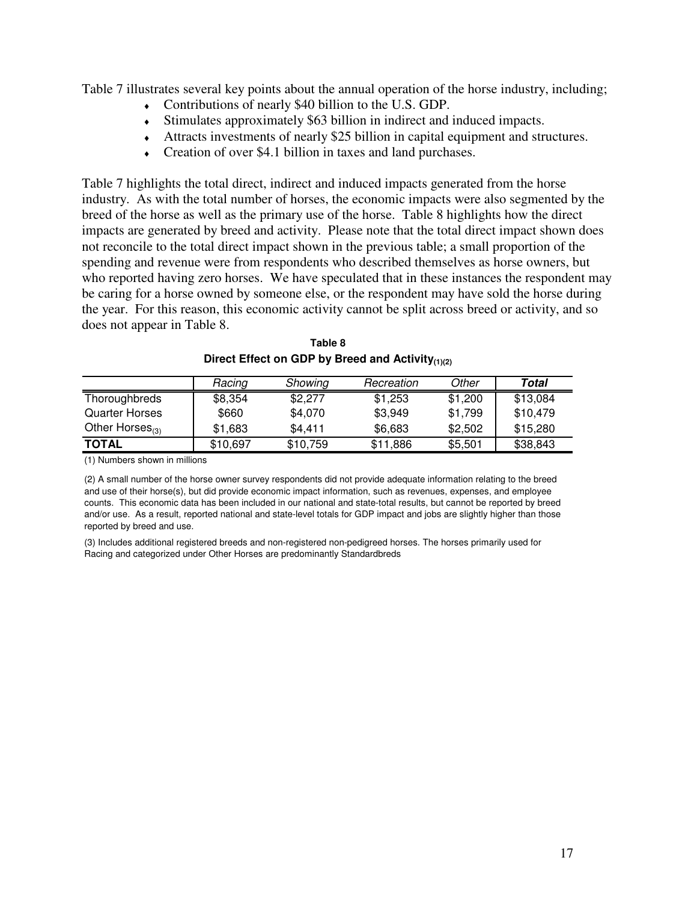Table 7 illustrates several key points about the annual operation of the horse industry, including;

- Contributions of nearly $40 billion to the U.S. GDP.
- Stimulates approximately $63 billion in indirect and induced impacts.
- Attracts investments of nearly $25 billion in capital equipment and structures.
- Creation of over $4.1 billion in taxes and land purchases.

Table 7 highlights the total direct, indirect and induced impacts generated from the horse industry. As with the total number of horses, the economic impacts were also segmented by the breed of the horse as well as the primary use of the horse. Table 8 highlights how the direct impacts are generated by breed and activity. Please note that the total direct impact shown does not reconcile to the total direct impact shown in the previous table; a small proportion of the spending and revenue were from respondents who described themselves as horse owners, but who reported having zero horses. We have speculated that in these instances the respondent may be caring for a horse owned by someone else, or the respondent may have sold the horse during the year. For this reason, this economic activity cannot be split across breed or activity, and so does not appear in Table 8.

**Table 8**
**Direct Effect on GDP by Breed and Activity(1)(2)**

| | *Racing* | *Showing* | *Recreation* | *Other* | ***Total*** |
|---|---|---|---|---|---|
| Thoroughbreds | $8,354 | $2,277 | $1,253 | $1,200 | $13,084 |
| Quarter Horses | $660 | $4,070 | $3,949 | $1,799 | $10,479 |
| Other Horses(3) | $1,683 | $4,411 | $6,683 | $2,502 | $15,280 |
| **TOTAL** | $10,697 | $10,759 | $11,886 | $5,501 | $38,843 |

(1) Numbers shown in millions

(2) A small number of the horse owner survey respondents did not provide adequate information relating to the breed and use of their horse(s), but did provide economic impact information, such as revenues, expenses, and employee counts. This economic data has been included in our national and state-total results, but cannot be reported by breed and/or use. As a result, reported national and state-level totals for GDP impact and jobs are slightly higher than those reported by breed and use.

(3) Includes additional registered breeds and non-registered non-pedigreed horses. The horses primarily used for Racing and categorized under Other Horses are predominantly Standardbreds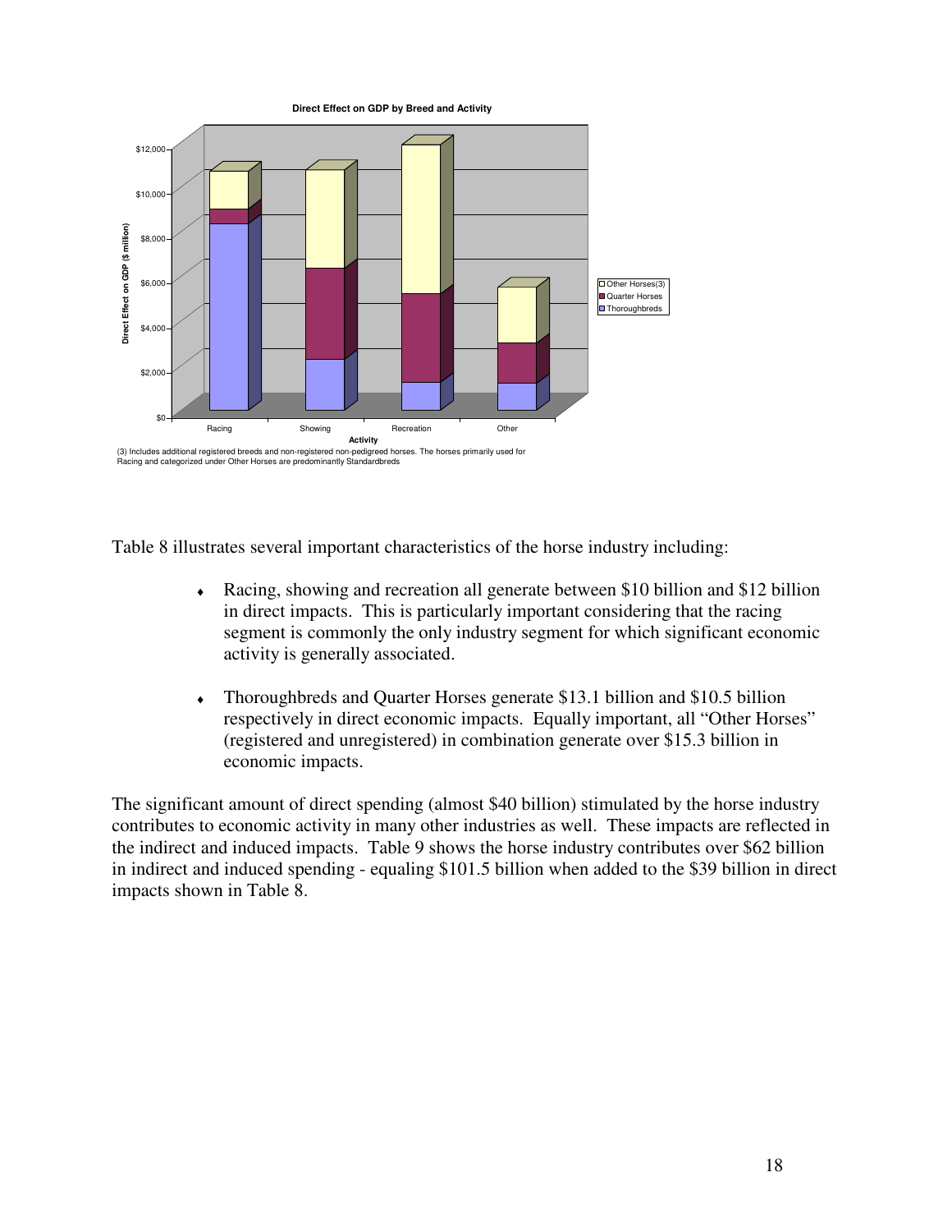**Direct Effect on GDP by Breed and Activity**

(3) Includes additional registered breeds and non-registered non-pedigreed horses. The horses primarily used for Racing and categorized under Other Horses are predominantly Standardbreds

Table 8 illustrates several important characteristics of the horse industry including:

- Racing, showing and recreation all generate between $10 billion and $12 billion in direct impacts. This is particularly important considering that the racing segment is commonly the only industry segment for which significant economic activity is generally associated.

- Thoroughbreds and Quarter Horses generate $13.1 billion and $10.5 billion respectively in direct economic impacts. Equally important, all "Other Horses" (registered and unregistered) in combination generate over $15.3 billion in economic impacts.

The significant amount of direct spending (almost $40 billion) stimulated by the horse industry contributes to economic activity in many other industries as well. These impacts are reflected in the indirect and induced impacts. Table 9 shows the horse industry contributes over $62 billion in indirect and induced spending - equaling $101.5 billion when added to the $39 billion in direct impacts shown in Table 8.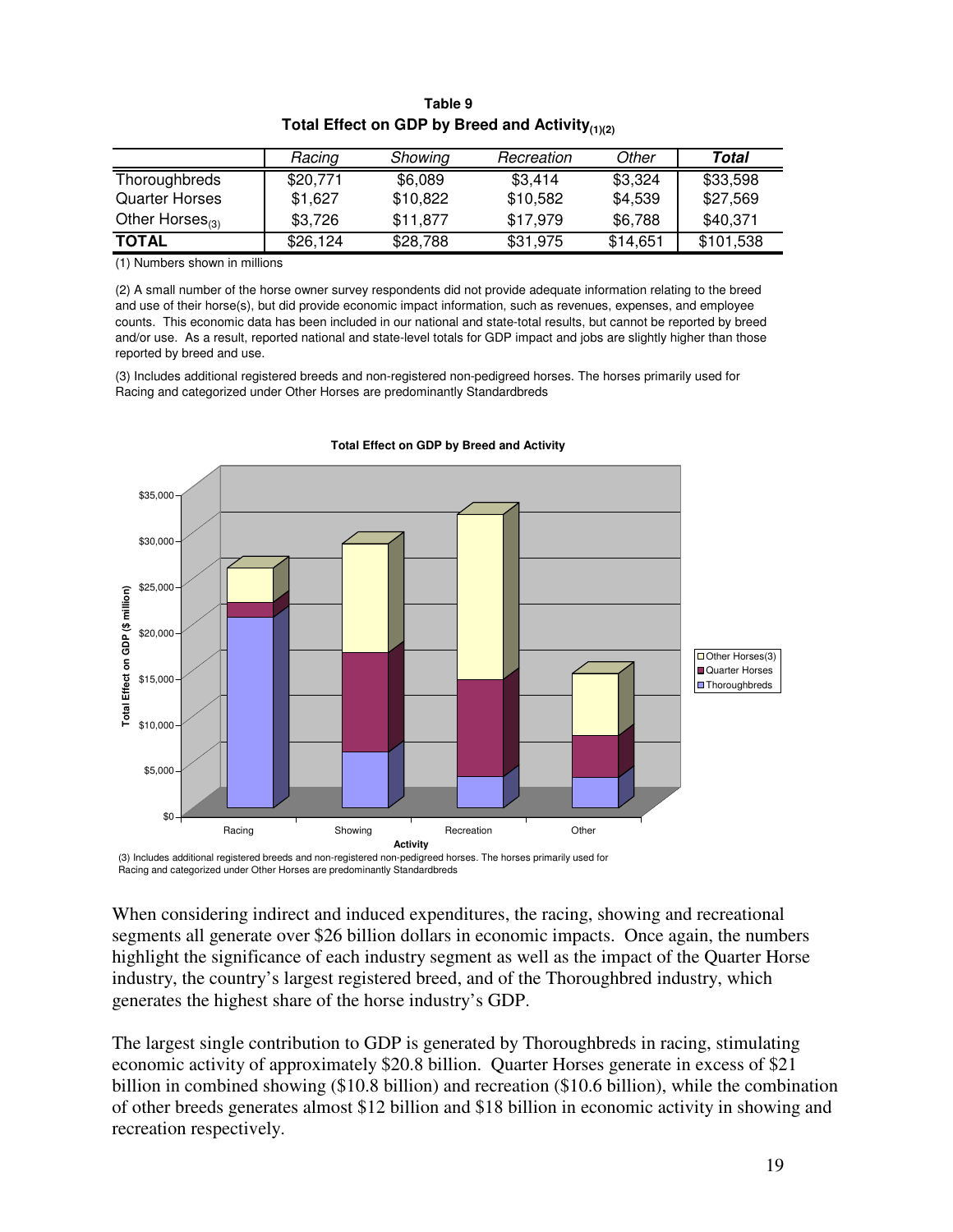**Table 9**
**Total Effect on GDP by Breed and Activity(1)(2)**

| | *Racing* | *Showing* | *Recreation* | *Other* | ***Total*** |
|---|---|---|---|---|---|
| Thoroughbreds | \$20,771 | \$6,089 | \$3,414 | \$3,324 | \$33,598 |
| Quarter Horses | \$1,627 | \$10,822 | \$10,582 | \$4,539 | \$27,569 |
| Other Horses(3) | \$3,726 | \$11,877 | \$17,979 | \$6,788 | \$40,371 |
| **TOTAL** | \$26,124 | \$28,788 | \$31,975 | \$14,651 | \$101,538 |

(1) Numbers shown in millions

(2) A small number of the horse owner survey respondents did not provide adequate information relating to the breed and use of their horse(s), but did provide economic impact information, such as revenues, expenses, and employee counts. This economic data has been included in our national and state-total results, but cannot be reported by breed and/or use. As a result, reported national and state-level totals for GDP impact and jobs are slightly higher than those reported by breed and use.

(3) Includes additional registered breeds and non-registered non-pedigreed horses. The horses primarily used for Racing and categorized under Other Horses are predominantly Standardbreds

**Total Effect on GDP by Breed and Activity**

(3) Includes additional registered breeds and non-registered non-pedigreed horses. The horses primarily used for Racing and categorized under Other Horses are predominantly Standardbreds

When considering indirect and induced expenditures, the racing, showing and recreational segments all generate over \$26 billion dollars in economic impacts. Once again, the numbers highlight the significance of each industry segment as well as the impact of the Quarter Horse industry, the country's largest registered breed, and of the Thoroughbred industry, which generates the highest share of the horse industry's GDP.

The largest single contribution to GDP is generated by Thoroughbreds in racing, stimulating economic activity of approximately \$20.8 billion. Quarter Horses generate in excess of \$21 billion in combined showing (\$10.8 billion) and recreation (\$10.6 billion), while the combination of other breeds generates almost \$12 billion and \$18 billion in economic activity in showing and recreation respectively.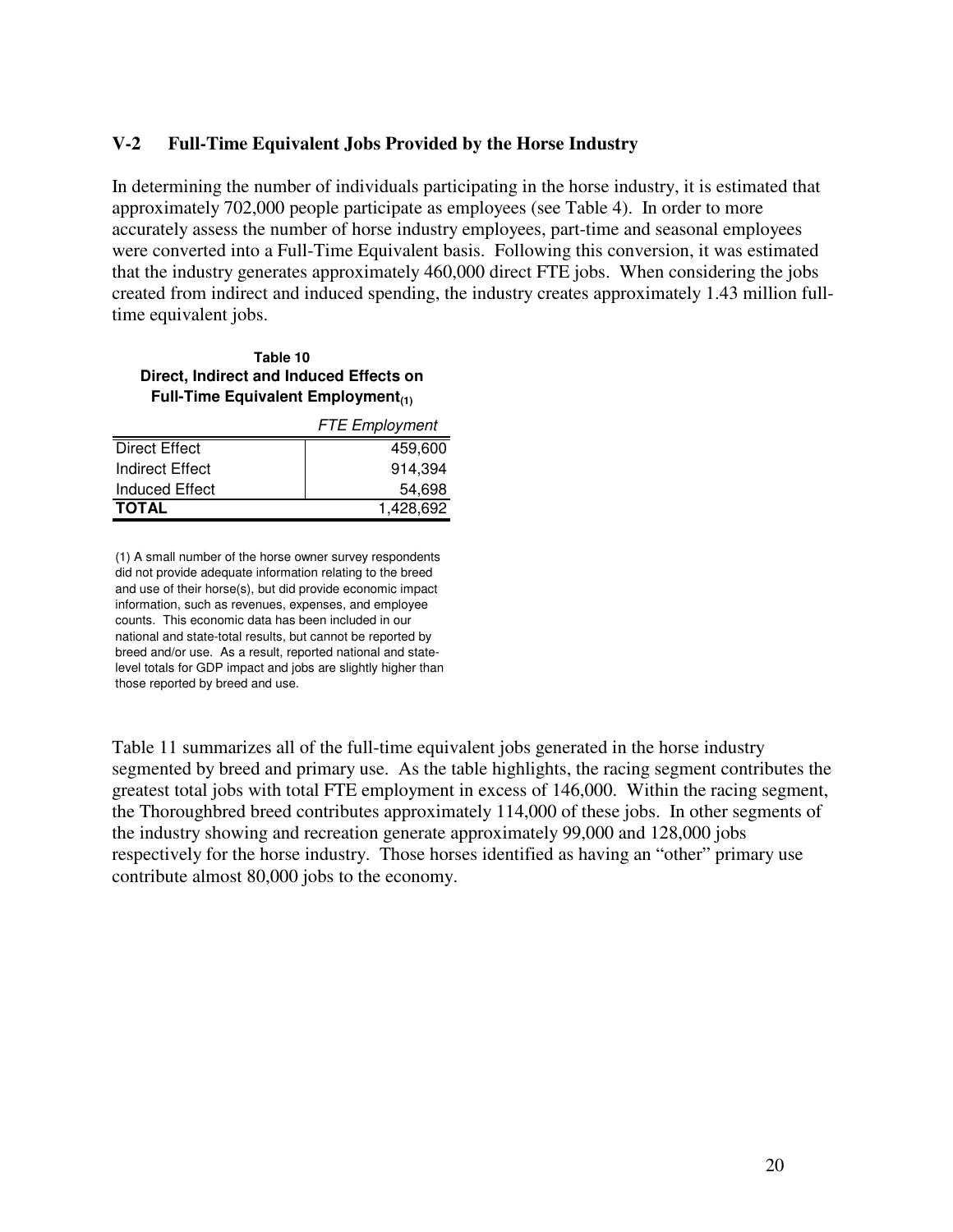## V-2 Full-Time Equivalent Jobs Provided by the Horse Industry

In determining the number of individuals participating in the horse industry, it is estimated that approximately 702,000 people participate as employees (see Table 4). In order to more accurately assess the number of horse industry employees, part-time and seasonal employees were converted into a Full-Time Equivalent basis. Following this conversion, it was estimated that the industry generates approximately 460,000 direct FTE jobs. When considering the jobs created from indirect and induced spending, the industry creates approximately 1.43 million full-time equivalent jobs.

**Table 10**
**Direct, Indirect and Induced Effects on Full-Time Equivalent Employment(1)**

| | *FTE Employment* |
|---|---|
| Direct Effect | 459,600 |
| Indirect Effect | 914,394 |
| Induced Effect | 54,698 |
| **TOTAL** | 1,428,692 |

(1) A small number of the horse owner survey respondents did not provide adequate information relating to the breed and use of their horse(s), but did provide economic impact information, such as revenues, expenses, and employee counts. This economic data has been included in our national and state-total results, but cannot be reported by breed and/or use. As a result, reported national and state-level totals for GDP impact and jobs are slightly higher than those reported by breed and use.

Table 11 summarizes all of the full-time equivalent jobs generated in the horse industry segmented by breed and primary use. As the table highlights, the racing segment contributes the greatest total jobs with total FTE employment in excess of 146,000. Within the racing segment, the Thoroughbred breed contributes approximately 114,000 of these jobs. In other segments of the industry showing and recreation generate approximately 99,000 and 128,000 jobs respectively for the horse industry. Those horses identified as having an "other" primary use contribute almost 80,000 jobs to the economy.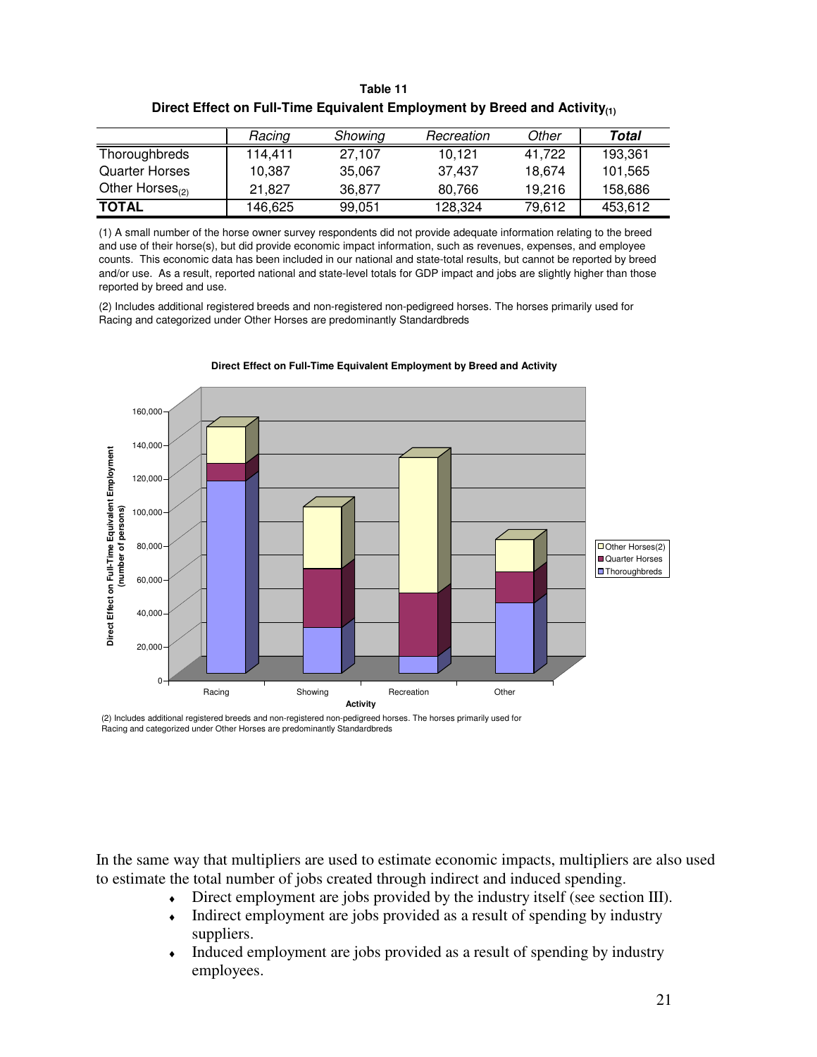**Table 11**
**Direct Effect on Full-Time Equivalent Employment by Breed and Activity(1)**

| | *Racing* | *Showing* | *Recreation* | *Other* | ***Total*** |
|---|---|---|---|---|---|
| Thoroughbreds | 114,411 | 27,107 | 10,121 | 41,722 | 193,361 |
| Quarter Horses | 10,387 | 35,067 | 37,437 | 18,674 | 101,565 |
| Other Horses(2) | 21,827 | 36,877 | 80,766 | 19,216 | 158,686 |
| **TOTAL** | 146,625 | 99,051 | 128,324 | 79,612 | 453,612 |

(1) A small number of the horse owner survey respondents did not provide adequate information relating to the breed and use of their horse(s), but did provide economic impact information, such as revenues, expenses, and employee counts. This economic data has been included in our national and state-total results, but cannot be reported by breed and/or use. As a result, reported national and state-level totals for GDP impact and jobs are slightly higher than those reported by breed and use.

(2) Includes additional registered breeds and non-registered non-pedigreed horses. The horses primarily used for Racing and categorized under Other Horses are predominantly Standardbreds

**Direct Effect on Full-Time Equivalent Employment by Breed and Activity**

(2) Includes additional registered breeds and non-registered non-pedigreed horses. The horses primarily used for Racing and categorized under Other Horses are predominantly Standardbreds

In the same way that multipliers are used to estimate economic impacts, multipliers are also used to estimate the total number of jobs created through indirect and induced spending.

- Direct employment are jobs provided by the industry itself (see section III).
- Indirect employment are jobs provided as a result of spending by industry suppliers.
- Induced employment are jobs provided as a result of spending by industry employees.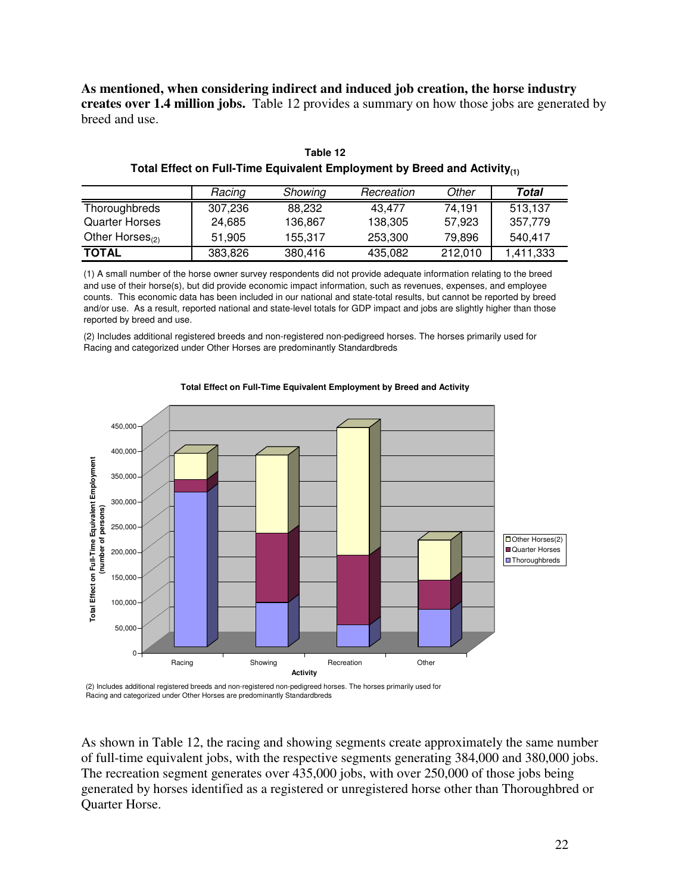**As mentioned, when considering indirect and induced job creation, the horse industry creates over 1.4 million jobs.** Table 12 provides a summary on how those jobs are generated by breed and use.

**Table 12**
**Total Effect on Full-Time Equivalent Employment by Breed and Activity(1)**

| | *Racing* | *Showing* | *Recreation* | *Other* | ***Total*** |
|---|---|---|---|---|---|
| Thoroughbreds | 307,236 | 88,232 | 43,477 | 74,191 | 513,137 |
| Quarter Horses | 24,685 | 136,867 | 138,305 | 57,923 | 357,779 |
| Other Horses(2) | 51,905 | 155,317 | 253,300 | 79,896 | 540,417 |
| **TOTAL** | 383,826 | 380,416 | 435,082 | 212,010 | 1,411,333 |

(1) A small number of the horse owner survey respondents did not provide adequate information relating to the breed and use of their horse(s), but did provide economic impact information, such as revenues, expenses, and employee counts. This economic data has been included in our national and state-total results, but cannot be reported by breed and/or use. As a result, reported national and state-level totals for GDP impact and jobs are slightly higher than those reported by breed and use.

(2) Includes additional registered breeds and non-registered non-pedigreed horses. The horses primarily used for Racing and categorized under Other Horses are predominantly Standardbreds

**Total Effect on Full-Time Equivalent Employment by Breed and Activity**

(2) Includes additional registered breeds and non-registered non-pedigreed horses. The horses primarily used for Racing and categorized under Other Horses are predominantly Standardbreds

As shown in Table 12, the racing and showing segments create approximately the same number of full-time equivalent jobs, with the respective segments generating 384,000 and 380,000 jobs. The recreation segment generates over 435,000 jobs, with over 250,000 of those jobs being generated by horses identified as a registered or unregistered horse other than Thoroughbred or Quarter Horse.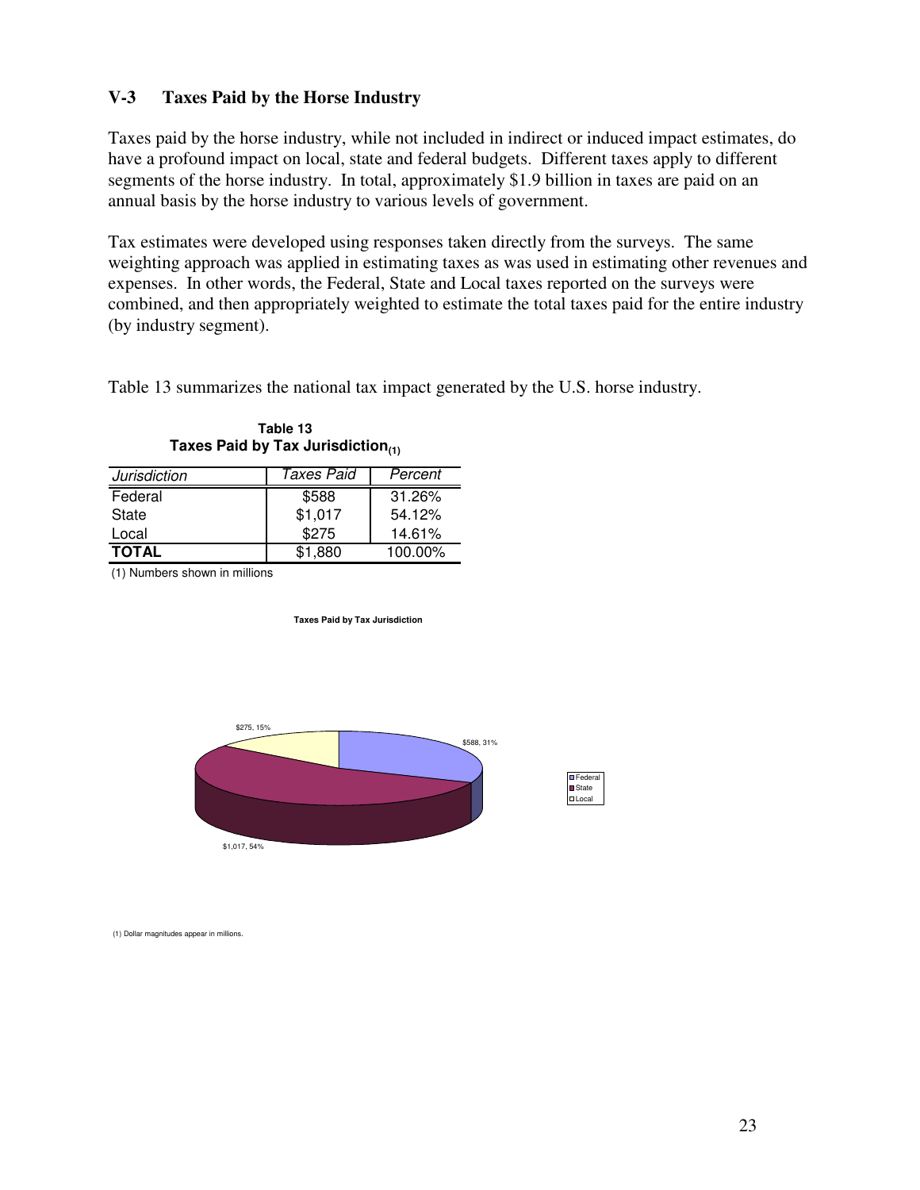### V-3 Taxes Paid by the Horse Industry

Taxes paid by the horse industry, while not included in indirect or induced impact estimates, do have a profound impact on local, state and federal budgets. Different taxes apply to different segments of the horse industry. In total, approximately $1.9 billion in taxes are paid on an annual basis by the horse industry to various levels of government.

Tax estimates were developed using responses taken directly from the surveys. The same weighting approach was applied in estimating taxes as was used in estimating other revenues and expenses. In other words, the Federal, State and Local taxes reported on the surveys were combined, and then appropriately weighted to estimate the total taxes paid for the entire industry (by industry segment).

Table 13 summarizes the national tax impact generated by the U.S. horse industry.

**Table 13**
**Taxes Paid by Tax Jurisdiction(1)**

| *Jurisdiction* | *Taxes Paid* | *Percent* |
|---|---|---|
| Federal | $588 | 31.26% |
| State | $1,017 | 54.12% |
| Local | $275 | 14.61% |
| **TOTAL** | $1,880 | 100.00% |

(1) Numbers shown in millions

**Taxes Paid by Tax Jurisdiction**

$275, 15%

$588, 31%

$1,017, 54%

Federal
State
Local

(1) Dollar magnitudes appear in millions.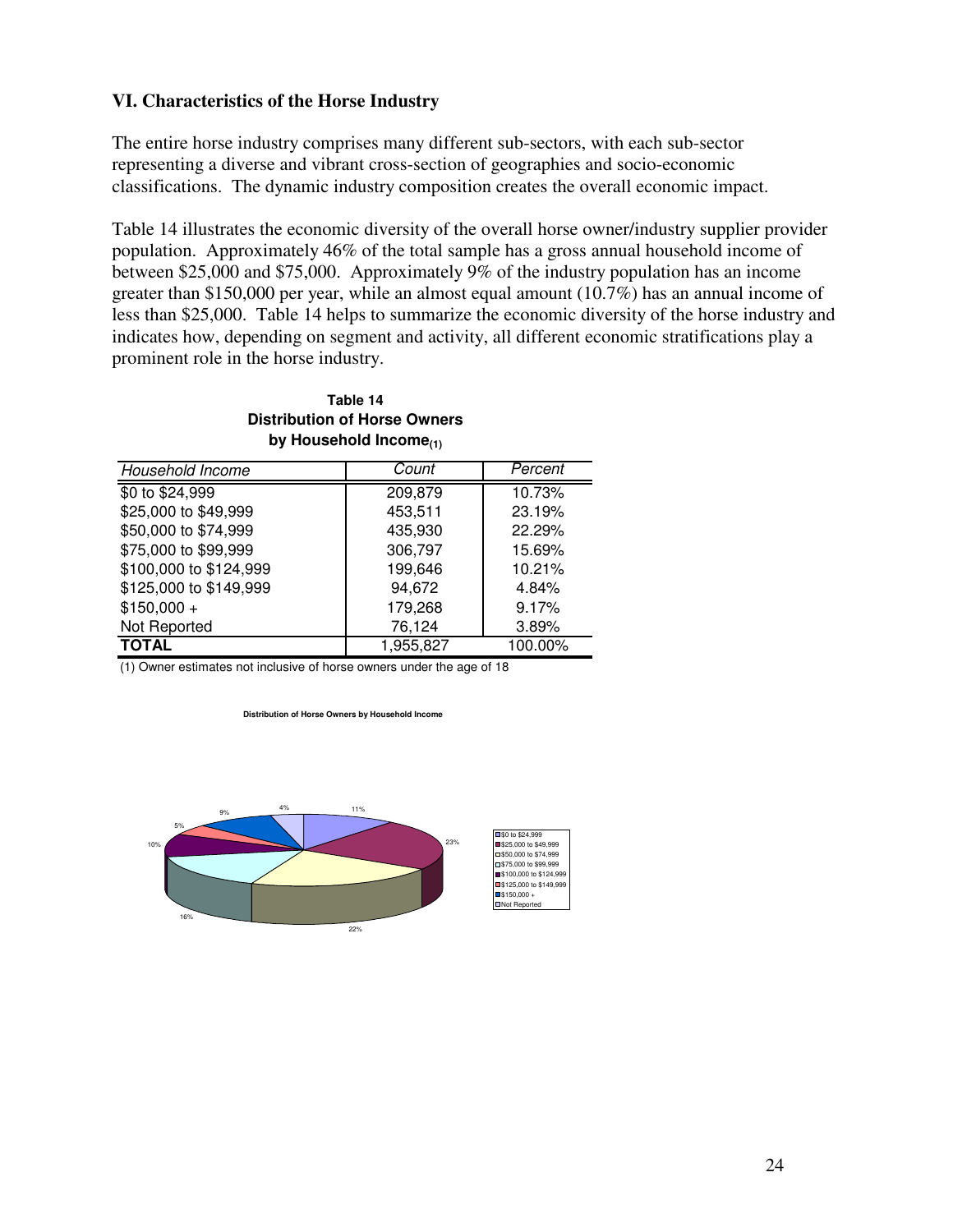### VI. Characteristics of the Horse Industry

The entire horse industry comprises many different sub-sectors, with each sub-sector representing a diverse and vibrant cross-section of geographies and socio-economic classifications. The dynamic industry composition creates the overall economic impact.

Table 14 illustrates the economic diversity of the overall horse owner/industry supplier provider population. Approximately 46% of the total sample has a gross annual household income of between $25,000 and $75,000. Approximately 9% of the industry population has an income greater than $150,000 per year, while an almost equal amount (10.7%) has an annual income of less than $25,000. Table 14 helps to summarize the economic diversity of the horse industry and indicates how, depending on segment and activity, all different economic stratifications play a prominent role in the horse industry.

**Table 14**
**Distribution of Horse Owners by Household Income(1)**

| *Household Income* | *Count* | *Percent* |
|---|---|---|
| $0 to $24,999 | 209,879 | 10.73% |
| $25,000 to $49,999 | 453,511 | 23.19% |
| $50,000 to $74,999 | 435,930 | 22.29% |
| $75,000 to $99,999 | 306,797 | 15.69% |
| $100,000 to $124,999 | 199,646 | 10.21% |
| $125,000 to $149,999 | 94,672 | 4.84% |
| $150,000 + | 179,268 | 9.17% |
| Not Reported | 76,124 | 3.89% |
| **TOTAL** | 1,955,827 | 100.00% |

(1) Owner estimates not inclusive of horse owners under the age of 18

**Distribution of Horse Owners by Household Income**

| Household Income | Percent |
|---|---|
| $0 to $24,999 | 11% |
| $25,000 to $49,999 | 23% |
| $50,000 to $74,999 | 22% |
| $75,000 to $99,999 | 16% |
| $100,000 to $124,999 | 10% |
| $125,000 to $149,999 | 5% |
| $150,000 + | 9% |
| Not Reported | 4% |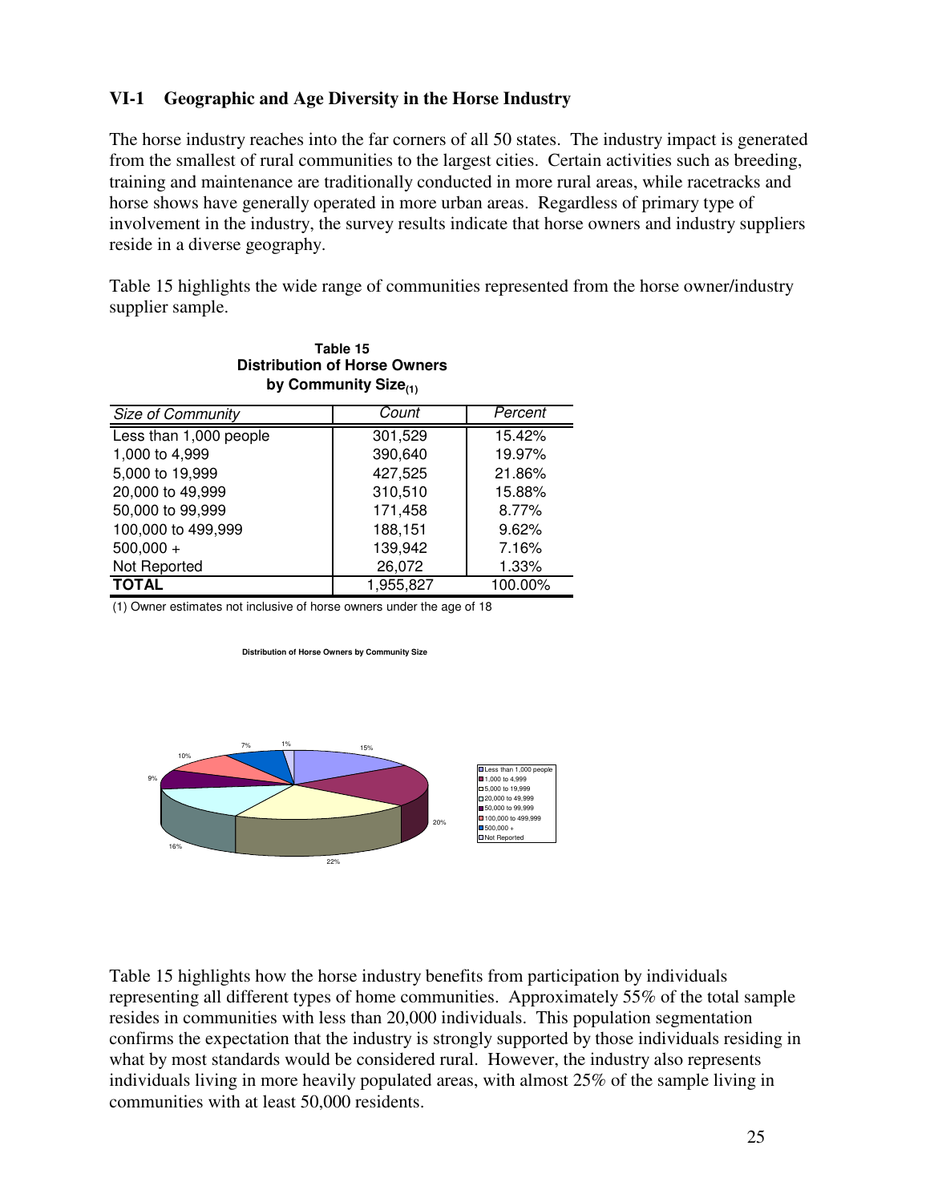### VI-1 Geographic and Age Diversity in the Horse Industry

The horse industry reaches into the far corners of all 50 states. The industry impact is generated from the smallest of rural communities to the largest cities. Certain activities such as breeding, training and maintenance are traditionally conducted in more rural areas, while racetracks and horse shows have generally operated in more urban areas. Regardless of primary type of involvement in the industry, the survey results indicate that horse owners and industry suppliers reside in a diverse geography.

Table 15 highlights the wide range of communities represented from the horse owner/industry supplier sample.

**Table 15**
**Distribution of Horse Owners by Community Size(1)**

| *Size of Community* | *Count* | *Percent* |
|---|---|---|
| Less than 1,000 people | 301,529 | 15.42% |
| 1,000 to 4,999 | 390,640 | 19.97% |
| 5,000 to 19,999 | 427,525 | 21.86% |
| 20,000 to 49,999 | 310,510 | 15.88% |
| 50,000 to 99,999 | 171,458 | 8.77% |
| 100,000 to 499,999 | 188,151 | 9.62% |
| 500,000 + | 139,942 | 7.16% |
| Not Reported | 26,072 | 1.33% |
| **TOTAL** | 1,955,827 | 100.00% |

(1) Owner estimates not inclusive of horse owners under the age of 18

Distribution of Horse Owners by Community Size

Table 15 highlights how the horse industry benefits from participation by individuals representing all different types of home communities. Approximately 55% of the total sample resides in communities with less than 20,000 individuals. This population segmentation confirms the expectation that the industry is strongly supported by those individuals residing in what by most standards would be considered rural. However, the industry also represents individuals living in more heavily populated areas, with almost 25% of the sample living in communities with at least 50,000 residents.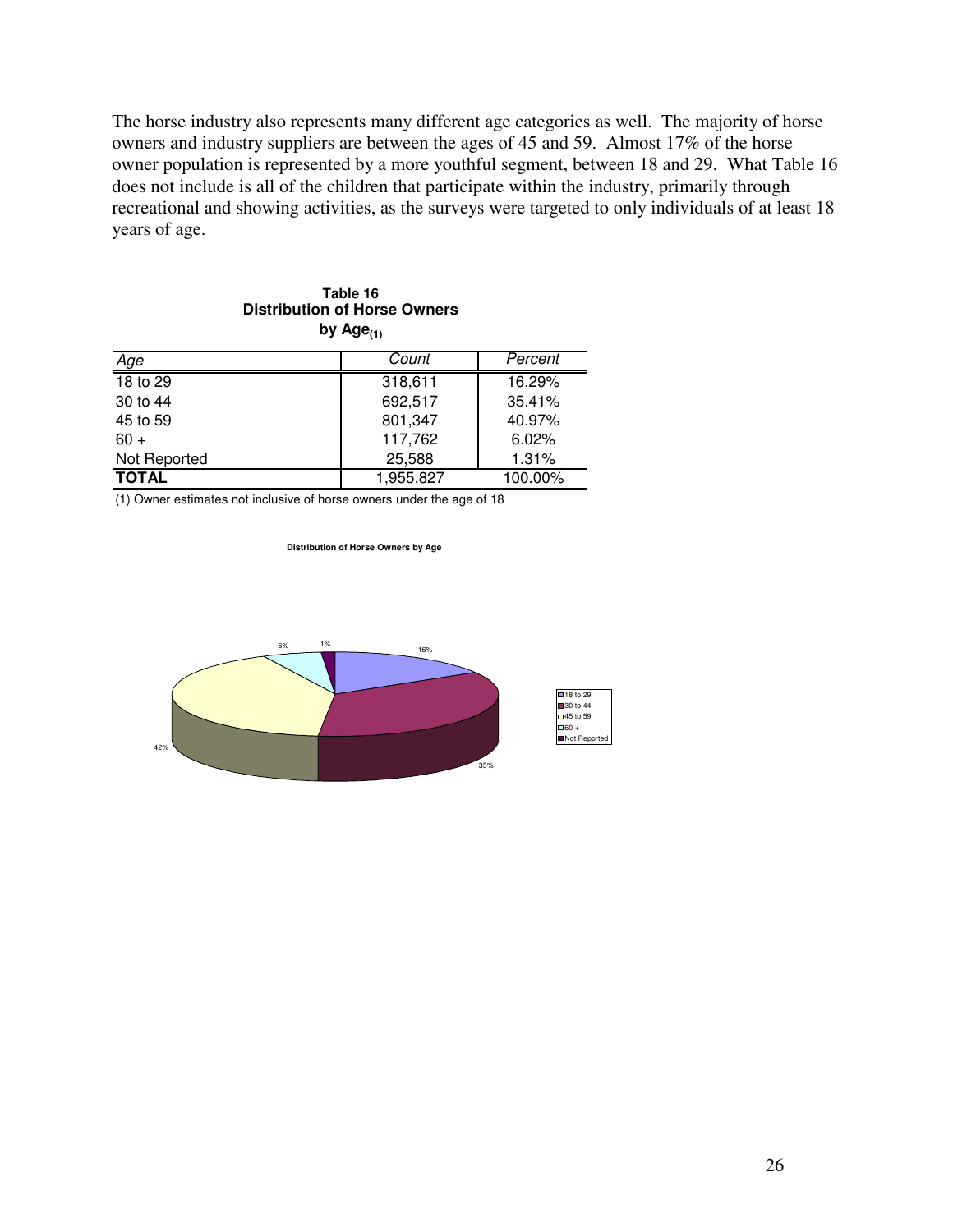The horse industry also represents many different age categories as well. The majority of horse owners and industry suppliers are between the ages of 45 and 59. Almost 17% of the horse owner population is represented by a more youthful segment, between 18 and 29. What Table 16 does not include is all of the children that participate within the industry, primarily through recreational and showing activities, as the surveys were targeted to only individuals of at least 18 years of age.

**Table 16**
**Distribution of Horse Owners by Age(1)**

| *Age* | *Count* | *Percent* |
|---|---|---|
| 18 to 29 | 318,611 | 16.29% |
| 30 to 44 | 692,517 | 35.41% |
| 45 to 59 | 801,347 | 40.97% |
| 60 + | 117,762 | 6.02% |
| Not Reported | 25,588 | 1.31% |
| **TOTAL** | 1,955,827 | 100.00% |

(1) Owner estimates not inclusive of horse owners under the age of 18

**Distribution of Horse Owners by Age**

16%
35%
42%
6%
1%

18 to 29
30 to 44
45 to 59
60 +
Not Reported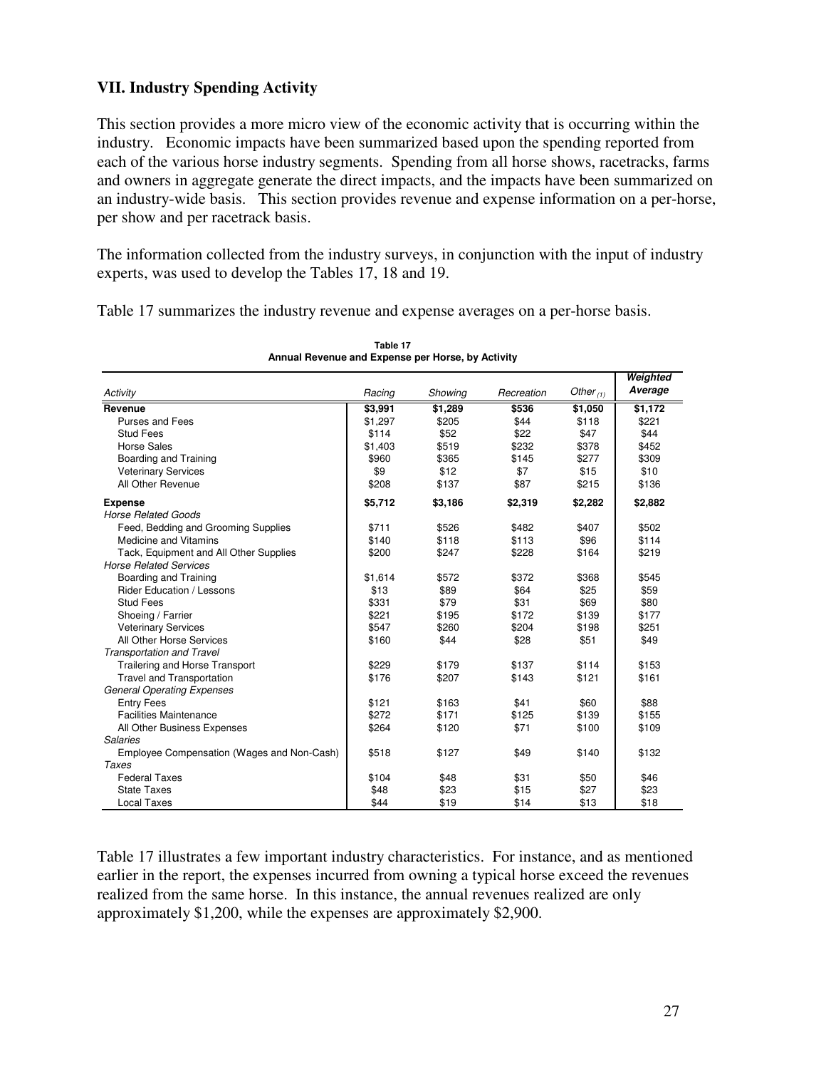## VII. Industry Spending Activity

This section provides a more micro view of the economic activity that is occurring within the industry. Economic impacts have been summarized based upon the spending reported from each of the various horse industry segments. Spending from all horse shows, racetracks, farms and owners in aggregate generate the direct impacts, and the impacts have been summarized on an industry-wide basis. This section provides revenue and expense information on a per-horse, per show and per racetrack basis.

The information collected from the industry surveys, in conjunction with the input of industry experts, was used to develop the Tables 17, 18 and 19.

Table 17 summarizes the industry revenue and expense averages on a per-horse basis.

**Table 17**
**Annual Revenue and Expense per Horse, by Activity**

| *Activity* | *Racing* | *Showing* | *Recreation* | *Other (1)* | ***Weighted Average*** |
|---|---|---|---|---|---|
| **Revenue** | **$3,991** | **$1,289** | **$536** | **$1,050** | **$1,172** |
| Purses and Fees | $1,297 | $205 | $44 | $118 | $221 |
| Stud Fees | $114 | $52 | $22 | $47 | $44 |
| Horse Sales | $1,403 | $519 | $232 | $378 | $452 |
| Boarding and Training | $960 | $365 | $145 | $277 | $309 |
| Veterinary Services | $9 | $12 | $7 | $15 | $10 |
| All Other Revenue | $208 | $137 | $87 | $215 | $136 |
| **Expense** | **$5,712** | **$3,186** | **$2,319** | **$2,282** | **$2,882** |
| *Horse Related Goods* | | | | | |
| Feed, Bedding and Grooming Supplies | $711 | $526 | $482 | $407 | $502 |
| Medicine and Vitamins | $140 | $118 | $113 | $96 | $114 |
| Tack, Equipment and All Other Supplies | $200 | $247 | $228 | $164 | $219 |
| *Horse Related Services* | | | | | |
| Boarding and Training | $1,614 | $572 | $372 | $368 | $545 |
| Rider Education / Lessons | $13 | $89 | $64 | $25 | $59 |
| Stud Fees | $331 | $79 | $31 | $69 | $80 |
| Shoeing / Farrier | $221 | $195 | $172 | $139 | $177 |
| Veterinary Services | $547 | $260 | $204 | $198 | $251 |
| All Other Horse Services | $160 | $44 | $28 | $51 | $49 |
| *Transportation and Travel* | | | | | |
| Trailering and Horse Transport | $229 | $179 | $137 | $114 | $153 |
| Travel and Transportation | $176 | $207 | $143 | $121 | $161 |
| *General Operating Expenses* | | | | | |
| Entry Fees | $121 | $163 | $41 | $60 | $88 |
| Facilities Maintenance | $272 | $171 | $125 | $139 | $155 |
| All Other Business Expenses | $264 | $120 | $71 | $100 | $109 |
| *Salaries* | | | | | |
| Employee Compensation (Wages and Non-Cash) | $518 | $127 | $49 | $140 | $132 |
| *Taxes* | | | | | |
| Federal Taxes | $104 | $48 | $31 | $50 | $46 |
| State Taxes | $48 | $23 | $15 | $27 | $23 |
| Local Taxes | $44 | $19 | $14 | $13 | $18 |

Table 17 illustrates a few important industry characteristics. For instance, and as mentioned earlier in the report, the expenses incurred from owning a typical horse exceed the revenues realized from the same horse. In this instance, the annual revenues realized are only approximately $1,200, while the expenses are approximately $2,900.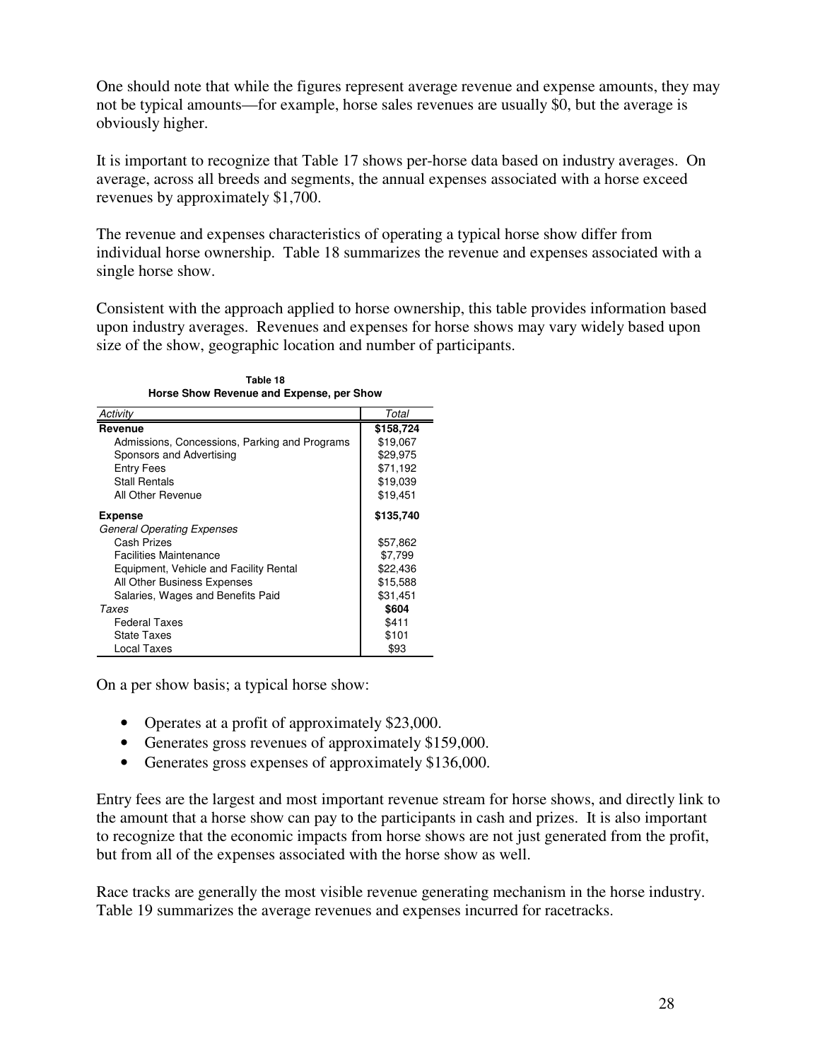One should note that while the figures represent average revenue and expense amounts, they may not be typical amounts—for example, horse sales revenues are usually $0, but the average is obviously higher.

It is important to recognize that Table 17 shows per-horse data based on industry averages. On average, across all breeds and segments, the annual expenses associated with a horse exceed revenues by approximately $1,700.

The revenue and expenses characteristics of operating a typical horse show differ from individual horse ownership. Table 18 summarizes the revenue and expenses associated with a single horse show.

Consistent with the approach applied to horse ownership, this table provides information based upon industry averages. Revenues and expenses for horse shows may vary widely based upon size of the show, geographic location and number of participants.

**Table 18**
**Horse Show Revenue and Expense, per Show**

| *Activity* | *Total* |
|---|---|
| **Revenue** | **$158,724** |
| Admissions, Concessions, Parking and Programs | $19,067 |
| Sponsors and Advertising | $29,975 |
| Entry Fees | $71,192 |
| Stall Rentals | $19,039 |
| All Other Revenue | $19,451 |
| **Expense** | **$135,740** |
| *General Operating Expenses* | |
| Cash Prizes | $57,862 |
| Facilities Maintenance | $7,799 |
| Equipment, Vehicle and Facility Rental | $22,436 |
| All Other Business Expenses | $15,588 |
| Salaries, Wages and Benefits Paid | $31,451 |
| *Taxes* | **$604** |
| Federal Taxes | $411 |
| State Taxes | $101 |
| Local Taxes | $93 |

On a per show basis; a typical horse show:

- Operates at a profit of approximately $23,000.
- Generates gross revenues of approximately $159,000.
- Generates gross expenses of approximately $136,000.

Entry fees are the largest and most important revenue stream for horse shows, and directly link to the amount that a horse show can pay to the participants in cash and prizes. It is also important to recognize that the economic impacts from horse shows are not just generated from the profit, but from all of the expenses associated with the horse show as well.

Race tracks are generally the most visible revenue generating mechanism in the horse industry. Table 19 summarizes the average revenues and expenses incurred for racetracks.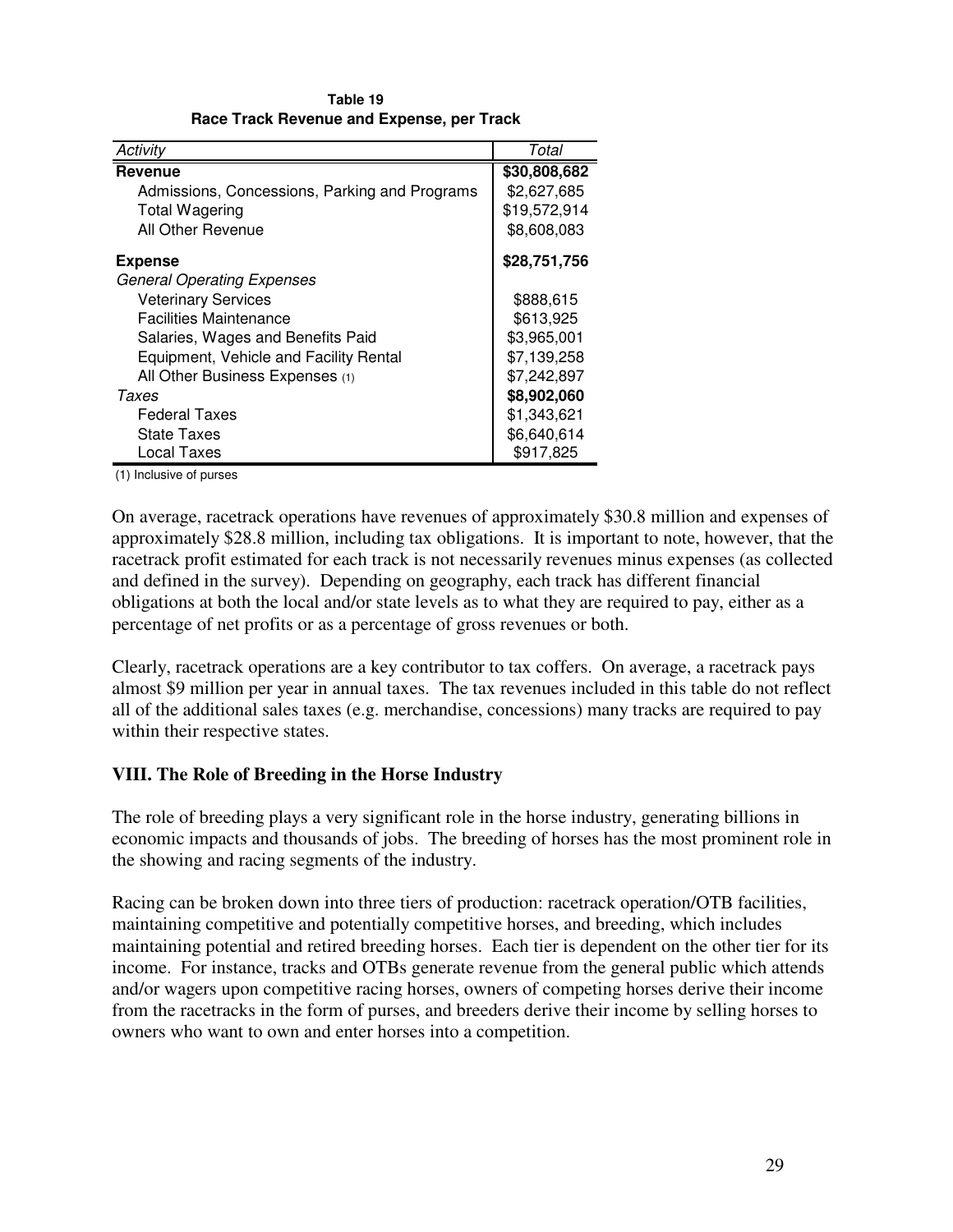**Table 19**
**Race Track Revenue and Expense, per Track**

| *Activity* | *Total* |
|---|---|
| **Revenue** | **$30,808,682** |
| Admissions, Concessions, Parking and Programs | $2,627,685 |
| Total Wagering | $19,572,914 |
| All Other Revenue | $8,608,083 |
| **Expense** | **$28,751,756** |
| *General Operating Expenses* | |
| Veterinary Services | $888,615 |
| Facilities Maintenance | $613,925 |
| Salaries, Wages and Benefits Paid | $3,965,001 |
| Equipment, Vehicle and Facility Rental | $7,139,258 |
| All Other Business Expenses (1) | $7,242,897 |
| *Taxes* | **$8,902,060** |
| Federal Taxes | $1,343,621 |
| State Taxes | $6,640,614 |
| Local Taxes | $917,825 |

(1) Inclusive of purses

On average, racetrack operations have revenues of approximately $30.8 million and expenses of approximately $28.8 million, including tax obligations. It is important to note, however, that the racetrack profit estimated for each track is not necessarily revenues minus expenses (as collected and defined in the survey). Depending on geography, each track has different financial obligations at both the local and/or state levels as to what they are required to pay, either as a percentage of net profits or as a percentage of gross revenues or both.

Clearly, racetrack operations are a key contributor to tax coffers. On average, a racetrack pays almost $9 million per year in annual taxes. The tax revenues included in this table do not reflect all of the additional sales taxes (e.g. merchandise, concessions) many tracks are required to pay within their respective states.

## VIII. The Role of Breeding in the Horse Industry

The role of breeding plays a very significant role in the horse industry, generating billions in economic impacts and thousands of jobs. The breeding of horses has the most prominent role in the showing and racing segments of the industry.

Racing can be broken down into three tiers of production: racetrack operation/OTB facilities, maintaining competitive and potentially competitive horses, and breeding, which includes maintaining potential and retired breeding horses. Each tier is dependent on the other tier for its income. For instance, tracks and OTBs generate revenue from the general public which attends and/or wagers upon competitive racing horses, owners of competing horses derive their income from the racetracks in the form of purses, and breeders derive their income by selling horses to owners who want to own and enter horses into a competition.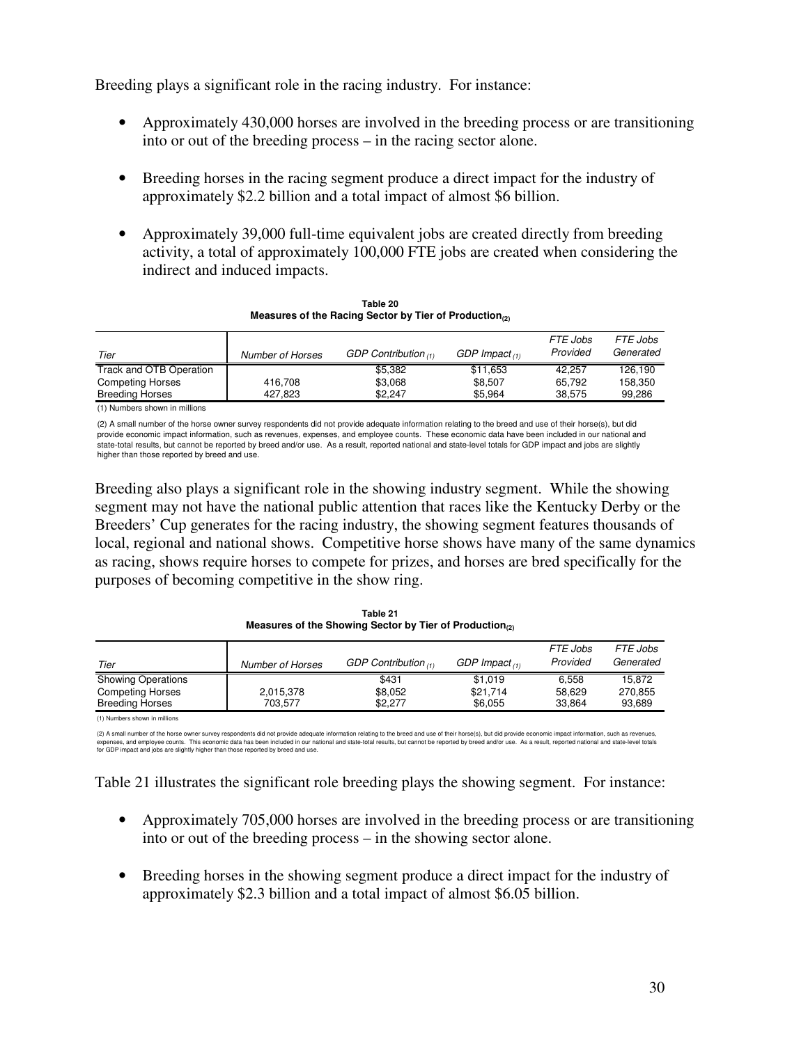Breeding plays a significant role in the racing industry. For instance:

- Approximately 430,000 horses are involved in the breeding process or are transitioning into or out of the breeding process – in the racing sector alone.
- Breeding horses in the racing segment produce a direct impact for the industry of approximately $2.2 billion and a total impact of almost $6 billion.
- Approximately 39,000 full-time equivalent jobs are created directly from breeding activity, a total of approximately 100,000 FTE jobs are created when considering the indirect and induced impacts.

**Table 20**
**Measures of the Racing Sector by Tier of Production(2)**

| *Tier* | *Number of Horses* | *GDP Contribution (1)* | *GDP Impact (1)* | *FTE Jobs Provided* | *FTE Jobs Generated* |
|---|---|---|---|---|---|
| Track and OTB Operation | | $5,382 | $11,653 | 42,257 | 126,190 |
| Competing Horses | 416,708 | $3,068 | $8,507 | 65,792 | 158,350 |
| Breeding Horses | 427,823 | $2,247 | $5,964 | 38,575 | 99,286 |

(1) Numbers shown in millions

(2) A small number of the horse owner survey respondents did not provide adequate information relating to the breed and use of their horse(s), but did provide economic impact information, such as revenues, expenses, and employee counts. These economic data have been included in our national and state-total results, but cannot be reported by breed and/or use. As a result, reported national and state-level totals for GDP impact and jobs are slightly higher than those reported by breed and use.

Breeding also plays a significant role in the showing industry segment. While the showing segment may not have the national public attention that races like the Kentucky Derby or the Breeders' Cup generates for the racing industry, the showing segment features thousands of local, regional and national shows. Competitive horse shows have many of the same dynamics as racing, shows require horses to compete for prizes, and horses are bred specifically for the purposes of becoming competitive in the show ring.

**Table 21**
**Measures of the Showing Sector by Tier of Production(2)**

| *Tier* | *Number of Horses* | *GDP Contribution (1)* | *GDP Impact (1)* | *FTE Jobs Provided* | *FTE Jobs Generated* |
|---|---|---|---|---|---|
| Showing Operations | | $431 | $1,019 | 6,558 | 15,872 |
| Competing Horses | 2,015,378 | $8,052 | $21,714 | 58,629 | 270,855 |
| Breeding Horses | 703,577 | $2,277 | $6,055 | 33,864 | 93,689 |

(1) Numbers shown in millions

(2) A small number of the horse owner survey respondents did not provide adequate information relating to the breed and use of their horse(s), but did provide economic impact information, such as revenues, expenses, and employee counts. This economic data has been included in our national and state-total results, but cannot be reported by breed and/or use. As a result, reported national and state-level totals for GDP impact and jobs are slightly higher than those reported by breed and use.

Table 21 illustrates the significant role breeding plays the showing segment. For instance:

- Approximately 705,000 horses are involved in the breeding process or are transitioning into or out of the breeding process – in the showing sector alone.
- Breeding horses in the showing segment produce a direct impact for the industry of approximately $2.3 billion and a total impact of almost $6.05 billion.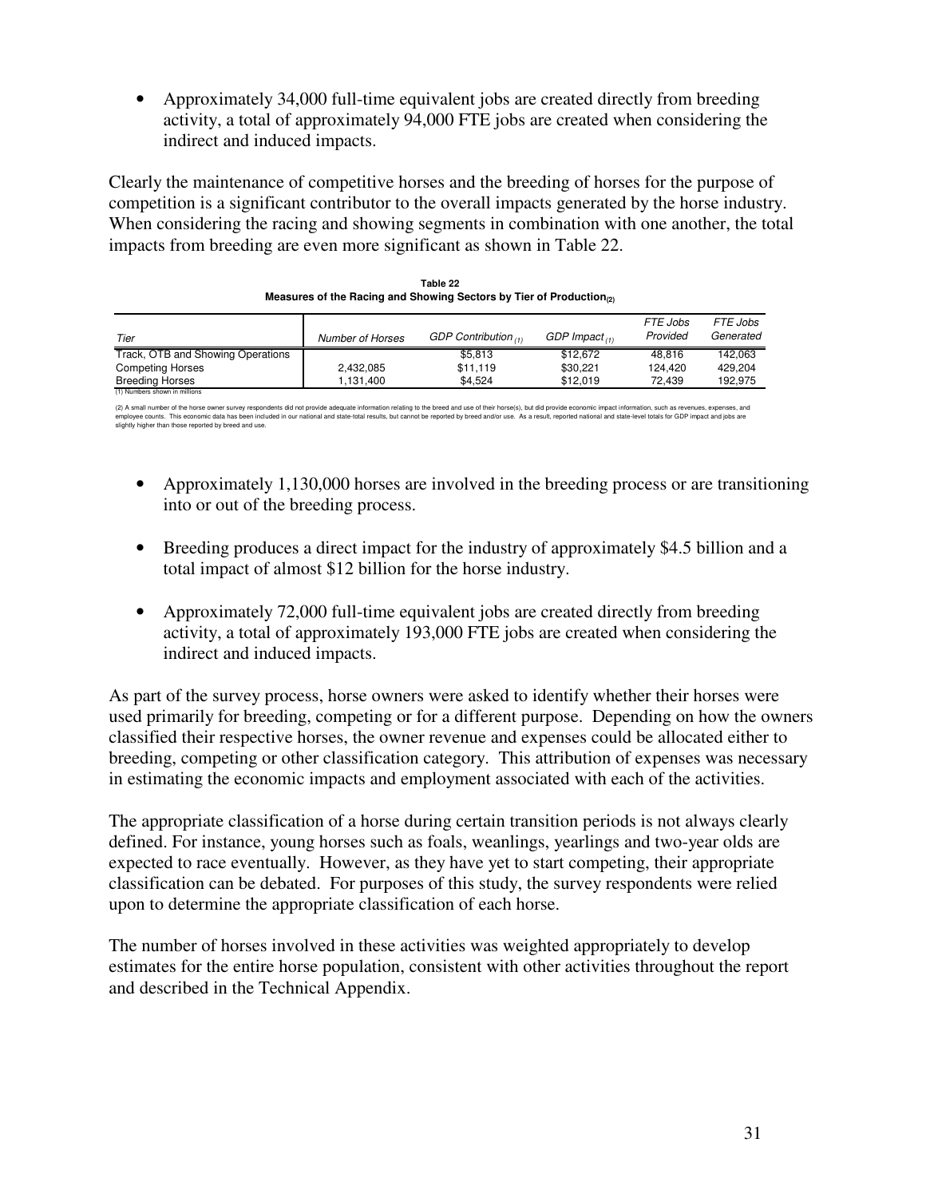- Approximately 34,000 full-time equivalent jobs are created directly from breeding activity, a total of approximately 94,000 FTE jobs are created when considering the indirect and induced impacts.

Clearly the maintenance of competitive horses and the breeding of horses for the purpose of competition is a significant contributor to the overall impacts generated by the horse industry. When considering the racing and showing segments in combination with one another, the total impacts from breeding are even more significant as shown in Table 22.

**Table 22**
**Measures of the Racing and Showing Sectors by Tier of Production(2)**

| Tier | Number of Horses | GDP Contribution (1) | GDP Impact (1) | FTE Jobs Provided | FTE Jobs Generated |
|---|---|---|---|---|---|
| Track, OTB and Showing Operations | | $5,813 | $12,672 | 48,816 | 142,063 |
| Competing Horses | 2,432,085 | $11,119 | $30,221 | 124,420 | 429,204 |
| Breeding Horses | 1,131,400 | $4,524 | $12,019 | 72,439 | 192,975 |

(1) Numbers shown in millions

(2) A small number of the horse owner survey respondents did not provide adequate information relating to the breed and use of their horse(s), but did provide economic impact information, such as revenues, expenses, and employee counts. This economic data has been included in our national and state-total results, but cannot be reported by breed and/or use. As a result, reported national and state-level totals for GDP impact and jobs are slightly higher than those reported by breed and use.

- Approximately 1,130,000 horses are involved in the breeding process or are transitioning into or out of the breeding process.

- Breeding produces a direct impact for the industry of approximately $4.5 billion and a total impact of almost $12 billion for the horse industry.

- Approximately 72,000 full-time equivalent jobs are created directly from breeding activity, a total of approximately 193,000 FTE jobs are created when considering the indirect and induced impacts.

As part of the survey process, horse owners were asked to identify whether their horses were used primarily for breeding, competing or for a different purpose. Depending on how the owners classified their respective horses, the owner revenue and expenses could be allocated either to breeding, competing or other classification category. This attribution of expenses was necessary in estimating the economic impacts and employment associated with each of the activities.

The appropriate classification of a horse during certain transition periods is not always clearly defined. For instance, young horses such as foals, weanlings, yearlings and two-year olds are expected to race eventually. However, as they have yet to start competing, their appropriate classification can be debated. For purposes of this study, the survey respondents were relied upon to determine the appropriate classification of each horse.

The number of horses involved in these activities was weighted appropriately to develop estimates for the entire horse population, consistent with other activities throughout the report and described in the Technical Appendix.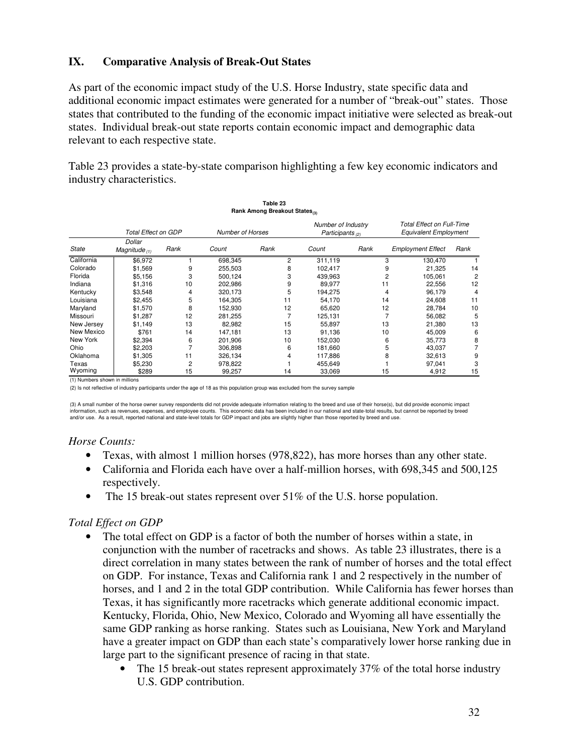## IX. Comparative Analysis of Break-Out States

As part of the economic impact study of the U.S. Horse Industry, state specific data and additional economic impact estimates were generated for a number of "break-out" states. Those states that contributed to the funding of the economic impact initiative were selected as break-out states. Individual break-out state reports contain economic impact and demographic data relevant to each respective state.

Table 23 provides a state-by-state comparison highlighting a few key economic indicators and industry characteristics.

**Table 23**
**Rank Among Breakout States(3)**

| | *Total Effect on GDP* | | *Number of Horses* | | *Number of Industry Participants (2)* | | *Total Effect on Full-Time Equivalent Employment* | |
|---|---|---|---|---|---|---|---|---|
| *State* | *Dollar Magnitude (1)* | *Rank* | *Count* | *Rank* | *Count* | *Rank* | *Employment Effect* | *Rank* |
| California | $6,972 | 1 | 698,345 | 2 | 311,119 | 3 | 130,470 | 1 |
| Colorado | $1,569 | 9 | 255,503 | 8 | 102,417 | 9 | 21,325 | 14 |
| Florida | $5,156 | 3 | 500,124 | 3 | 439,963 | 2 | 105,061 | 2 |
| Indiana | $1,316 | 10 | 202,986 | 9 | 89,977 | 11 | 22,556 | 12 |
| Kentucky | $3,548 | 4 | 320,173 | 5 | 194,275 | 4 | 96,179 | 4 |
| Louisiana | $2,455 | 5 | 164,305 | 11 | 54,170 | 14 | 24,608 | 11 |
| Maryland | $1,570 | 8 | 152,930 | 12 | 65,620 | 12 | 28,784 | 10 |
| Missouri | $1,287 | 12 | 281,255 | 7 | 125,131 | 7 | 56,082 | 5 |
| New Jersey | $1,149 | 13 | 82,982 | 15 | 55,897 | 13 | 21,380 | 13 |
| New Mexico | $761 | 14 | 147,181 | 13 | 91,136 | 10 | 45,009 | 6 |
| New York | $2,394 | 6 | 201,906 | 10 | 152,030 | 6 | 35,773 | 8 |
| Ohio | $2,203 | 7 | 306,898 | 6 | 181,660 | 5 | 43,037 | 7 |
| Oklahoma | $1,305 | 11 | 326,134 | 4 | 117,886 | 8 | 32,613 | 9 |
| Texas | $5,230 | 2 | 978,822 | 1 | 455,649 | 1 | 97,041 | 3 |
| Wyoming | $289 | 15 | 99,257 | 14 | 33,069 | 15 | 4,912 | 15 |

(1) Numbers shown in millions

(2) Is not reflective of industry participants under the age of 18 as this population group was excluded from the survey sample

(3) A small number of the horse owner survey respondents did not provide adequate information relating to the breed and use of their horse(s), but did provide economic impact information, such as revenues, expenses, and employee counts. This economic data has been included in our national and state-total results, but cannot be reported by breed and/or use. As a result, reported national and state-level totals for GDP impact and jobs are slightly higher than those reported by breed and use.

*Horse Counts:*

- Texas, with almost 1 million horses (978,822), has more horses than any other state.
- California and Florida each have over a half-million horses, with 698,345 and 500,125 respectively.
- The 15 break-out states represent over 51% of the U.S. horse population.

*Total Effect on GDP*

- The total effect on GDP is a factor of both the number of horses within a state, in conjunction with the number of racetracks and shows. As table 23 illustrates, there is a direct correlation in many states between the rank of number of horses and the total effect on GDP. For instance, Texas and California rank 1 and 2 respectively in the number of horses, and 1 and 2 in the total GDP contribution. While California has fewer horses than Texas, it has significantly more racetracks which generate additional economic impact. Kentucky, Florida, Ohio, New Mexico, Colorado and Wyoming all have essentially the same GDP ranking as horse ranking. States such as Louisiana, New York and Maryland have a greater impact on GDP than each state's comparatively lower horse ranking due in large part to the significant presence of racing in that state.
  - The 15 break-out states represent approximately 37% of the total horse industry U.S. GDP contribution.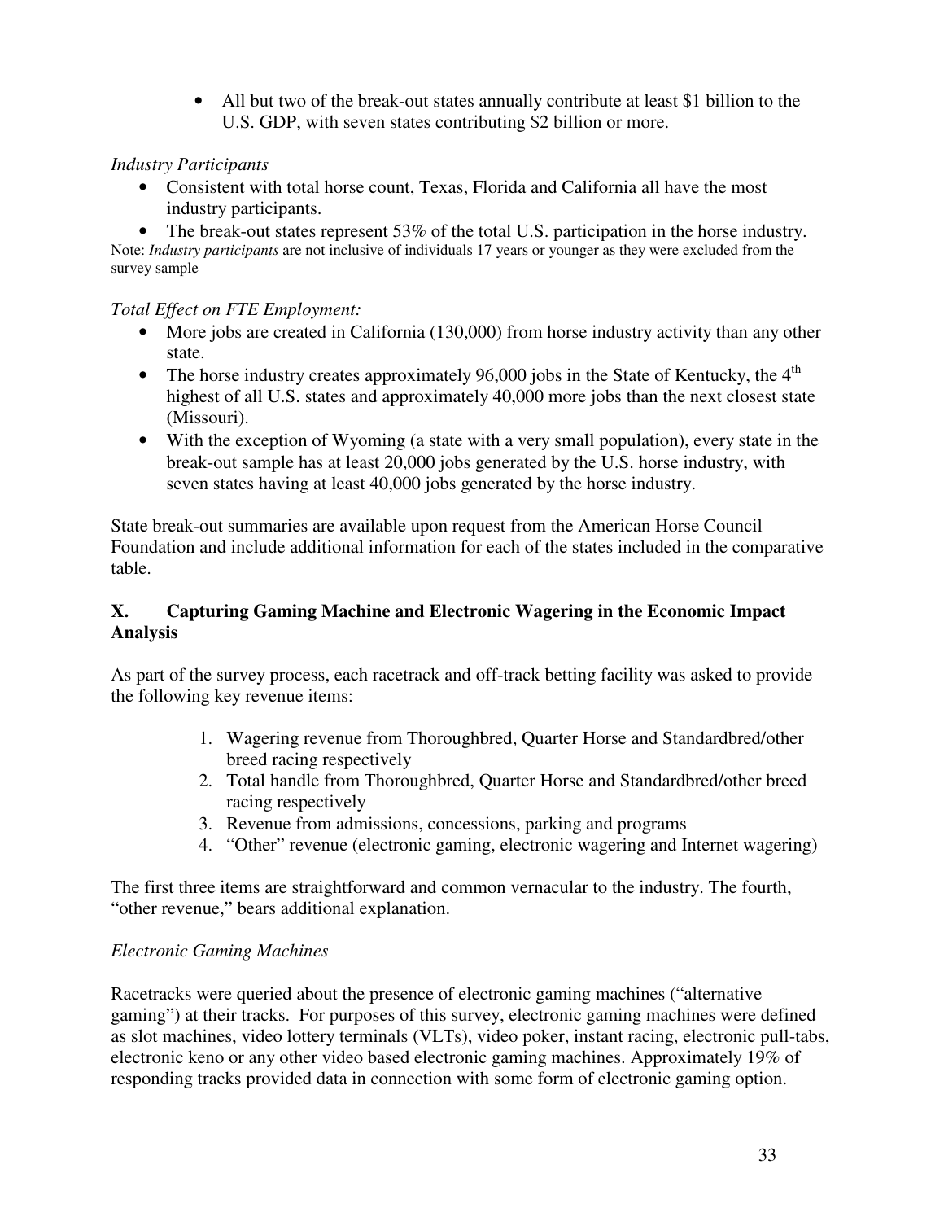- All but two of the break-out states annually contribute at least $1 billion to the U.S. GDP, with seven states contributing $2 billion or more.

*Industry Participants*

- Consistent with total horse count, Texas, Florida and California all have the most industry participants.
- The break-out states represent 53% of the total U.S. participation in the horse industry.

Note: *Industry participants* are not inclusive of individuals 17 years or younger as they were excluded from the survey sample

*Total Effect on FTE Employment:*

- More jobs are created in California (130,000) from horse industry activity than any other state.
- The horse industry creates approximately 96,000 jobs in the State of Kentucky, the 4th highest of all U.S. states and approximately 40,000 more jobs than the next closest state (Missouri).
- With the exception of Wyoming (a state with a very small population), every state in the break-out sample has at least 20,000 jobs generated by the U.S. horse industry, with seven states having at least 40,000 jobs generated by the horse industry.

State break-out summaries are available upon request from the American Horse Council Foundation and include additional information for each of the states included in the comparative table.

## X. Capturing Gaming Machine and Electronic Wagering in the Economic Impact Analysis

As part of the survey process, each racetrack and off-track betting facility was asked to provide the following key revenue items:

1. Wagering revenue from Thoroughbred, Quarter Horse and Standardbred/other breed racing respectively
2. Total handle from Thoroughbred, Quarter Horse and Standardbred/other breed racing respectively
3. Revenue from admissions, concessions, parking and programs
4. "Other" revenue (electronic gaming, electronic wagering and Internet wagering)

The first three items are straightforward and common vernacular to the industry. The fourth, "other revenue," bears additional explanation.

*Electronic Gaming Machines*

Racetracks were queried about the presence of electronic gaming machines ("alternative gaming") at their tracks. For purposes of this survey, electronic gaming machines were defined as slot machines, video lottery terminals (VLTs), video poker, instant racing, electronic pull-tabs, electronic keno or any other video based electronic gaming machines. Approximately 19% of responding tracks provided data in connection with some form of electronic gaming option.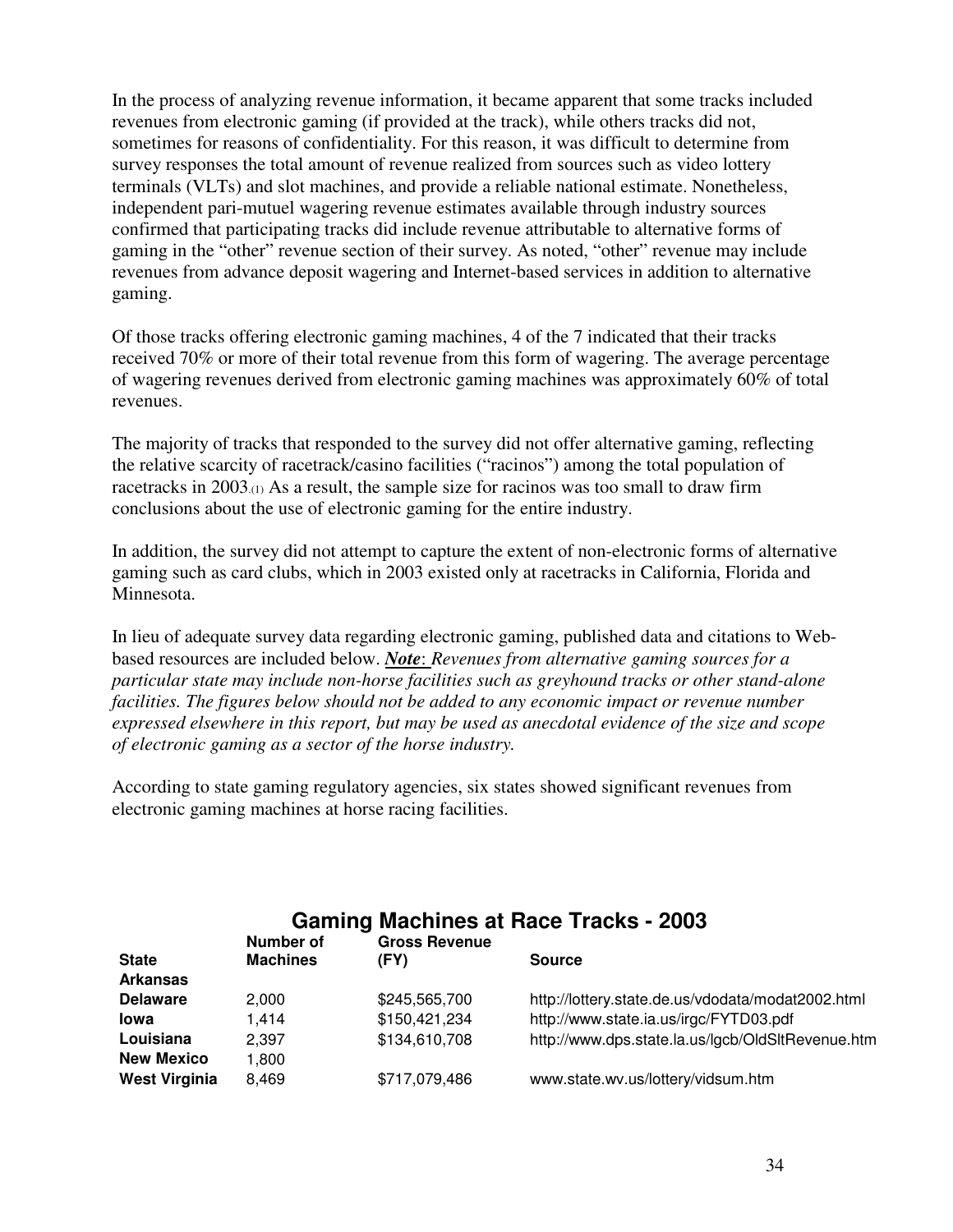In the process of analyzing revenue information, it became apparent that some tracks included revenues from electronic gaming (if provided at the track), while others tracks did not, sometimes for reasons of confidentiality. For this reason, it was difficult to determine from survey responses the total amount of revenue realized from sources such as video lottery terminals (VLTs) and slot machines, and provide a reliable national estimate. Nonetheless, independent pari-mutuel wagering revenue estimates available through industry sources confirmed that participating tracks did include revenue attributable to alternative forms of gaming in the "other" revenue section of their survey. As noted, "other" revenue may include revenues from advance deposit wagering and Internet-based services in addition to alternative gaming.

Of those tracks offering electronic gaming machines, 4 of the 7 indicated that their tracks received 70% or more of their total revenue from this form of wagering. The average percentage of wagering revenues derived from electronic gaming machines was approximately 60% of total revenues.

The majority of tracks that responded to the survey did not offer alternative gaming, reflecting the relative scarcity of racetrack/casino facilities ("racinos") among the total population of racetracks in 2003.(1) As a result, the sample size for racinos was too small to draw firm conclusions about the use of electronic gaming for the entire industry.

In addition, the survey did not attempt to capture the extent of non-electronic forms of alternative gaming such as card clubs, which in 2003 existed only at racetracks in California, Florida and Minnesota.

In lieu of adequate survey data regarding electronic gaming, published data and citations to Web-based resources are included below. ***Note***: *Revenues from alternative gaming sources for a particular state may include non-horse facilities such as greyhound tracks or other stand-alone facilities. The figures below should not be added to any economic impact or revenue number expressed elsewhere in this report, but may be used as anecdotal evidence of the size and scope of electronic gaming as a sector of the horse industry.*

According to state gaming regulatory agencies, six states showed significant revenues from electronic gaming machines at horse racing facilities.

## Gaming Machines at Race Tracks - 2003

| State | Number of Machines | Gross Revenue (FY) | Source |
|---|---|---|---|
| **Arkansas** | | | |
| **Delaware** | 2,000 | $245,565,700 | http://lottery.state.de.us/vdodata/modat2002.html |
| **Iowa** | 1,414 | $150,421,234 | http://www.state.ia.us/irgc/FYTD03.pdf |
| **Louisiana** | 2,397 | $134,610,708 | http://www.dps.state.la.us/lgcb/OldSltRevenue.htm |
| **New Mexico** | 1,800 | | |
| **West Virginia** | 8,469 | $717,079,486 | www.state.wv.us/lottery/vidsum.htm |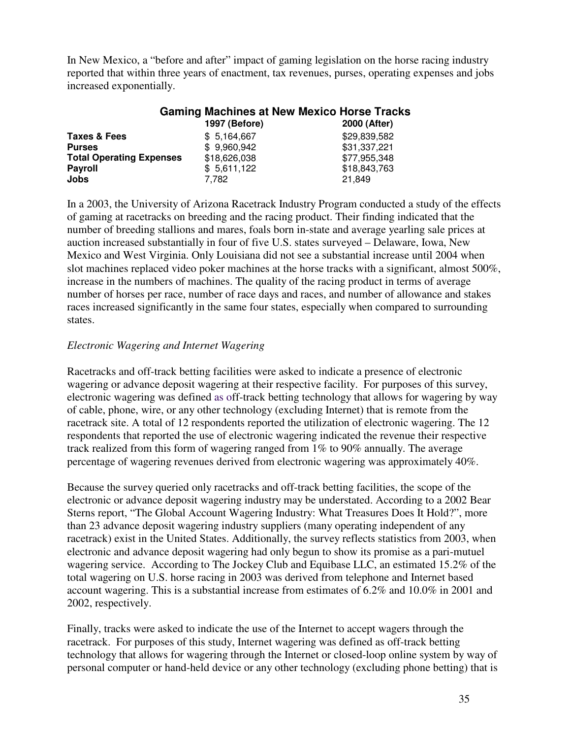In New Mexico, a "before and after" impact of gaming legislation on the horse racing industry reported that within three years of enactment, tax revenues, purses, operating expenses and jobs increased exponentially.

**Gaming Machines at New Mexico Horse Tracks**

| | 1997 (Before) | 2000 (After) |
|---|---|---|
| **Taxes & Fees** | $ 5,164,667 | $29,839,582 |
| **Purses** | $ 9,960,942 | $31,337,221 |
| **Total Operating Expenses** | $18,626,038 | $77,955,348 |
| **Payroll** | $ 5,611,122 | $18,843,763 |
| **Jobs** | 7,782 | 21,849 |

In a 2003, the University of Arizona Racetrack Industry Program conducted a study of the effects of gaming at racetracks on breeding and the racing product. Their finding indicated that the number of breeding stallions and mares, foals born in-state and average yearling sale prices at auction increased substantially in four of five U.S. states surveyed – Delaware, Iowa, New Mexico and West Virginia. Only Louisiana did not see a substantial increase until 2004 when slot machines replaced video poker machines at the horse tracks with a significant, almost 500%, increase in the numbers of machines. The quality of the racing product in terms of average number of horses per race, number of race days and races, and number of allowance and stakes races increased significantly in the same four states, especially when compared to surrounding states.

*Electronic Wagering and Internet Wagering*

Racetracks and off-track betting facilities were asked to indicate a presence of electronic wagering or advance deposit wagering at their respective facility. For purposes of this survey, electronic wagering was defined as off-track betting technology that allows for wagering by way of cable, phone, wire, or any other technology (excluding Internet) that is remote from the racetrack site. A total of 12 respondents reported the utilization of electronic wagering. The 12 respondents that reported the use of electronic wagering indicated the revenue their respective track realized from this form of wagering ranged from 1% to 90% annually. The average percentage of wagering revenues derived from electronic wagering was approximately 40%.

Because the survey queried only racetracks and off-track betting facilities, the scope of the electronic or advance deposit wagering industry may be understated. According to a 2002 Bear Sterns report, "The Global Account Wagering Industry: What Treasures Does It Hold?", more than 23 advance deposit wagering industry suppliers (many operating independent of any racetrack) exist in the United States. Additionally, the survey reflects statistics from 2003, when electronic and advance deposit wagering had only begun to show its promise as a pari-mutuel wagering service. According to The Jockey Club and Equibase LLC, an estimated 15.2% of the total wagering on U.S. horse racing in 2003 was derived from telephone and Internet based account wagering. This is a substantial increase from estimates of 6.2% and 10.0% in 2001 and 2002, respectively.

Finally, tracks were asked to indicate the use of the Internet to accept wagers through the racetrack. For purposes of this study, Internet wagering was defined as off-track betting technology that allows for wagering through the Internet or closed-loop online system by way of personal computer or hand-held device or any other technology (excluding phone betting) that is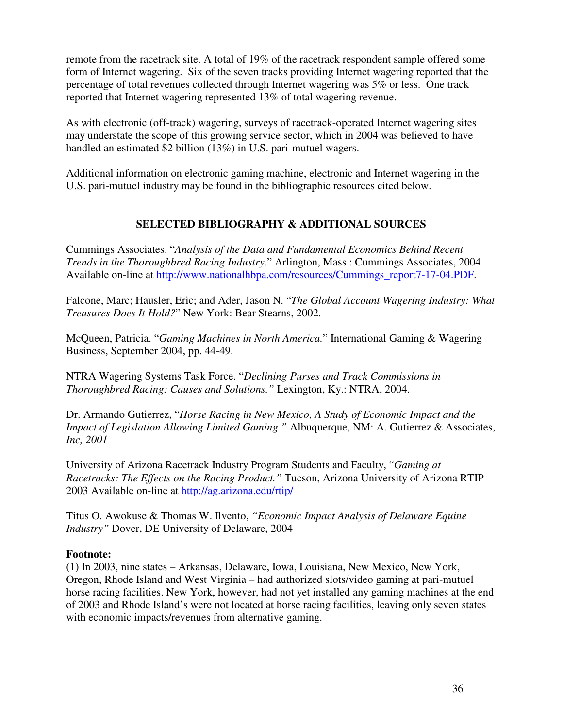remote from the racetrack site. A total of 19% of the racetrack respondent sample offered some form of Internet wagering. Six of the seven tracks providing Internet wagering reported that the percentage of total revenues collected through Internet wagering was 5% or less. One track reported that Internet wagering represented 13% of total wagering revenue.

As with electronic (off-track) wagering, surveys of racetrack-operated Internet wagering sites may understate the scope of this growing service sector, which in 2004 was believed to have handled an estimated $2 billion (13%) in U.S. pari-mutuel wagers.

Additional information on electronic gaming machine, electronic and Internet wagering in the U.S. pari-mutuel industry may be found in the bibliographic resources cited below.

## SELECTED BIBLIOGRAPHY & ADDITIONAL SOURCES

Cummings Associates. "*Analysis of the Data and Fundamental Economics Behind Recent Trends in the Thoroughbred Racing Industry*." Arlington, Mass.: Cummings Associates, 2004. Available on-line at http://www.nationalhbpa.com/resources/Cummings_report7-17-04.PDF.

Falcone, Marc; Hausler, Eric; and Ader, Jason N. "*The Global Account Wagering Industry: What Treasures Does It Hold?*" New York: Bear Stearns, 2002.

McQueen, Patricia. "*Gaming Machines in North America.*" International Gaming & Wagering Business, September 2004, pp. 44-49.

NTRA Wagering Systems Task Force. "*Declining Purses and Track Commissions in Thoroughbred Racing: Causes and Solutions.*" Lexington, Ky.: NTRA, 2004.

Dr. Armando Gutierrez, "*Horse Racing in New Mexico, A Study of Economic Impact and the Impact of Legislation Allowing Limited Gaming.*" Albuquerque, NM: A. Gutierrez & Associates, *Inc, 2001*

University of Arizona Racetrack Industry Program Students and Faculty, "*Gaming at Racetracks: The Effects on the Racing Product.*" Tucson, Arizona University of Arizona RTIP 2003 Available on-line at http://ag.arizona.edu/rtip/

Titus O. Awokuse & Thomas W. Ilvento, *"Economic Impact Analysis of Delaware Equine Industry"* Dover, DE University of Delaware, 2004

**Footnote:**

(1) In 2003, nine states – Arkansas, Delaware, Iowa, Louisiana, New Mexico, New York, Oregon, Rhode Island and West Virginia – had authorized slots/video gaming at pari-mutuel horse racing facilities. New York, however, had not yet installed any gaming machines at the end of 2003 and Rhode Island's were not located at horse racing facilities, leaving only seven states with economic impacts/revenues from alternative gaming.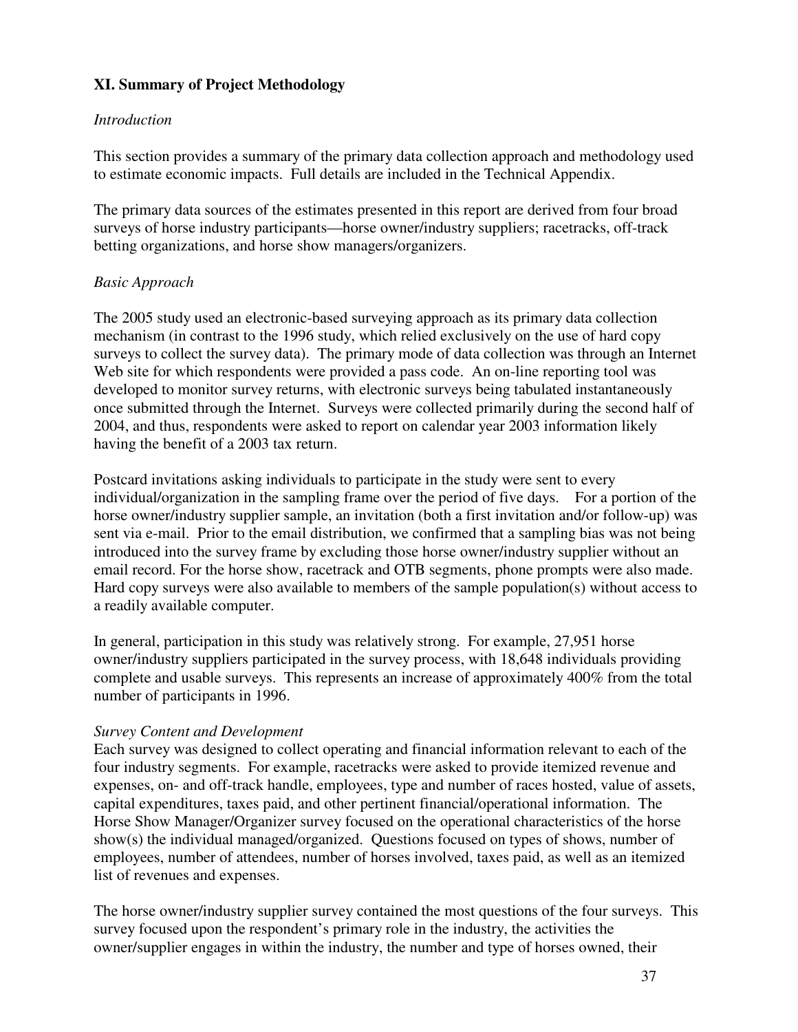## XI. Summary of Project Methodology

*Introduction*

This section provides a summary of the primary data collection approach and methodology used to estimate economic impacts. Full details are included in the Technical Appendix.

The primary data sources of the estimates presented in this report are derived from four broad surveys of horse industry participants—horse owner/industry suppliers; racetracks, off-track betting organizations, and horse show managers/organizers.

*Basic Approach*

The 2005 study used an electronic-based surveying approach as its primary data collection mechanism (in contrast to the 1996 study, which relied exclusively on the use of hard copy surveys to collect the survey data). The primary mode of data collection was through an Internet Web site for which respondents were provided a pass code. An on-line reporting tool was developed to monitor survey returns, with electronic surveys being tabulated instantaneously once submitted through the Internet. Surveys were collected primarily during the second half of 2004, and thus, respondents were asked to report on calendar year 2003 information likely having the benefit of a 2003 tax return.

Postcard invitations asking individuals to participate in the study were sent to every individual/organization in the sampling frame over the period of five days. For a portion of the horse owner/industry supplier sample, an invitation (both a first invitation and/or follow-up) was sent via e-mail. Prior to the email distribution, we confirmed that a sampling bias was not being introduced into the survey frame by excluding those horse owner/industry supplier without an email record. For the horse show, racetrack and OTB segments, phone prompts were also made. Hard copy surveys were also available to members of the sample population(s) without access to a readily available computer.

In general, participation in this study was relatively strong. For example, 27,951 horse owner/industry suppliers participated in the survey process, with 18,648 individuals providing complete and usable surveys. This represents an increase of approximately 400% from the total number of participants in 1996.

*Survey Content and Development*

Each survey was designed to collect operating and financial information relevant to each of the four industry segments. For example, racetracks were asked to provide itemized revenue and expenses, on- and off-track handle, employees, type and number of races hosted, value of assets, capital expenditures, taxes paid, and other pertinent financial/operational information. The Horse Show Manager/Organizer survey focused on the operational characteristics of the horse show(s) the individual managed/organized. Questions focused on types of shows, number of employees, number of attendees, number of horses involved, taxes paid, as well as an itemized list of revenues and expenses.

The horse owner/industry supplier survey contained the most questions of the four surveys. This survey focused upon the respondent's primary role in the industry, the activities the owner/supplier engages in within the industry, the number and type of horses owned, their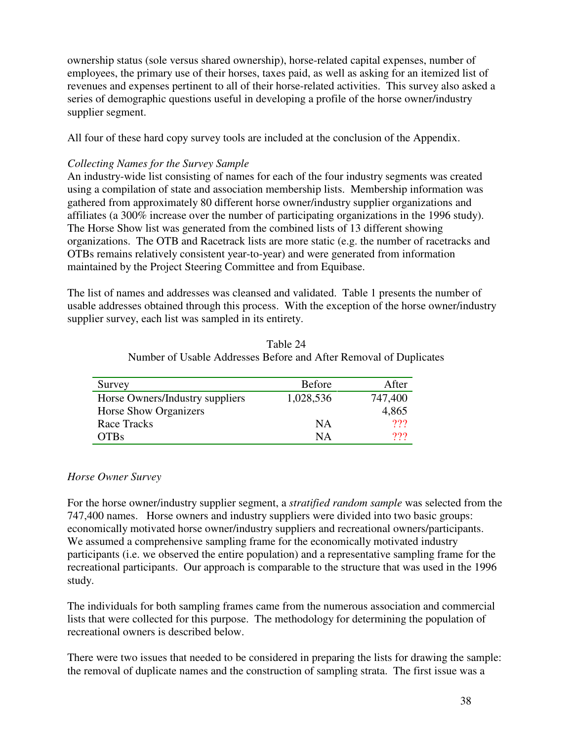ownership status (sole versus shared ownership), horse-related capital expenses, number of employees, the primary use of their horses, taxes paid, as well as asking for an itemized list of revenues and expenses pertinent to all of their horse-related activities. This survey also asked a series of demographic questions useful in developing a profile of the horse owner/industry supplier segment.

All four of these hard copy survey tools are included at the conclusion of the Appendix.

*Collecting Names for the Survey Sample*

An industry-wide list consisting of names for each of the four industry segments was created using a compilation of state and association membership lists. Membership information was gathered from approximately 80 different horse owner/industry supplier organizations and affiliates (a 300% increase over the number of participating organizations in the 1996 study). The Horse Show list was generated from the combined lists of 13 different showing organizations. The OTB and Racetrack lists are more static (e.g. the number of racetracks and OTBs remains relatively consistent year-to-year) and were generated from information maintained by the Project Steering Committee and from Equibase.

The list of names and addresses was cleansed and validated. Table 1 presents the number of usable addresses obtained through this process. With the exception of the horse owner/industry supplier survey, each list was sampled in its entirety.

Table 24
Number of Usable Addresses Before and After Removal of Duplicates

| Survey | Before | After |
|---|---|---|
| Horse Owners/Industry suppliers | 1,028,536 | 747,400 |
| Horse Show Organizers | | 4,865 |
| Race Tracks | NA | ??? |
| OTBs | NA | ??? |

*Horse Owner Survey*

For the horse owner/industry supplier segment, a *stratified random sample* was selected from the 747,400 names. Horse owners and industry suppliers were divided into two basic groups: economically motivated horse owner/industry suppliers and recreational owners/participants. We assumed a comprehensive sampling frame for the economically motivated industry participants (i.e. we observed the entire population) and a representative sampling frame for the recreational participants. Our approach is comparable to the structure that was used in the 1996 study.

The individuals for both sampling frames came from the numerous association and commercial lists that were collected for this purpose. The methodology for determining the population of recreational owners is described below.

There were two issues that needed to be considered in preparing the lists for drawing the sample: the removal of duplicate names and the construction of sampling strata. The first issue was a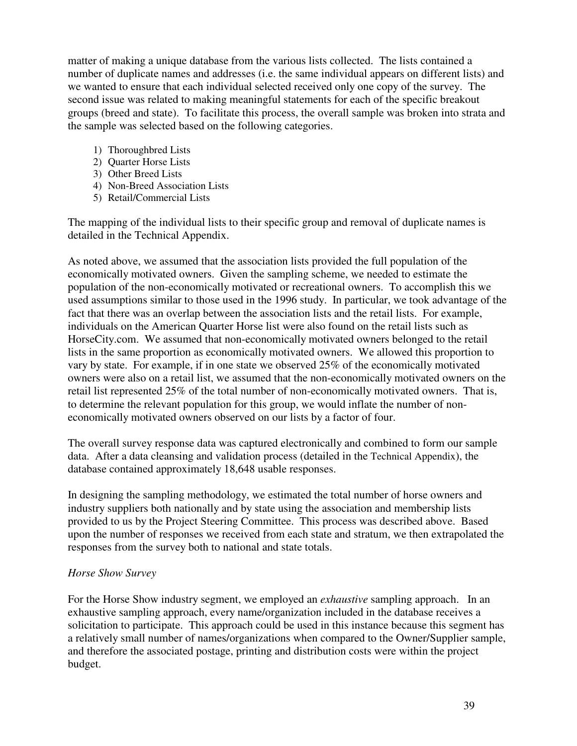matter of making a unique database from the various lists collected. The lists contained a number of duplicate names and addresses (i.e. the same individual appears on different lists) and we wanted to ensure that each individual selected received only one copy of the survey. The second issue was related to making meaningful statements for each of the specific breakout groups (breed and state). To facilitate this process, the overall sample was broken into strata and the sample was selected based on the following categories.

1) Thoroughbred Lists
2) Quarter Horse Lists
3) Other Breed Lists
4) Non-Breed Association Lists
5) Retail/Commercial Lists

The mapping of the individual lists to their specific group and removal of duplicate names is detailed in the Technical Appendix.

As noted above, we assumed that the association lists provided the full population of the economically motivated owners. Given the sampling scheme, we needed to estimate the population of the non-economically motivated or recreational owners. To accomplish this we used assumptions similar to those used in the 1996 study. In particular, we took advantage of the fact that there was an overlap between the association lists and the retail lists. For example, individuals on the American Quarter Horse list were also found on the retail lists such as HorseCity.com. We assumed that non-economically motivated owners belonged to the retail lists in the same proportion as economically motivated owners. We allowed this proportion to vary by state. For example, if in one state we observed 25% of the economically motivated owners were also on a retail list, we assumed that the non-economically motivated owners on the retail list represented 25% of the total number of non-economically motivated owners. That is, to determine the relevant population for this group, we would inflate the number of non-economically motivated owners observed on our lists by a factor of four.

The overall survey response data was captured electronically and combined to form our sample data. After a data cleansing and validation process (detailed in the Technical Appendix), the database contained approximately 18,648 usable responses.

In designing the sampling methodology, we estimated the total number of horse owners and industry suppliers both nationally and by state using the association and membership lists provided to us by the Project Steering Committee. This process was described above. Based upon the number of responses we received from each state and stratum, we then extrapolated the responses from the survey both to national and state totals.

*Horse Show Survey*

For the Horse Show industry segment, we employed an *exhaustive* sampling approach. In an exhaustive sampling approach, every name/organization included in the database receives a solicitation to participate. This approach could be used in this instance because this segment has a relatively small number of names/organizations when compared to the Owner/Supplier sample, and therefore the associated postage, printing and distribution costs were within the project budget.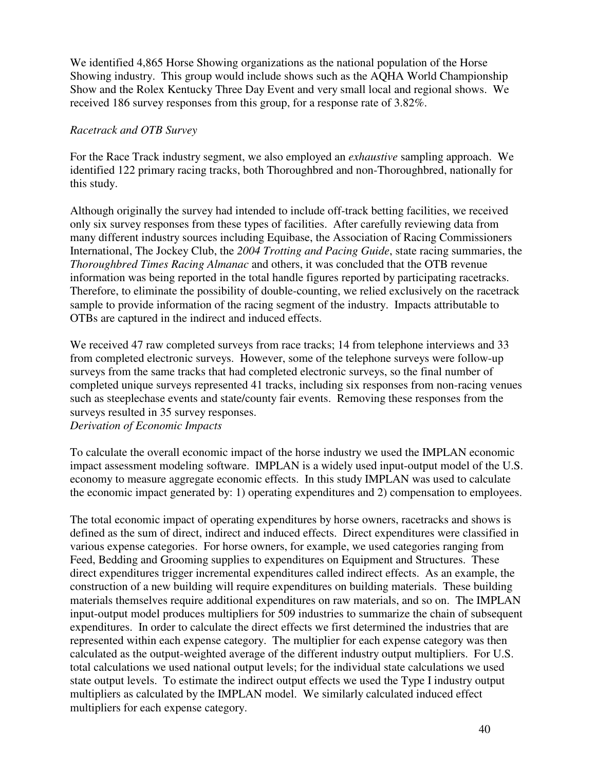We identified 4,865 Horse Showing organizations as the national population of the Horse Showing industry. This group would include shows such as the AQHA World Championship Show and the Rolex Kentucky Three Day Event and very small local and regional shows. We received 186 survey responses from this group, for a response rate of 3.82%.

*Racetrack and OTB Survey*

For the Race Track industry segment, we also employed an *exhaustive* sampling approach. We identified 122 primary racing tracks, both Thoroughbred and non-Thoroughbred, nationally for this study.

Although originally the survey had intended to include off-track betting facilities, we received only six survey responses from these types of facilities. After carefully reviewing data from many different industry sources including Equibase, the Association of Racing Commissioners International, The Jockey Club, the *2004 Trotting and Pacing Guide*, state racing summaries, the *Thoroughbred Times Racing Almanac* and others, it was concluded that the OTB revenue information was being reported in the total handle figures reported by participating racetracks. Therefore, to eliminate the possibility of double-counting, we relied exclusively on the racetrack sample to provide information of the racing segment of the industry. Impacts attributable to OTBs are captured in the indirect and induced effects.

We received 47 raw completed surveys from race tracks; 14 from telephone interviews and 33 from completed electronic surveys. However, some of the telephone surveys were follow-up surveys from the same tracks that had completed electronic surveys, so the final number of completed unique surveys represented 41 tracks, including six responses from non-racing venues such as steeplechase events and state/county fair events. Removing these responses from the surveys resulted in 35 survey responses.

*Derivation of Economic Impacts*

To calculate the overall economic impact of the horse industry we used the IMPLAN economic impact assessment modeling software. IMPLAN is a widely used input-output model of the U.S. economy to measure aggregate economic effects. In this study IMPLAN was used to calculate the economic impact generated by: 1) operating expenditures and 2) compensation to employees.

The total economic impact of operating expenditures by horse owners, racetracks and shows is defined as the sum of direct, indirect and induced effects. Direct expenditures were classified in various expense categories. For horse owners, for example, we used categories ranging from Feed, Bedding and Grooming supplies to expenditures on Equipment and Structures. These direct expenditures trigger incremental expenditures called indirect effects. As an example, the construction of a new building will require expenditures on building materials. These building materials themselves require additional expenditures on raw materials, and so on. The IMPLAN input-output model produces multipliers for 509 industries to summarize the chain of subsequent expenditures. In order to calculate the direct effects we first determined the industries that are represented within each expense category. The multiplier for each expense category was then calculated as the output-weighted average of the different industry output multipliers. For U.S. total calculations we used national output levels; for the individual state calculations we used state output levels. To estimate the indirect output effects we used the Type I industry output multipliers as calculated by the IMPLAN model. We similarly calculated induced effect multipliers for each expense category.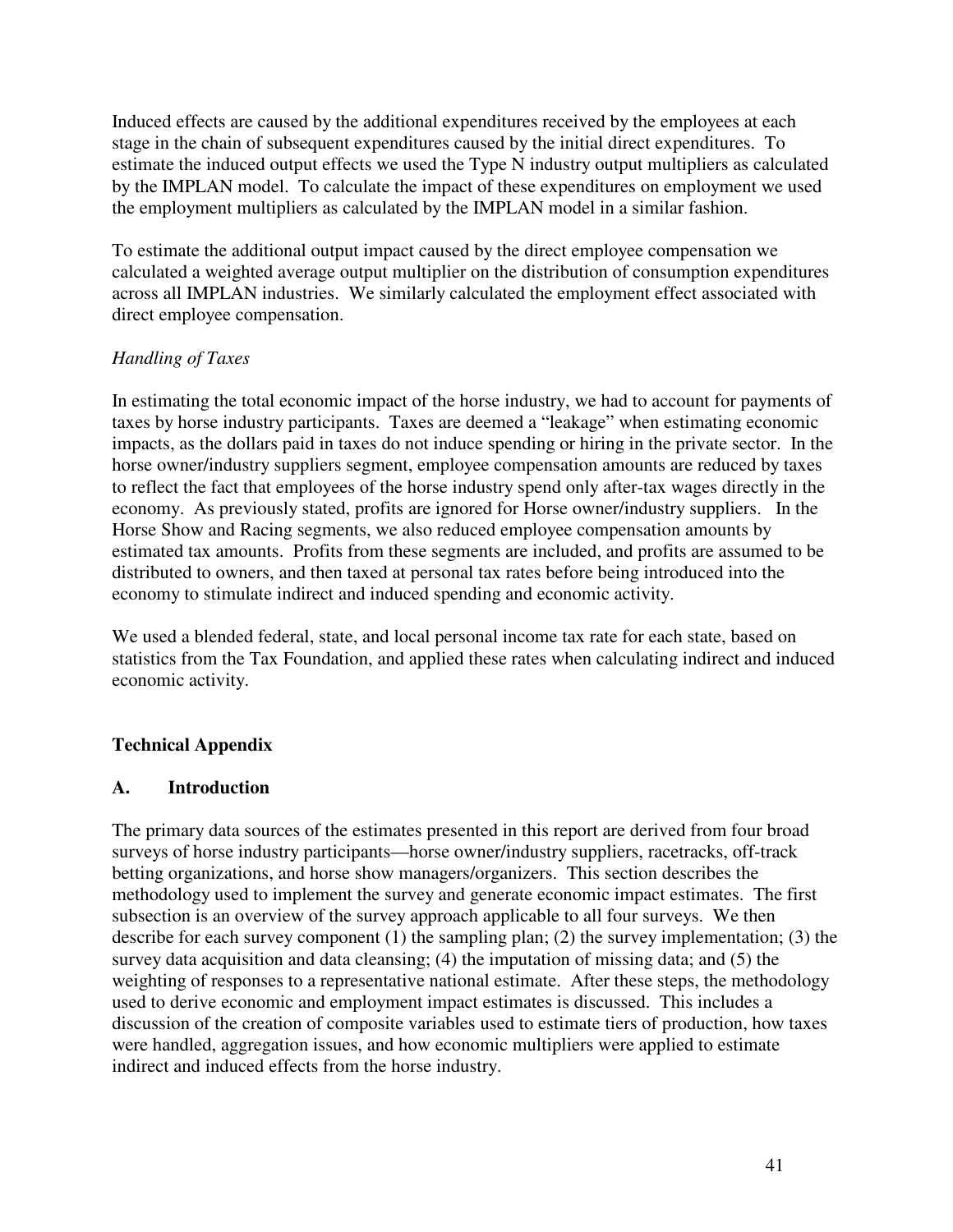Induced effects are caused by the additional expenditures received by the employees at each stage in the chain of subsequent expenditures caused by the initial direct expenditures. To estimate the induced output effects we used the Type N industry output multipliers as calculated by the IMPLAN model. To calculate the impact of these expenditures on employment we used the employment multipliers as calculated by the IMPLAN model in a similar fashion.

To estimate the additional output impact caused by the direct employee compensation we calculated a weighted average output multiplier on the distribution of consumption expenditures across all IMPLAN industries. We similarly calculated the employment effect associated with direct employee compensation.

*Handling of Taxes*

In estimating the total economic impact of the horse industry, we had to account for payments of taxes by horse industry participants. Taxes are deemed a "leakage" when estimating economic impacts, as the dollars paid in taxes do not induce spending or hiring in the private sector. In the horse owner/industry suppliers segment, employee compensation amounts are reduced by taxes to reflect the fact that employees of the horse industry spend only after-tax wages directly in the economy. As previously stated, profits are ignored for Horse owner/industry suppliers. In the Horse Show and Racing segments, we also reduced employee compensation amounts by estimated tax amounts. Profits from these segments are included, and profits are assumed to be distributed to owners, and then taxed at personal tax rates before being introduced into the economy to stimulate indirect and induced spending and economic activity.

We used a blended federal, state, and local personal income tax rate for each state, based on statistics from the Tax Foundation, and applied these rates when calculating indirect and induced economic activity.

## Technical Appendix

### A. Introduction

The primary data sources of the estimates presented in this report are derived from four broad surveys of horse industry participants—horse owner/industry suppliers, racetracks, off-track betting organizations, and horse show managers/organizers. This section describes the methodology used to implement the survey and generate economic impact estimates. The first subsection is an overview of the survey approach applicable to all four surveys. We then describe for each survey component (1) the sampling plan; (2) the survey implementation; (3) the survey data acquisition and data cleansing; (4) the imputation of missing data; and (5) the weighting of responses to a representative national estimate. After these steps, the methodology used to derive economic and employment impact estimates is discussed. This includes a discussion of the creation of composite variables used to estimate tiers of production, how taxes were handled, aggregation issues, and how economic multipliers were applied to estimate indirect and induced effects from the horse industry.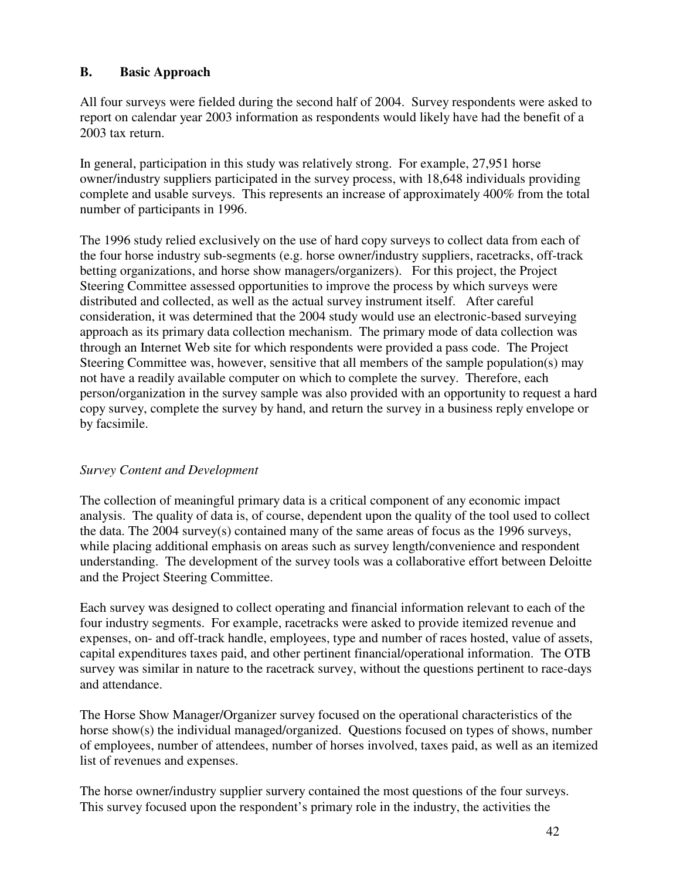## B. Basic Approach

All four surveys were fielded during the second half of 2004. Survey respondents were asked to report on calendar year 2003 information as respondents would likely have had the benefit of a 2003 tax return.

In general, participation in this study was relatively strong. For example, 27,951 horse owner/industry suppliers participated in the survey process, with 18,648 individuals providing complete and usable surveys. This represents an increase of approximately 400% from the total number of participants in 1996.

The 1996 study relied exclusively on the use of hard copy surveys to collect data from each of the four horse industry sub-segments (e.g. horse owner/industry suppliers, racetracks, off-track betting organizations, and horse show managers/organizers). For this project, the Project Steering Committee assessed opportunities to improve the process by which surveys were distributed and collected, as well as the actual survey instrument itself. After careful consideration, it was determined that the 2004 study would use an electronic-based surveying approach as its primary data collection mechanism. The primary mode of data collection was through an Internet Web site for which respondents were provided a pass code. The Project Steering Committee was, however, sensitive that all members of the sample population(s) may not have a readily available computer on which to complete the survey. Therefore, each person/organization in the survey sample was also provided with an opportunity to request a hard copy survey, complete the survey by hand, and return the survey in a business reply envelope or by facsimile.

*Survey Content and Development*

The collection of meaningful primary data is a critical component of any economic impact analysis. The quality of data is, of course, dependent upon the quality of the tool used to collect the data. The 2004 survey(s) contained many of the same areas of focus as the 1996 surveys, while placing additional emphasis on areas such as survey length/convenience and respondent understanding. The development of the survey tools was a collaborative effort between Deloitte and the Project Steering Committee.

Each survey was designed to collect operating and financial information relevant to each of the four industry segments. For example, racetracks were asked to provide itemized revenue and expenses, on- and off-track handle, employees, type and number of races hosted, value of assets, capital expenditures taxes paid, and other pertinent financial/operational information. The OTB survey was similar in nature to the racetrack survey, without the questions pertinent to race-days and attendance.

The Horse Show Manager/Organizer survey focused on the operational characteristics of the horse show(s) the individual managed/organized. Questions focused on types of shows, number of employees, number of attendees, number of horses involved, taxes paid, as well as an itemized list of revenues and expenses.

The horse owner/industry supplier survery contained the most questions of the four surveys. This survey focused upon the respondent's primary role in the industry, the activities the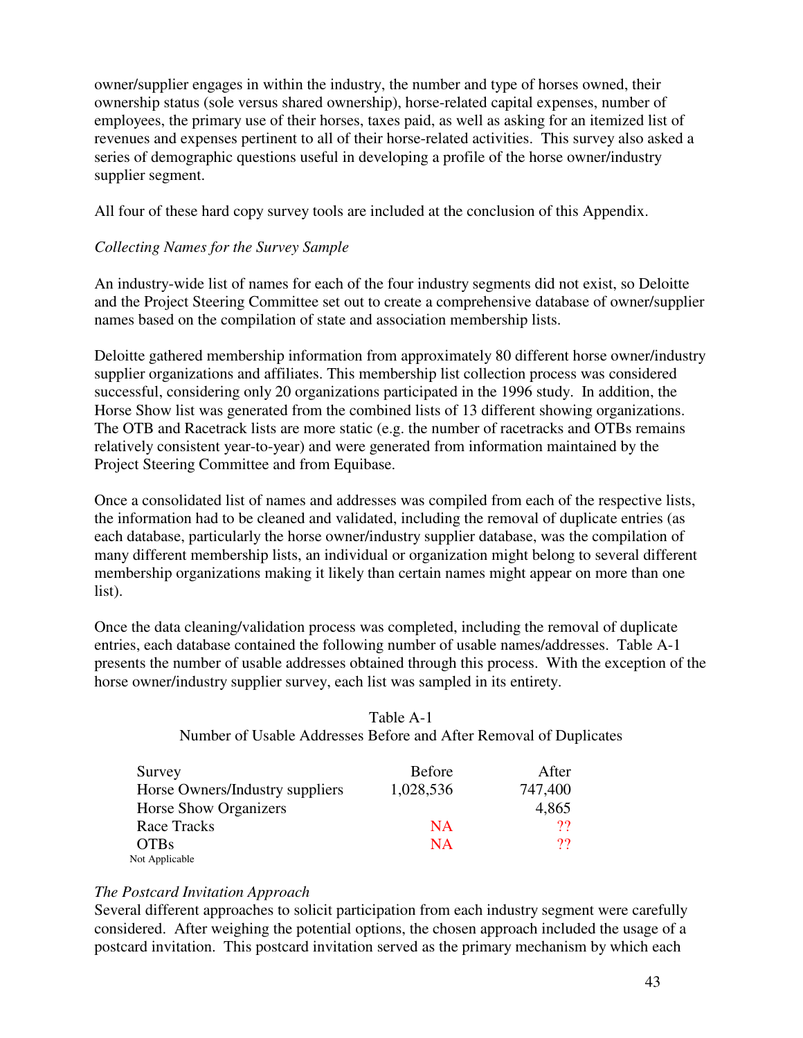owner/supplier engages in within the industry, the number and type of horses owned, their ownership status (sole versus shared ownership), horse-related capital expenses, number of employees, the primary use of their horses, taxes paid, as well as asking for an itemized list of revenues and expenses pertinent to all of their horse-related activities. This survey also asked a series of demographic questions useful in developing a profile of the horse owner/industry supplier segment.

All four of these hard copy survey tools are included at the conclusion of this Appendix.

*Collecting Names for the Survey Sample*

An industry-wide list of names for each of the four industry segments did not exist, so Deloitte and the Project Steering Committee set out to create a comprehensive database of owner/supplier names based on the compilation of state and association membership lists.

Deloitte gathered membership information from approximately 80 different horse owner/industry supplier organizations and affiliates. This membership list collection process was considered successful, considering only 20 organizations participated in the 1996 study. In addition, the Horse Show list was generated from the combined lists of 13 different showing organizations. The OTB and Racetrack lists are more static (e.g. the number of racetracks and OTBs remains relatively consistent year-to-year) and were generated from information maintained by the Project Steering Committee and from Equibase.

Once a consolidated list of names and addresses was compiled from each of the respective lists, the information had to be cleaned and validated, including the removal of duplicate entries (as each database, particularly the horse owner/industry supplier database, was the compilation of many different membership lists, an individual or organization might belong to several different membership organizations making it likely than certain names might appear on more than one list).

Once the data cleaning/validation process was completed, including the removal of duplicate entries, each database contained the following number of usable names/addresses. Table A-1 presents the number of usable addresses obtained through this process. With the exception of the horse owner/industry supplier survey, each list was sampled in its entirety.

Table A-1
Number of Usable Addresses Before and After Removal of Duplicates

| Survey | Before | After |
|---|---|---|
| Horse Owners/Industry suppliers | 1,028,536 | 747,400 |
| Horse Show Organizers | | 4,865 |
| Race Tracks | NA | ?? |
| OTBs | NA | ?? |

Not Applicable

*The Postcard Invitation Approach*

Several different approaches to solicit participation from each industry segment were carefully considered. After weighing the potential options, the chosen approach included the usage of a postcard invitation. This postcard invitation served as the primary mechanism by which each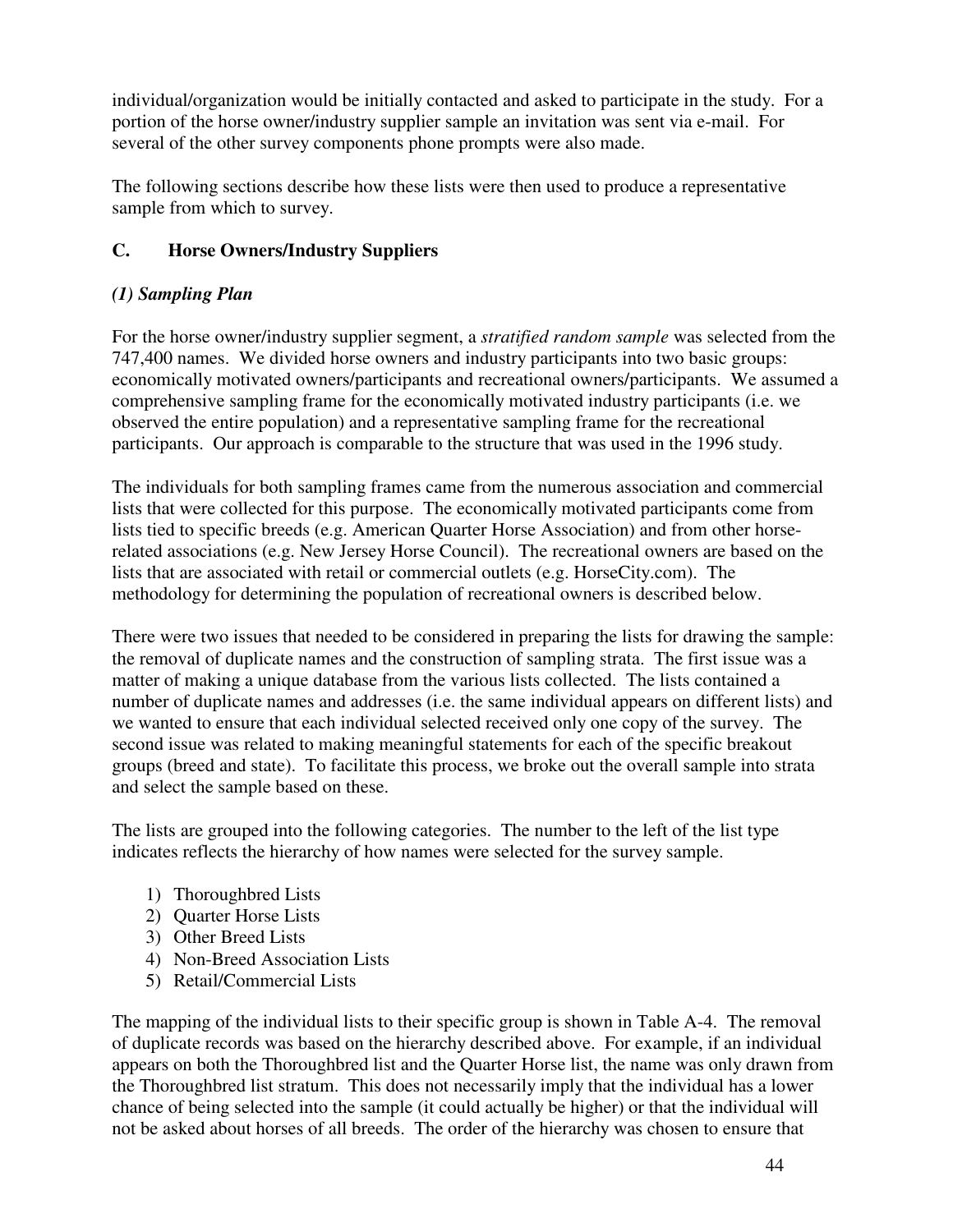individual/organization would be initially contacted and asked to participate in the study. For a portion of the horse owner/industry supplier sample an invitation was sent via e-mail. For several of the other survey components phone prompts were also made.

The following sections describe how these lists were then used to produce a representative sample from which to survey.

## C. Horse Owners/Industry Suppliers

### *(1) Sampling Plan*

For the horse owner/industry supplier segment, a *stratified random sample* was selected from the 747,400 names. We divided horse owners and industry participants into two basic groups: economically motivated owners/participants and recreational owners/participants. We assumed a comprehensive sampling frame for the economically motivated industry participants (i.e. we observed the entire population) and a representative sampling frame for the recreational participants. Our approach is comparable to the structure that was used in the 1996 study.

The individuals for both sampling frames came from the numerous association and commercial lists that were collected for this purpose. The economically motivated participants come from lists tied to specific breeds (e.g. American Quarter Horse Association) and from other horse-related associations (e.g. New Jersey Horse Council). The recreational owners are based on the lists that are associated with retail or commercial outlets (e.g. HorseCity.com). The methodology for determining the population of recreational owners is described below.

There were two issues that needed to be considered in preparing the lists for drawing the sample: the removal of duplicate names and the construction of sampling strata. The first issue was a matter of making a unique database from the various lists collected. The lists contained a number of duplicate names and addresses (i.e. the same individual appears on different lists) and we wanted to ensure that each individual selected received only one copy of the survey. The second issue was related to making meaningful statements for each of the specific breakout groups (breed and state). To facilitate this process, we broke out the overall sample into strata and select the sample based on these.

The lists are grouped into the following categories. The number to the left of the list type indicates reflects the hierarchy of how names were selected for the survey sample.

1) Thoroughbred Lists
2) Quarter Horse Lists
3) Other Breed Lists
4) Non-Breed Association Lists
5) Retail/Commercial Lists

The mapping of the individual lists to their specific group is shown in Table A-4. The removal of duplicate records was based on the hierarchy described above. For example, if an individual appears on both the Thoroughbred list and the Quarter Horse list, the name was only drawn from the Thoroughbred list stratum. This does not necessarily imply that the individual has a lower chance of being selected into the sample (it could actually be higher) or that the individual will not be asked about horses of all breeds. The order of the hierarchy was chosen to ensure that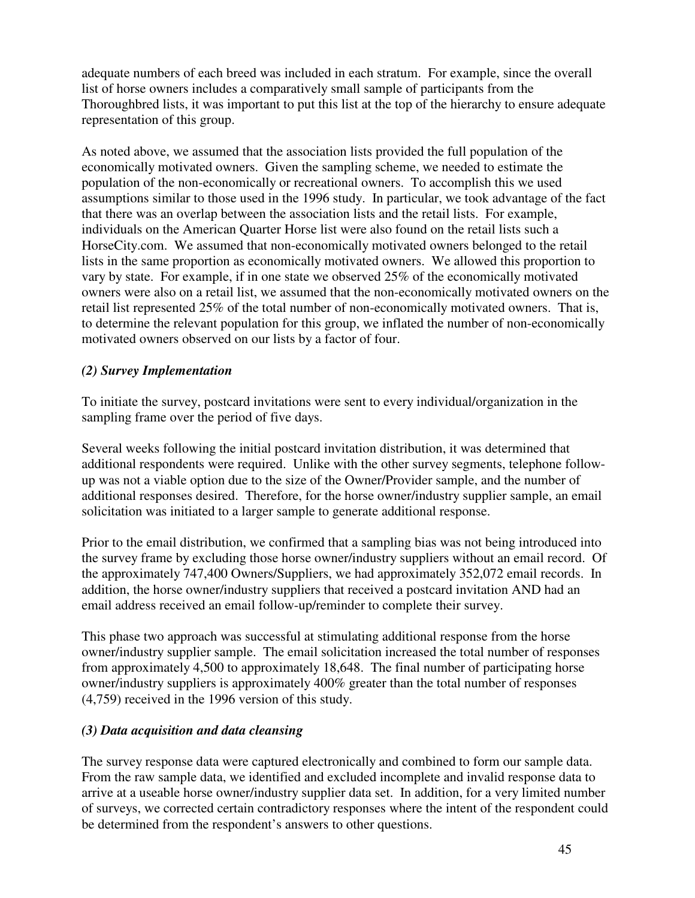adequate numbers of each breed was included in each stratum. For example, since the overall list of horse owners includes a comparatively small sample of participants from the Thoroughbred lists, it was important to put this list at the top of the hierarchy to ensure adequate representation of this group.

As noted above, we assumed that the association lists provided the full population of the economically motivated owners. Given the sampling scheme, we needed to estimate the population of the non-economically or recreational owners. To accomplish this we used assumptions similar to those used in the 1996 study. In particular, we took advantage of the fact that there was an overlap between the association lists and the retail lists. For example, individuals on the American Quarter Horse list were also found on the retail lists such a HorseCity.com. We assumed that non-economically motivated owners belonged to the retail lists in the same proportion as economically motivated owners. We allowed this proportion to vary by state. For example, if in one state we observed 25% of the economically motivated owners were also on a retail list, we assumed that the non-economically motivated owners on the retail list represented 25% of the total number of non-economically motivated owners. That is, to determine the relevant population for this group, we inflated the number of non-economically motivated owners observed on our lists by a factor of four.

### *(2) Survey Implementation*

To initiate the survey, postcard invitations were sent to every individual/organization in the sampling frame over the period of five days.

Several weeks following the initial postcard invitation distribution, it was determined that additional respondents were required. Unlike with the other survey segments, telephone follow-up was not a viable option due to the size of the Owner/Provider sample, and the number of additional responses desired. Therefore, for the horse owner/industry supplier sample, an email solicitation was initiated to a larger sample to generate additional response.

Prior to the email distribution, we confirmed that a sampling bias was not being introduced into the survey frame by excluding those horse owner/industry suppliers without an email record. Of the approximately 747,400 Owners/Suppliers, we had approximately 352,072 email records. In addition, the horse owner/industry suppliers that received a postcard invitation AND had an email address received an email follow-up/reminder to complete their survey.

This phase two approach was successful at stimulating additional response from the horse owner/industry supplier sample. The email solicitation increased the total number of responses from approximately 4,500 to approximately 18,648. The final number of participating horse owner/industry suppliers is approximately 400% greater than the total number of responses (4,759) received in the 1996 version of this study.

### *(3) Data acquisition and data cleansing*

The survey response data were captured electronically and combined to form our sample data. From the raw sample data, we identified and excluded incomplete and invalid response data to arrive at a useable horse owner/industry supplier data set. In addition, for a very limited number of surveys, we corrected certain contradictory responses where the intent of the respondent could be determined from the respondent's answers to other questions.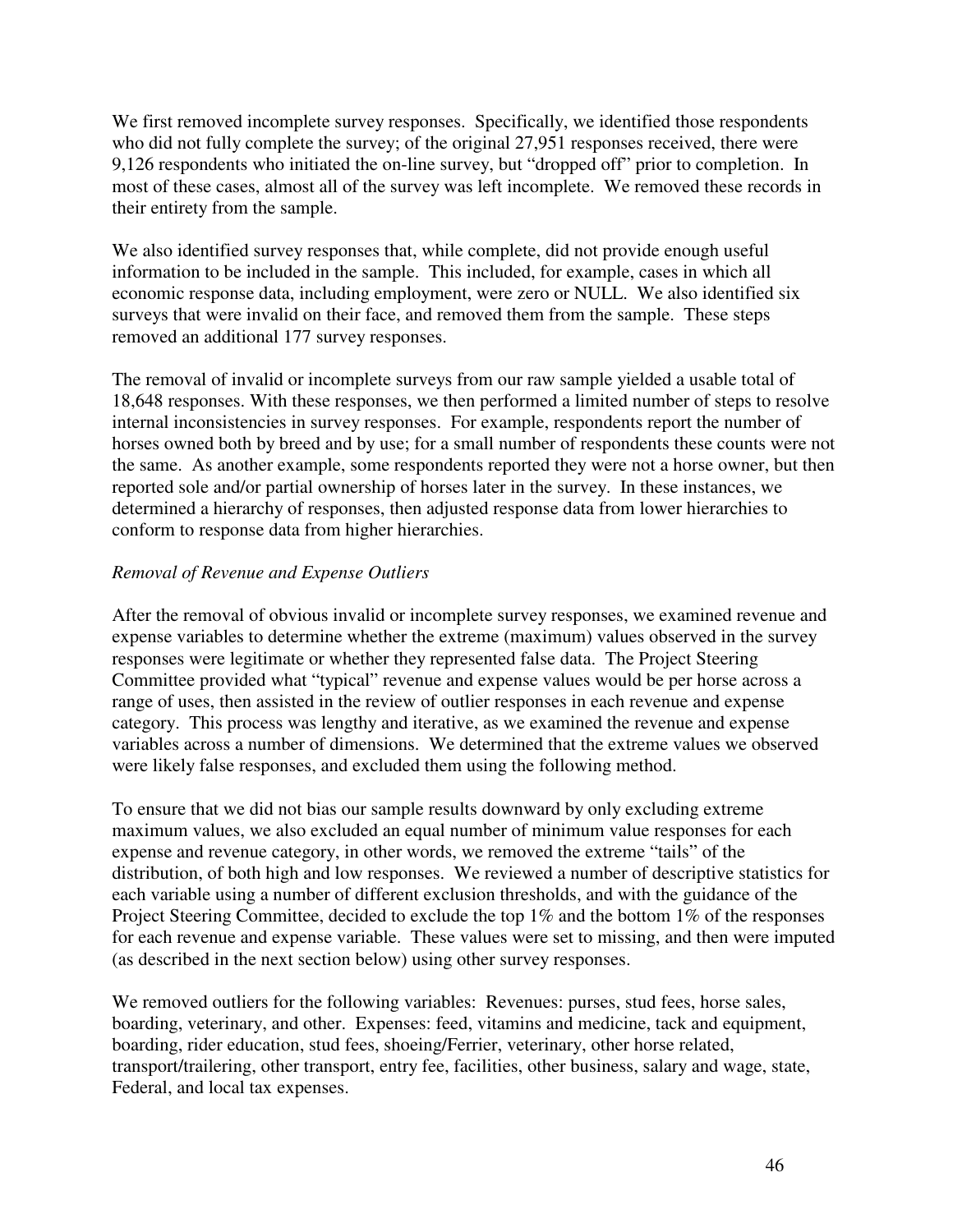We first removed incomplete survey responses. Specifically, we identified those respondents who did not fully complete the survey; of the original 27,951 responses received, there were 9,126 respondents who initiated the on-line survey, but "dropped off" prior to completion. In most of these cases, almost all of the survey was left incomplete. We removed these records in their entirety from the sample.

We also identified survey responses that, while complete, did not provide enough useful information to be included in the sample. This included, for example, cases in which all economic response data, including employment, were zero or NULL. We also identified six surveys that were invalid on their face, and removed them from the sample. These steps removed an additional 177 survey responses.

The removal of invalid or incomplete surveys from our raw sample yielded a usable total of 18,648 responses. With these responses, we then performed a limited number of steps to resolve internal inconsistencies in survey responses. For example, respondents report the number of horses owned both by breed and by use; for a small number of respondents these counts were not the same. As another example, some respondents reported they were not a horse owner, but then reported sole and/or partial ownership of horses later in the survey. In these instances, we determined a hierarchy of responses, then adjusted response data from lower hierarchies to conform to response data from higher hierarchies.

*Removal of Revenue and Expense Outliers*

After the removal of obvious invalid or incomplete survey responses, we examined revenue and expense variables to determine whether the extreme (maximum) values observed in the survey responses were legitimate or whether they represented false data. The Project Steering Committee provided what "typical" revenue and expense values would be per horse across a range of uses, then assisted in the review of outlier responses in each revenue and expense category. This process was lengthy and iterative, as we examined the revenue and expense variables across a number of dimensions. We determined that the extreme values we observed were likely false responses, and excluded them using the following method.

To ensure that we did not bias our sample results downward by only excluding extreme maximum values, we also excluded an equal number of minimum value responses for each expense and revenue category, in other words, we removed the extreme "tails" of the distribution, of both high and low responses. We reviewed a number of descriptive statistics for each variable using a number of different exclusion thresholds, and with the guidance of the Project Steering Committee, decided to exclude the top 1% and the bottom 1% of the responses for each revenue and expense variable. These values were set to missing, and then were imputed (as described in the next section below) using other survey responses.

We removed outliers for the following variables: Revenues: purses, stud fees, horse sales, boarding, veterinary, and other. Expenses: feed, vitamins and medicine, tack and equipment, boarding, rider education, stud fees, shoeing/Ferrier, veterinary, other horse related, transport/trailering, other transport, entry fee, facilities, other business, salary and wage, state, Federal, and local tax expenses.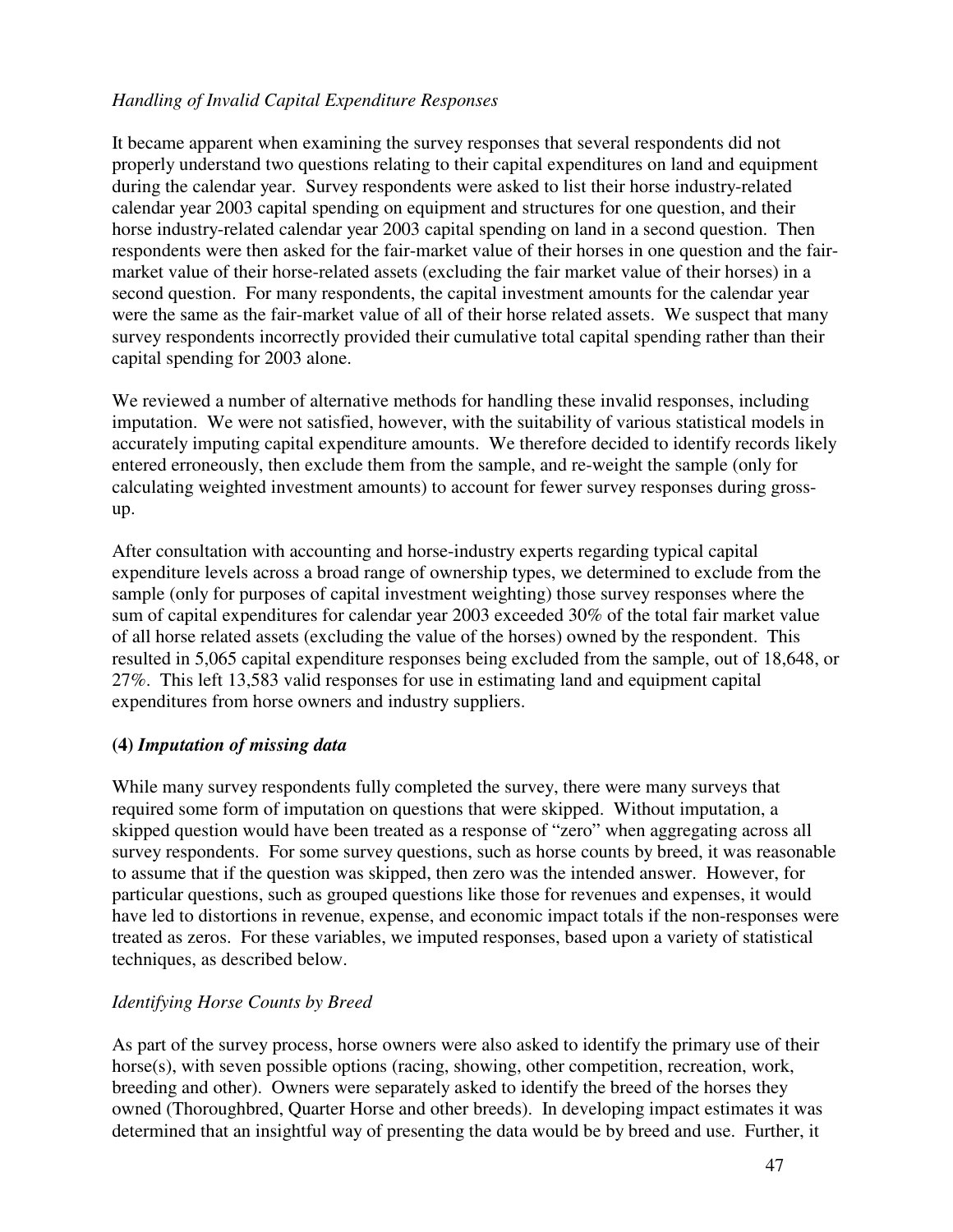*Handling of Invalid Capital Expenditure Responses*

It became apparent when examining the survey responses that several respondents did not properly understand two questions relating to their capital expenditures on land and equipment during the calendar year. Survey respondents were asked to list their horse industry-related calendar year 2003 capital spending on equipment and structures for one question, and their horse industry-related calendar year 2003 capital spending on land in a second question. Then respondents were then asked for the fair-market value of their horses in one question and the fair-market value of their horse-related assets (excluding the fair market value of their horses) in a second question. For many respondents, the capital investment amounts for the calendar year were the same as the fair-market value of all of their horse related assets. We suspect that many survey respondents incorrectly provided their cumulative total capital spending rather than their capital spending for 2003 alone.

We reviewed a number of alternative methods for handling these invalid responses, including imputation. We were not satisfied, however, with the suitability of various statistical models in accurately imputing capital expenditure amounts. We therefore decided to identify records likely entered erroneously, then exclude them from the sample, and re-weight the sample (only for calculating weighted investment amounts) to account for fewer survey responses during gross-up.

After consultation with accounting and horse-industry experts regarding typical capital expenditure levels across a broad range of ownership types, we determined to exclude from the sample (only for purposes of capital investment weighting) those survey responses where the sum of capital expenditures for calendar year 2003 exceeded 30% of the total fair market value of all horse related assets (excluding the value of the horses) owned by the respondent. This resulted in 5,065 capital expenditure responses being excluded from the sample, out of 18,648, or 27%. This left 13,583 valid responses for use in estimating land and equipment capital expenditures from horse owners and industry suppliers.

### **(4)** ***Imputation of missing data***

While many survey respondents fully completed the survey, there were many surveys that required some form of imputation on questions that were skipped. Without imputation, a skipped question would have been treated as a response of "zero" when aggregating across all survey respondents. For some survey questions, such as horse counts by breed, it was reasonable to assume that if the question was skipped, then zero was the intended answer. However, for particular questions, such as grouped questions like those for revenues and expenses, it would have led to distortions in revenue, expense, and economic impact totals if the non-responses were treated as zeros. For these variables, we imputed responses, based upon a variety of statistical techniques, as described below.

*Identifying Horse Counts by Breed*

As part of the survey process, horse owners were also asked to identify the primary use of their horse(s), with seven possible options (racing, showing, other competition, recreation, work, breeding and other). Owners were separately asked to identify the breed of the horses they owned (Thoroughbred, Quarter Horse and other breeds). In developing impact estimates it was determined that an insightful way of presenting the data would be by breed and use. Further, it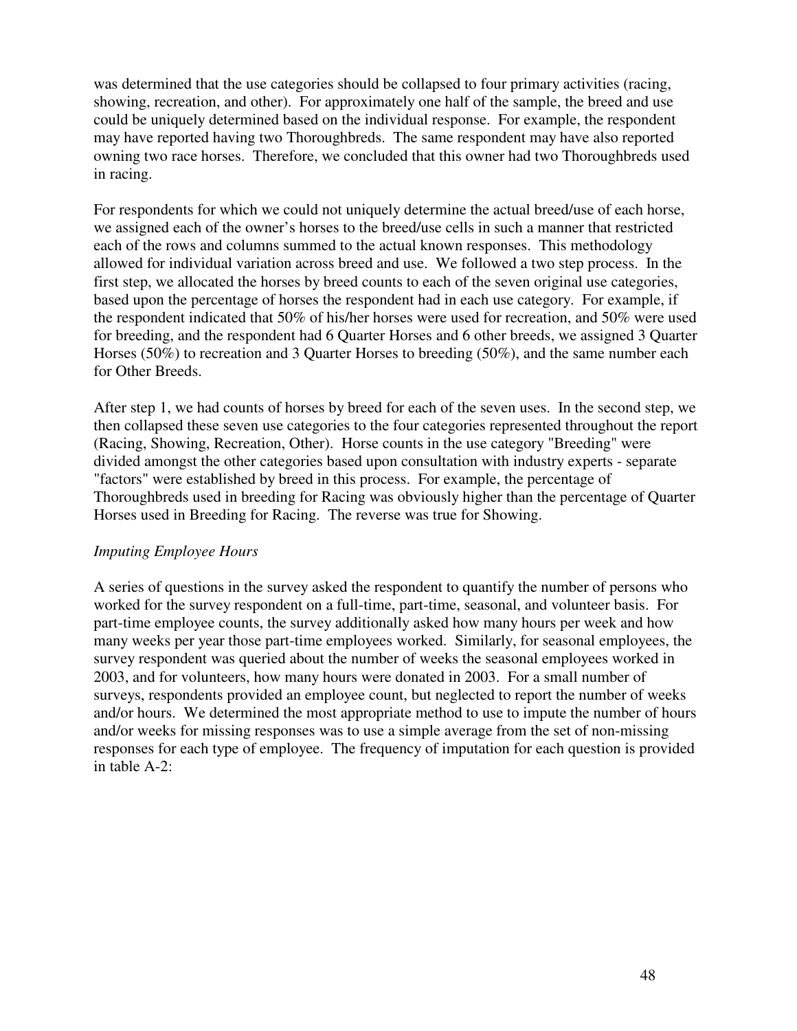was determined that the use categories should be collapsed to four primary activities (racing, showing, recreation, and other). For approximately one half of the sample, the breed and use could be uniquely determined based on the individual response. For example, the respondent may have reported having two Thoroughbreds. The same respondent may have also reported owning two race horses. Therefore, we concluded that this owner had two Thoroughbreds used in racing.

For respondents for which we could not uniquely determine the actual breed/use of each horse, we assigned each of the owner's horses to the breed/use cells in such a manner that restricted each of the rows and columns summed to the actual known responses. This methodology allowed for individual variation across breed and use. We followed a two step process. In the first step, we allocated the horses by breed counts to each of the seven original use categories, based upon the percentage of horses the respondent had in each use category. For example, if the respondent indicated that 50% of his/her horses were used for recreation, and 50% were used for breeding, and the respondent had 6 Quarter Horses and 6 other breeds, we assigned 3 Quarter Horses (50%) to recreation and 3 Quarter Horses to breeding (50%), and the same number each for Other Breeds.

After step 1, we had counts of horses by breed for each of the seven uses. In the second step, we then collapsed these seven use categories to the four categories represented throughout the report (Racing, Showing, Recreation, Other). Horse counts in the use category "Breeding" were divided amongst the other categories based upon consultation with industry experts - separate "factors" were established by breed in this process. For example, the percentage of Thoroughbreds used in breeding for Racing was obviously higher than the percentage of Quarter Horses used in Breeding for Racing. The reverse was true for Showing.

*Imputing Employee Hours*

A series of questions in the survey asked the respondent to quantify the number of persons who worked for the survey respondent on a full-time, part-time, seasonal, and volunteer basis. For part-time employee counts, the survey additionally asked how many hours per week and how many weeks per year those part-time employees worked. Similarly, for seasonal employees, the survey respondent was queried about the number of weeks the seasonal employees worked in 2003, and for volunteers, how many hours were donated in 2003. For a small number of surveys, respondents provided an employee count, but neglected to report the number of weeks and/or hours. We determined the most appropriate method to use to impute the number of hours and/or weeks for missing responses was to use a simple average from the set of non-missing responses for each type of employee. The frequency of imputation for each question is provided in table A-2: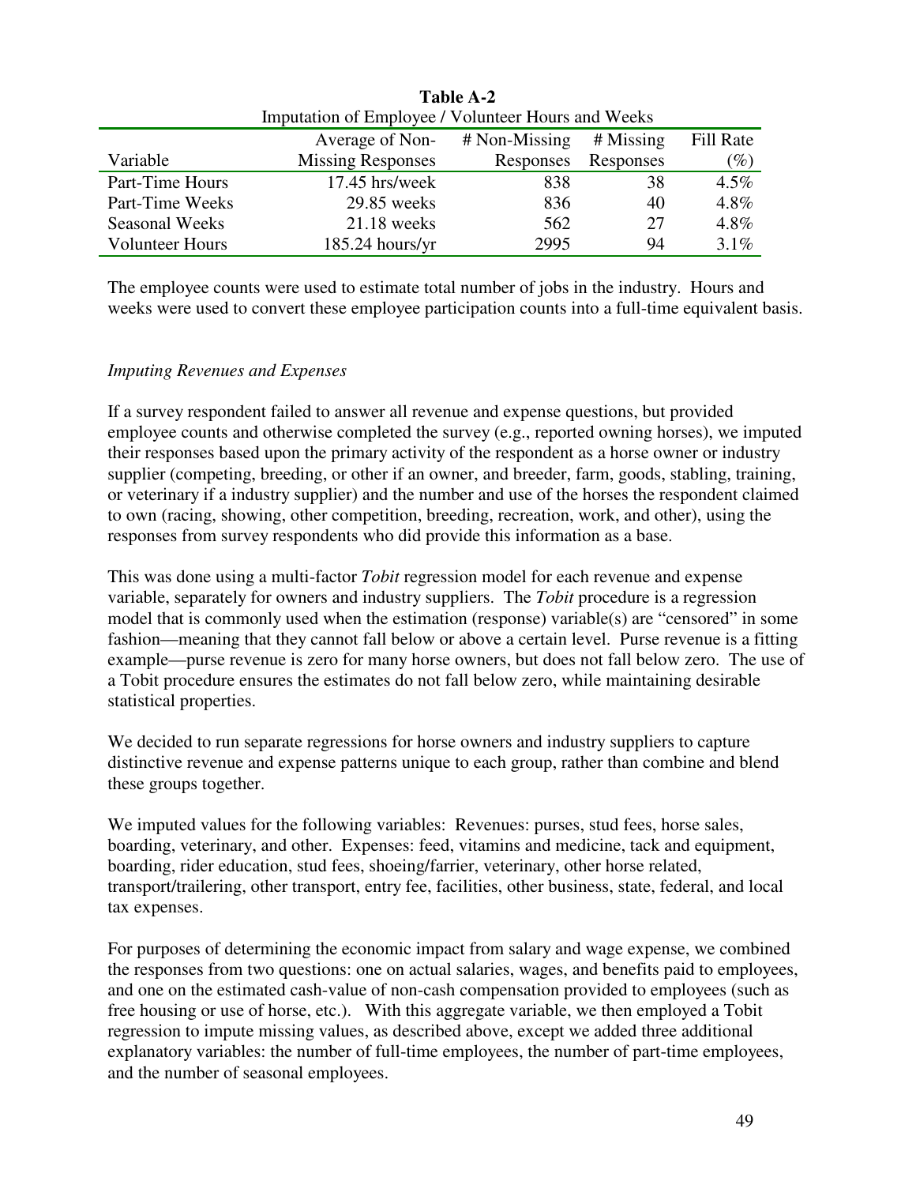**Table A-2**

Imputation of Employee / Volunteer Hours and Weeks

| Variable | Average of Non-Missing Responses | # Non-Missing Responses | # Missing Responses | Fill Rate (%) |
|---|---|---|---|---|
| Part-Time Hours | 17.45 hrs/week | 838 | 38 | 4.5% |
| Part-Time Weeks | 29.85 weeks | 836 | 40 | 4.8% |
| Seasonal Weeks | 21.18 weeks | 562 | 27 | 4.8% |
| Volunteer Hours | 185.24 hours/yr | 2995 | 94 | 3.1% |

The employee counts were used to estimate total number of jobs in the industry. Hours and weeks were used to convert these employee participation counts into a full-time equivalent basis.

*Imputing Revenues and Expenses*

If a survey respondent failed to answer all revenue and expense questions, but provided employee counts and otherwise completed the survey (e.g., reported owning horses), we imputed their responses based upon the primary activity of the respondent as a horse owner or industry supplier (competing, breeding, or other if an owner, and breeder, farm, goods, stabling, training, or veterinary if a industry supplier) and the number and use of the horses the respondent claimed to own (racing, showing, other competition, breeding, recreation, work, and other), using the responses from survey respondents who did provide this information as a base.

This was done using a multi-factor *Tobit* regression model for each revenue and expense variable, separately for owners and industry suppliers. The *Tobit* procedure is a regression model that is commonly used when the estimation (response) variable(s) are "censored" in some fashion—meaning that they cannot fall below or above a certain level. Purse revenue is a fitting example—purse revenue is zero for many horse owners, but does not fall below zero. The use of a Tobit procedure ensures the estimates do not fall below zero, while maintaining desirable statistical properties.

We decided to run separate regressions for horse owners and industry suppliers to capture distinctive revenue and expense patterns unique to each group, rather than combine and blend these groups together.

We imputed values for the following variables: Revenues: purses, stud fees, horse sales, boarding, veterinary, and other. Expenses: feed, vitamins and medicine, tack and equipment, boarding, rider education, stud fees, shoeing/farrier, veterinary, other horse related, transport/trailering, other transport, entry fee, facilities, other business, state, federal, and local tax expenses.

For purposes of determining the economic impact from salary and wage expense, we combined the responses from two questions: one on actual salaries, wages, and benefits paid to employees, and one on the estimated cash-value of non-cash compensation provided to employees (such as free housing or use of horse, etc.). With this aggregate variable, we then employed a Tobit regression to impute missing values, as described above, except we added three additional explanatory variables: the number of full-time employees, the number of part-time employees, and the number of seasonal employees.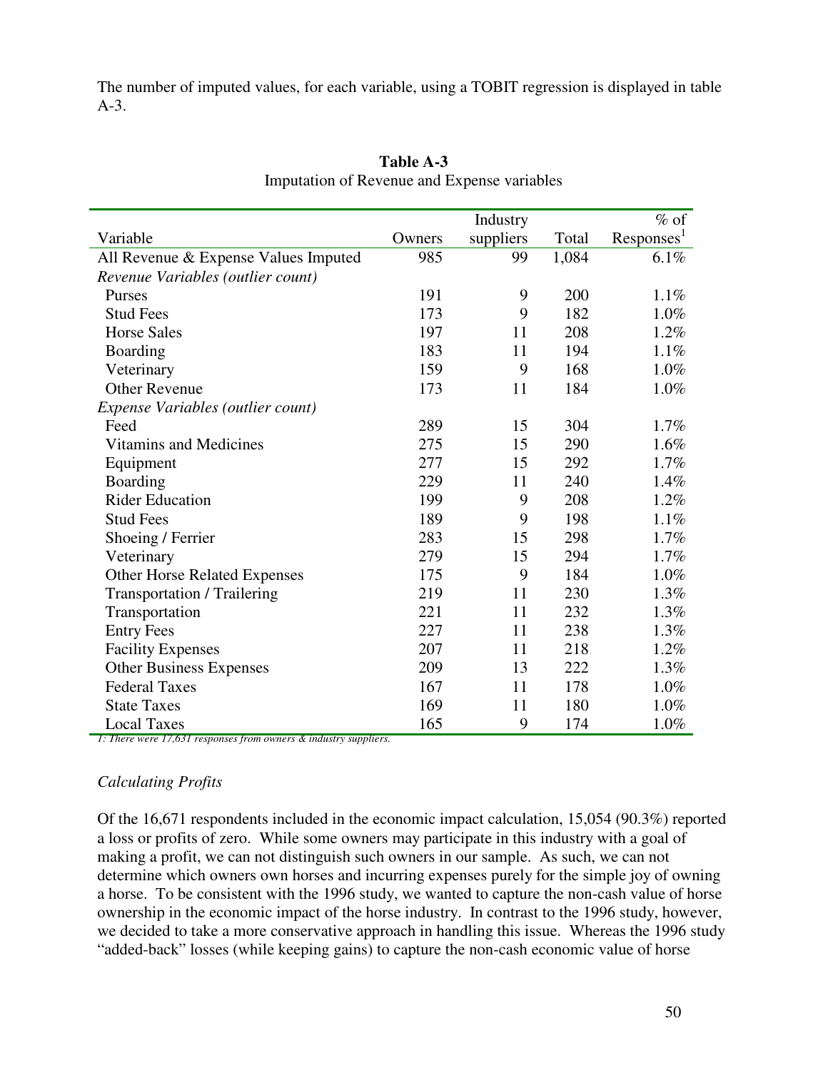The number of imputed values, for each variable, using a TOBIT regression is displayed in table A-3.

**Table A-3**
Imputation of Revenue and Expense variables

| Variable | Owners | Industry suppliers | Total | % of Responses[1] |
|---|---|---|---|---|
| All Revenue & Expense Values Imputed | 985 | 99 | 1,084 | 6.1% |
| *Revenue Variables (outlier count)* | | | | |
| Purses | 191 | 9 | 200 | 1.1% |
| Stud Fees | 173 | 9 | 182 | 1.0% |
| Horse Sales | 197 | 11 | 208 | 1.2% |
| Boarding | 183 | 11 | 194 | 1.1% |
| Veterinary | 159 | 9 | 168 | 1.0% |
| Other Revenue | 173 | 11 | 184 | 1.0% |
| *Expense Variables (outlier count)* | | | | |
| Feed | 289 | 15 | 304 | 1.7% |
| Vitamins and Medicines | 275 | 15 | 290 | 1.6% |
| Equipment | 277 | 15 | 292 | 1.7% |
| Boarding | 229 | 11 | 240 | 1.4% |
| Rider Education | 199 | 9 | 208 | 1.2% |
| Stud Fees | 189 | 9 | 198 | 1.1% |
| Shoeing / Ferrier | 283 | 15 | 298 | 1.7% |
| Veterinary | 279 | 15 | 294 | 1.7% |
| Other Horse Related Expenses | 175 | 9 | 184 | 1.0% |
| Transportation / Trailering | 219 | 11 | 230 | 1.3% |
| Transportation | 221 | 11 | 232 | 1.3% |
| Entry Fees | 227 | 11 | 238 | 1.3% |
| Facility Expenses | 207 | 11 | 218 | 1.2% |
| Other Business Expenses | 209 | 13 | 222 | 1.3% |
| Federal Taxes | 167 | 11 | 178 | 1.0% |
| State Taxes | 169 | 11 | 180 | 1.0% |
| Local Taxes | 165 | 9 | 174 | 1.0% |

*1: There were 17,631 responses from owners & industry suppliers.*

*Calculating Profits*

Of the 16,671 respondents included in the economic impact calculation, 15,054 (90.3%) reported a loss or profits of zero. While some owners may participate in this industry with a goal of making a profit, we can not distinguish such owners in our sample. As such, we can not determine which owners own horses and incurring expenses purely for the simple joy of owning a horse. To be consistent with the 1996 study, we wanted to capture the non-cash value of horse ownership in the economic impact of the horse industry. In contrast to the 1996 study, however, we decided to take a more conservative approach in handling this issue. Whereas the 1996 study "added-back" losses (while keeping gains) to capture the non-cash economic value of horse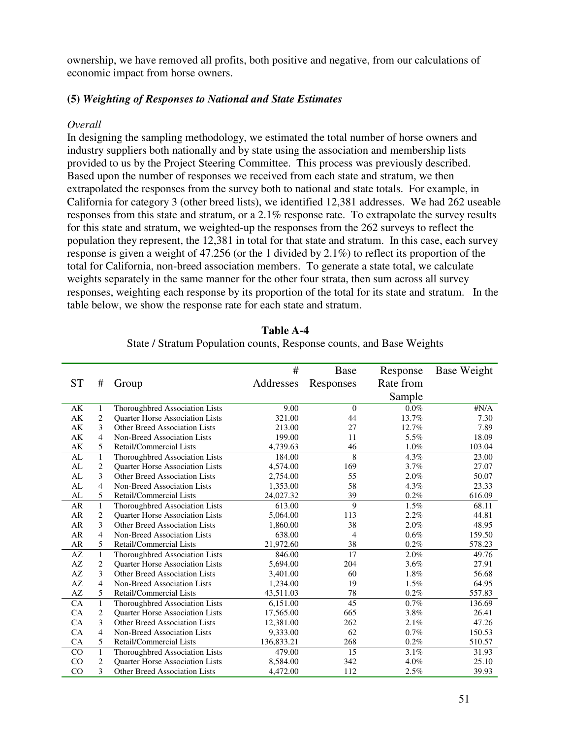ownership, we have removed all profits, both positive and negative, from our calculations of economic impact from horse owners.

### (5) *Weighting of Responses to National and State Estimates*

*Overall*

In designing the sampling methodology, we estimated the total number of horse owners and industry suppliers both nationally and by state using the association and membership lists provided to us by the Project Steering Committee. This process was previously described. Based upon the number of responses we received from each state and stratum, we then extrapolated the responses from the survey both to national and state totals. For example, in California for category 3 (other breed lists), we identified 12,381 addresses. We had 262 useable responses from this state and stratum, or a 2.1% response rate. To extrapolate the survey results for this state and stratum, we weighted-up the responses from the 262 surveys to reflect the population they represent, the 12,381 in total for that state and stratum. In this case, each survey response is given a weight of 47.256 (or the 1 divided by 2.1%) to reflect its proportion of the total for California, non-breed association members. To generate a state total, we calculate weights separately in the same manner for the other four strata, then sum across all survey responses, weighting each response by its proportion of the total for its state and stratum. In the table below, we show the response rate for each state and stratum.

**Table A-4**

State / Stratum Population counts, Response counts, and Base Weights

| ST | # | Group | # Addresses | Base Responses | Response Rate from Sample | Base Weight |
|---|---|---|---|---|---|---|
| AK | 1 | Thoroughbred Association Lists | 9.00 | 0 | 0.0% | #N/A |
| AK | 2 | Quarter Horse Association Lists | 321.00 | 44 | 13.7% | 7.30 |
| AK | 3 | Other Breed Association Lists | 213.00 | 27 | 12.7% | 7.89 |
| AK | 4 | Non-Breed Association Lists | 199.00 | 11 | 5.5% | 18.09 |
| AK | 5 | Retail/Commercial Lists | 4,739.63 | 46 | 1.0% | 103.04 |
| AL | 1 | Thoroughbred Association Lists | 184.00 | 8 | 4.3% | 23.00 |
| AL | 2 | Quarter Horse Association Lists | 4,574.00 | 169 | 3.7% | 27.07 |
| AL | 3 | Other Breed Association Lists | 2,754.00 | 55 | 2.0% | 50.07 |
| AL | 4 | Non-Breed Association Lists | 1,353.00 | 58 | 4.3% | 23.33 |
| AL | 5 | Retail/Commercial Lists | 24,027.32 | 39 | 0.2% | 616.09 |
| AR | 1 | Thoroughbred Association Lists | 613.00 | 9 | 1.5% | 68.11 |
| AR | 2 | Quarter Horse Association Lists | 5,064.00 | 113 | 2.2% | 44.81 |
| AR | 3 | Other Breed Association Lists | 1,860.00 | 38 | 2.0% | 48.95 |
| AR | 4 | Non-Breed Association Lists | 638.00 | 4 | 0.6% | 159.50 |
| AR | 5 | Retail/Commercial Lists | 21,972.60 | 38 | 0.2% | 578.23 |
| AZ | 1 | Thoroughbred Association Lists | 846.00 | 17 | 2.0% | 49.76 |
| AZ | 2 | Quarter Horse Association Lists | 5,694.00 | 204 | 3.6% | 27.91 |
| AZ | 3 | Other Breed Association Lists | 3,401.00 | 60 | 1.8% | 56.68 |
| AZ | 4 | Non-Breed Association Lists | 1,234.00 | 19 | 1.5% | 64.95 |
| AZ | 5 | Retail/Commercial Lists | 43,511.03 | 78 | 0.2% | 557.83 |
| CA | 1 | Thoroughbred Association Lists | 6,151.00 | 45 | 0.7% | 136.69 |
| CA | 2 | Quarter Horse Association Lists | 17,565.00 | 665 | 3.8% | 26.41 |
| CA | 3 | Other Breed Association Lists | 12,381.00 | 262 | 2.1% | 47.26 |
| CA | 4 | Non-Breed Association Lists | 9,333.00 | 62 | 0.7% | 150.53 |
| CA | 5 | Retail/Commercial Lists | 136,833.21 | 268 | 0.2% | 510.57 |
| CO | 1 | Thoroughbred Association Lists | 479.00 | 15 | 3.1% | 31.93 |
| CO | 2 | Quarter Horse Association Lists | 8,584.00 | 342 | 4.0% | 25.10 |
| CO | 3 | Other Breed Association Lists | 4,472.00 | 112 | 2.5% | 39.93 |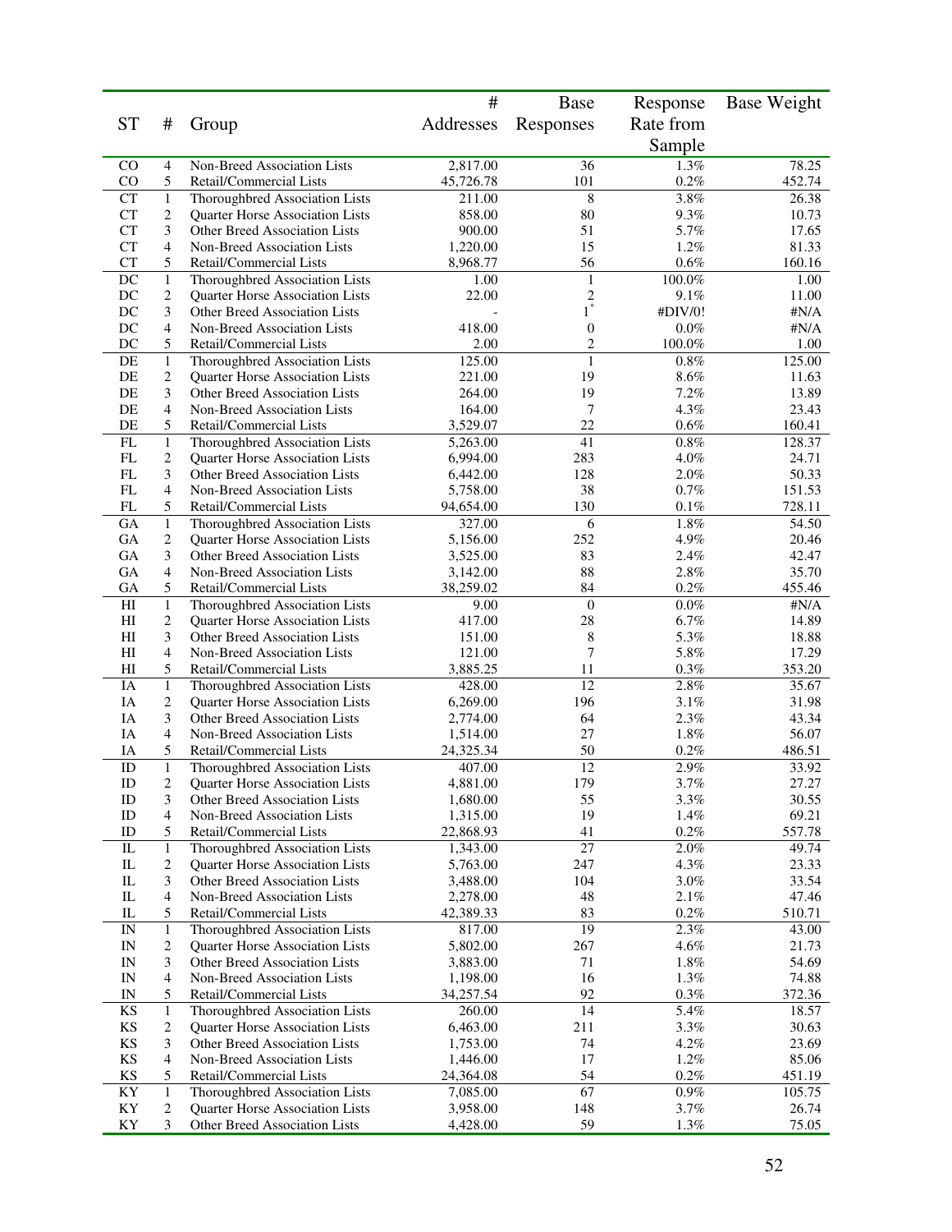| ST | # | Group | # Addresses | Base Responses | Response Rate from Sample | Base Weight |
|---|---|---|---|---|---|---|
| CO | 4 | Non-Breed Association Lists | 2,817.00 | 36 | 1.3% | 78.25 |
| CO | 5 | Retail/Commercial Lists | 45,726.78 | 101 | 0.2% | 452.74 |
| CT | 1 | Thoroughbred Association Lists | 211.00 | 8 | 3.8% | 26.38 |
| CT | 2 | Quarter Horse Association Lists | 858.00 | 80 | 9.3% | 10.73 |
| CT | 3 | Other Breed Association Lists | 900.00 | 51 | 5.7% | 17.65 |
| CT | 4 | Non-Breed Association Lists | 1,220.00 | 15 | 1.2% | 81.33 |
| CT | 5 | Retail/Commercial Lists | 8,968.77 | 56 | 0.6% | 160.16 |
| DC | 1 | Thoroughbred Association Lists | 1.00 | 1 | 100.0% | 1.00 |
| DC | 2 | Quarter Horse Association Lists | 22.00 | 2 | 9.1% | 11.00 |
| DC | 3 | Other Breed Association Lists | - | 1* | #DIV/0! | #N/A |
| DC | 4 | Non-Breed Association Lists | 418.00 | 0 | 0.0% | #N/A |
| DC | 5 | Retail/Commercial Lists | 2.00 | 2 | 100.0% | 1.00 |
| DE | 1 | Thoroughbred Association Lists | 125.00 | 1 | 0.8% | 125.00 |
| DE | 2 | Quarter Horse Association Lists | 221.00 | 19 | 8.6% | 11.63 |
| DE | 3 | Other Breed Association Lists | 264.00 | 19 | 7.2% | 13.89 |
| DE | 4 | Non-Breed Association Lists | 164.00 | 7 | 4.3% | 23.43 |
| DE | 5 | Retail/Commercial Lists | 3,529.07 | 22 | 0.6% | 160.41 |
| FL | 1 | Thoroughbred Association Lists | 5,263.00 | 41 | 0.8% | 128.37 |
| FL | 2 | Quarter Horse Association Lists | 6,994.00 | 283 | 4.0% | 24.71 |
| FL | 3 | Other Breed Association Lists | 6,442.00 | 128 | 2.0% | 50.33 |
| FL | 4 | Non-Breed Association Lists | 5,758.00 | 38 | 0.7% | 151.53 |
| FL | 5 | Retail/Commercial Lists | 94,654.00 | 130 | 0.1% | 728.11 |
| GA | 1 | Thoroughbred Association Lists | 327.00 | 6 | 1.8% | 54.50 |
| GA | 2 | Quarter Horse Association Lists | 5,156.00 | 252 | 4.9% | 20.46 |
| GA | 3 | Other Breed Association Lists | 3,525.00 | 83 | 2.4% | 42.47 |
| GA | 4 | Non-Breed Association Lists | 3,142.00 | 88 | 2.8% | 35.70 |
| GA | 5 | Retail/Commercial Lists | 38,259.02 | 84 | 0.2% | 455.46 |
| HI | 1 | Thoroughbred Association Lists | 9.00 | 0 | 0.0% | #N/A |
| HI | 2 | Quarter Horse Association Lists | 417.00 | 28 | 6.7% | 14.89 |
| HI | 3 | Other Breed Association Lists | 151.00 | 8 | 5.3% | 18.88 |
| HI | 4 | Non-Breed Association Lists | 121.00 | 7 | 5.8% | 17.29 |
| HI | 5 | Retail/Commercial Lists | 3,885.25 | 11 | 0.3% | 353.20 |
| IA | 1 | Thoroughbred Association Lists | 428.00 | 12 | 2.8% | 35.67 |
| IA | 2 | Quarter Horse Association Lists | 6,269.00 | 196 | 3.1% | 31.98 |
| IA | 3 | Other Breed Association Lists | 2,774.00 | 64 | 2.3% | 43.34 |
| IA | 4 | Non-Breed Association Lists | 1,514.00 | 27 | 1.8% | 56.07 |
| IA | 5 | Retail/Commercial Lists | 24,325.34 | 50 | 0.2% | 486.51 |
| ID | 1 | Thoroughbred Association Lists | 407.00 | 12 | 2.9% | 33.92 |
| ID | 2 | Quarter Horse Association Lists | 4,881.00 | 179 | 3.7% | 27.27 |
| ID | 3 | Other Breed Association Lists | 1,680.00 | 55 | 3.3% | 30.55 |
| ID | 4 | Non-Breed Association Lists | 1,315.00 | 19 | 1.4% | 69.21 |
| ID | 5 | Retail/Commercial Lists | 22,868.93 | 41 | 0.2% | 557.78 |
| IL | 1 | Thoroughbred Association Lists | 1,343.00 | 27 | 2.0% | 49.74 |
| IL | 2 | Quarter Horse Association Lists | 5,763.00 | 247 | 4.3% | 23.33 |
| IL | 3 | Other Breed Association Lists | 3,488.00 | 104 | 3.0% | 33.54 |
| IL | 4 | Non-Breed Association Lists | 2,278.00 | 48 | 2.1% | 47.46 |
| IL | 5 | Retail/Commercial Lists | 42,389.33 | 83 | 0.2% | 510.71 |
| IN | 1 | Thoroughbred Association Lists | 817.00 | 19 | 2.3% | 43.00 |
| IN | 2 | Quarter Horse Association Lists | 5,802.00 | 267 | 4.6% | 21.73 |
| IN | 3 | Other Breed Association Lists | 3,883.00 | 71 | 1.8% | 54.69 |
| IN | 4 | Non-Breed Association Lists | 1,198.00 | 16 | 1.3% | 74.88 |
| IN | 5 | Retail/Commercial Lists | 34,257.54 | 92 | 0.3% | 372.36 |
| KS | 1 | Thoroughbred Association Lists | 260.00 | 14 | 5.4% | 18.57 |
| KS | 2 | Quarter Horse Association Lists | 6,463.00 | 211 | 3.3% | 30.63 |
| KS | 3 | Other Breed Association Lists | 1,753.00 | 74 | 4.2% | 23.69 |
| KS | 4 | Non-Breed Association Lists | 1,446.00 | 17 | 1.2% | 85.06 |
| KS | 5 | Retail/Commercial Lists | 24,364.08 | 54 | 0.2% | 451.19 |
| KY | 1 | Thoroughbred Association Lists | 7,085.00 | 67 | 0.9% | 105.75 |
| KY | 2 | Quarter Horse Association Lists | 3,958.00 | 148 | 3.7% | 26.74 |
| KY | 3 | Other Breed Association Lists | 4,428.00 | 59 | 1.3% | 75.05 |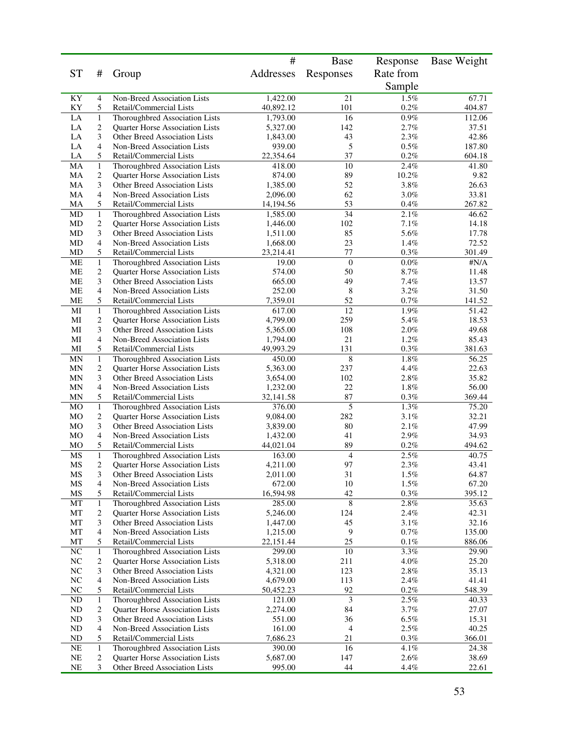| ST | # | Group | # Addresses | Base Responses | Response Rate from Sample | Base Weight |
|---|---|---|---|---|---|---|
| KY | 4 | Non-Breed Association Lists | 1,422.00 | 21 | 1.5% | 67.71 |
| KY | 5 | Retail/Commercial Lists | 40,892.12 | 101 | 0.2% | 404.87 |
| LA | 1 | Thoroughbred Association Lists | 1,793.00 | 16 | 0.9% | 112.06 |
| LA | 2 | Quarter Horse Association Lists | 5,327.00 | 142 | 2.7% | 37.51 |
| LA | 3 | Other Breed Association Lists | 1,843.00 | 43 | 2.3% | 42.86 |
| LA | 4 | Non-Breed Association Lists | 939.00 | 5 | 0.5% | 187.80 |
| LA | 5 | Retail/Commercial Lists | 22,354.64 | 37 | 0.2% | 604.18 |
| MA | 1 | Thoroughbred Association Lists | 418.00 | 10 | 2.4% | 41.80 |
| MA | 2 | Quarter Horse Association Lists | 874.00 | 89 | 10.2% | 9.82 |
| MA | 3 | Other Breed Association Lists | 1,385.00 | 52 | 3.8% | 26.63 |
| MA | 4 | Non-Breed Association Lists | 2,096.00 | 62 | 3.0% | 33.81 |
| MA | 5 | Retail/Commercial Lists | 14,194.56 | 53 | 0.4% | 267.82 |
| MD | 1 | Thoroughbred Association Lists | 1,585.00 | 34 | 2.1% | 46.62 |
| MD | 2 | Quarter Horse Association Lists | 1,446.00 | 102 | 7.1% | 14.18 |
| MD | 3 | Other Breed Association Lists | 1,511.00 | 85 | 5.6% | 17.78 |
| MD | 4 | Non-Breed Association Lists | 1,668.00 | 23 | 1.4% | 72.52 |
| MD | 5 | Retail/Commercial Lists | 23,214.41 | 77 | 0.3% | 301.49 |
| ME | 1 | Thoroughbred Association Lists | 19.00 | 0 | 0.0% | #N/A |
| ME | 2 | Quarter Horse Association Lists | 574.00 | 50 | 8.7% | 11.48 |
| ME | 3 | Other Breed Association Lists | 665.00 | 49 | 7.4% | 13.57 |
| ME | 4 | Non-Breed Association Lists | 252.00 | 8 | 3.2% | 31.50 |
| ME | 5 | Retail/Commercial Lists | 7,359.01 | 52 | 0.7% | 141.52 |
| MI | 1 | Thoroughbred Association Lists | 617.00 | 12 | 1.9% | 51.42 |
| MI | 2 | Quarter Horse Association Lists | 4,799.00 | 259 | 5.4% | 18.53 |
| MI | 3 | Other Breed Association Lists | 5,365.00 | 108 | 2.0% | 49.68 |
| MI | 4 | Non-Breed Association Lists | 1,794.00 | 21 | 1.2% | 85.43 |
| MI | 5 | Retail/Commercial Lists | 49,993.29 | 131 | 0.3% | 381.63 |
| MN | 1 | Thoroughbred Association Lists | 450.00 | 8 | 1.8% | 56.25 |
| MN | 2 | Quarter Horse Association Lists | 5,363.00 | 237 | 4.4% | 22.63 |
| MN | 3 | Other Breed Association Lists | 3,654.00 | 102 | 2.8% | 35.82 |
| MN | 4 | Non-Breed Association Lists | 1,232.00 | 22 | 1.8% | 56.00 |
| MN | 5 | Retail/Commercial Lists | 32,141.58 | 87 | 0.3% | 369.44 |
| MO | 1 | Thoroughbred Association Lists | 376.00 | 5 | 1.3% | 75.20 |
| MO | 2 | Quarter Horse Association Lists | 9,084.00 | 282 | 3.1% | 32.21 |
| MO | 3 | Other Breed Association Lists | 3,839.00 | 80 | 2.1% | 47.99 |
| MO | 4 | Non-Breed Association Lists | 1,432.00 | 41 | 2.9% | 34.93 |
| MO | 5 | Retail/Commercial Lists | 44,021.04 | 89 | 0.2% | 494.62 |
| MS | 1 | Thoroughbred Association Lists | 163.00 | 4 | 2.5% | 40.75 |
| MS | 2 | Quarter Horse Association Lists | 4,211.00 | 97 | 2.3% | 43.41 |
| MS | 3 | Other Breed Association Lists | 2,011.00 | 31 | 1.5% | 64.87 |
| MS | 4 | Non-Breed Association Lists | 672.00 | 10 | 1.5% | 67.20 |
| MS | 5 | Retail/Commercial Lists | 16,594.98 | 42 | 0.3% | 395.12 |
| MT | 1 | Thoroughbred Association Lists | 285.00 | 8 | 2.8% | 35.63 |
| MT | 2 | Quarter Horse Association Lists | 5,246.00 | 124 | 2.4% | 42.31 |
| MT | 3 | Other Breed Association Lists | 1,447.00 | 45 | 3.1% | 32.16 |
| MT | 4 | Non-Breed Association Lists | 1,215.00 | 9 | 0.7% | 135.00 |
| MT | 5 | Retail/Commercial Lists | 22,151.44 | 25 | 0.1% | 886.06 |
| NC | 1 | Thoroughbred Association Lists | 299.00 | 10 | 3.3% | 29.90 |
| NC | 2 | Quarter Horse Association Lists | 5,318.00 | 211 | 4.0% | 25.20 |
| NC | 3 | Other Breed Association Lists | 4,321.00 | 123 | 2.8% | 35.13 |
| NC | 4 | Non-Breed Association Lists | 4,679.00 | 113 | 2.4% | 41.41 |
| NC | 5 | Retail/Commercial Lists | 50,452.23 | 92 | 0.2% | 548.39 |
| ND | 1 | Thoroughbred Association Lists | 121.00 | 3 | 2.5% | 40.33 |
| ND | 2 | Quarter Horse Association Lists | 2,274.00 | 84 | 3.7% | 27.07 |
| ND | 3 | Other Breed Association Lists | 551.00 | 36 | 6.5% | 15.31 |
| ND | 4 | Non-Breed Association Lists | 161.00 | 4 | 2.5% | 40.25 |
| ND | 5 | Retail/Commercial Lists | 7,686.23 | 21 | 0.3% | 366.01 |
| NE | 1 | Thoroughbred Association Lists | 390.00 | 16 | 4.1% | 24.38 |
| NE | 2 | Quarter Horse Association Lists | 5,687.00 | 147 | 2.6% | 38.69 |
| NE | 3 | Other Breed Association Lists | 995.00 | 44 | 4.4% | 22.61 |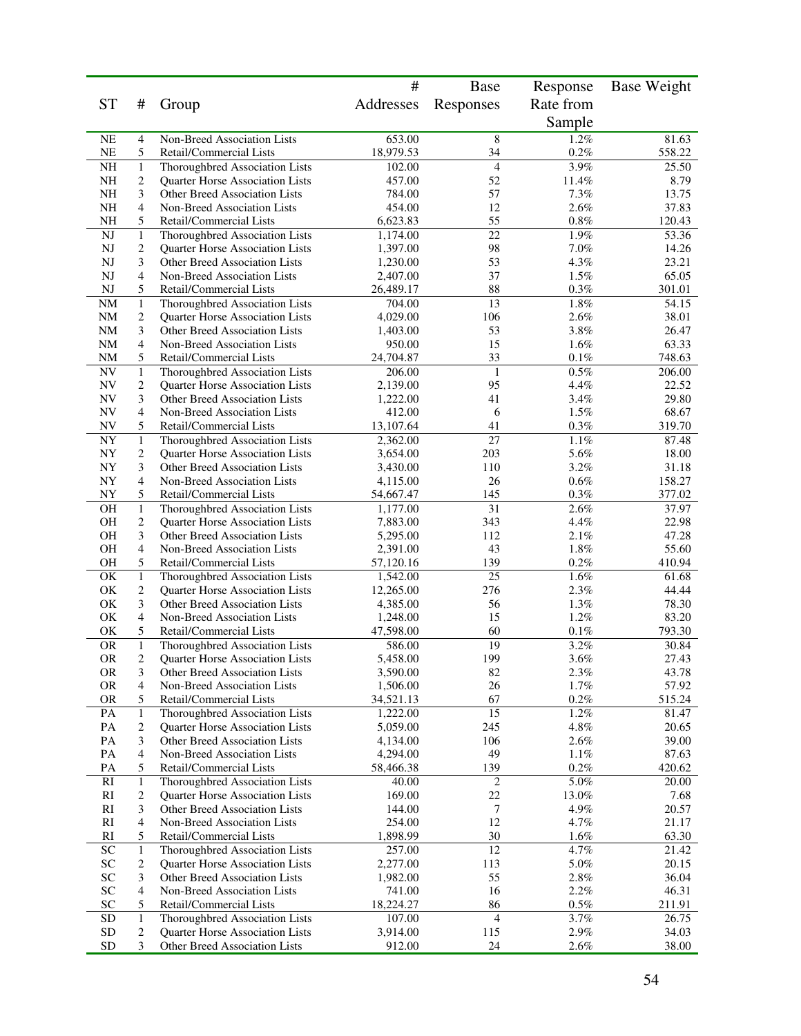| ST | # | Group | # Addresses | Base Responses | Response Rate from Sample | Base Weight |
|---|---|---|---|---|---|---|
| NE | 4 | Non-Breed Association Lists | 653.00 | 8 | 1.2% | 81.63 |
| NE | 5 | Retail/Commercial Lists | 18,979.53 | 34 | 0.2% | 558.22 |
| NH | 1 | Thoroughbred Association Lists | 102.00 | 4 | 3.9% | 25.50 |
| NH | 2 | Quarter Horse Association Lists | 457.00 | 52 | 11.4% | 8.79 |
| NH | 3 | Other Breed Association Lists | 784.00 | 57 | 7.3% | 13.75 |
| NH | 4 | Non-Breed Association Lists | 454.00 | 12 | 2.6% | 37.83 |
| NH | 5 | Retail/Commercial Lists | 6,623.83 | 55 | 0.8% | 120.43 |
| NJ | 1 | Thoroughbred Association Lists | 1,174.00 | 22 | 1.9% | 53.36 |
| NJ | 2 | Quarter Horse Association Lists | 1,397.00 | 98 | 7.0% | 14.26 |
| NJ | 3 | Other Breed Association Lists | 1,230.00 | 53 | 4.3% | 23.21 |
| NJ | 4 | Non-Breed Association Lists | 2,407.00 | 37 | 1.5% | 65.05 |
| NJ | 5 | Retail/Commercial Lists | 26,489.17 | 88 | 0.3% | 301.01 |
| NM | 1 | Thoroughbred Association Lists | 704.00 | 13 | 1.8% | 54.15 |
| NM | 2 | Quarter Horse Association Lists | 4,029.00 | 106 | 2.6% | 38.01 |
| NM | 3 | Other Breed Association Lists | 1,403.00 | 53 | 3.8% | 26.47 |
| NM | 4 | Non-Breed Association Lists | 950.00 | 15 | 1.6% | 63.33 |
| NM | 5 | Retail/Commercial Lists | 24,704.87 | 33 | 0.1% | 748.63 |
| NV | 1 | Thoroughbred Association Lists | 206.00 | 1 | 0.5% | 206.00 |
| NV | 2 | Quarter Horse Association Lists | 2,139.00 | 95 | 4.4% | 22.52 |
| NV | 3 | Other Breed Association Lists | 1,222.00 | 41 | 3.4% | 29.80 |
| NV | 4 | Non-Breed Association Lists | 412.00 | 6 | 1.5% | 68.67 |
| NV | 5 | Retail/Commercial Lists | 13,107.64 | 41 | 0.3% | 319.70 |
| NY | 1 | Thoroughbred Association Lists | 2,362.00 | 27 | 1.1% | 87.48 |
| NY | 2 | Quarter Horse Association Lists | 3,654.00 | 203 | 5.6% | 18.00 |
| NY | 3 | Other Breed Association Lists | 3,430.00 | 110 | 3.2% | 31.18 |
| NY | 4 | Non-Breed Association Lists | 4,115.00 | 26 | 0.6% | 158.27 |
| NY | 5 | Retail/Commercial Lists | 54,667.47 | 145 | 0.3% | 377.02 |
| OH | 1 | Thoroughbred Association Lists | 1,177.00 | 31 | 2.6% | 37.97 |
| OH | 2 | Quarter Horse Association Lists | 7,883.00 | 343 | 4.4% | 22.98 |
| OH | 3 | Other Breed Association Lists | 5,295.00 | 112 | 2.1% | 47.28 |
| OH | 4 | Non-Breed Association Lists | 2,391.00 | 43 | 1.8% | 55.60 |
| OH | 5 | Retail/Commercial Lists | 57,120.16 | 139 | 0.2% | 410.94 |
| OK | 1 | Thoroughbred Association Lists | 1,542.00 | 25 | 1.6% | 61.68 |
| OK | 2 | Quarter Horse Association Lists | 12,265.00 | 276 | 2.3% | 44.44 |
| OK | 3 | Other Breed Association Lists | 4,385.00 | 56 | 1.3% | 78.30 |
| OK | 4 | Non-Breed Association Lists | 1,248.00 | 15 | 1.2% | 83.20 |
| OK | 5 | Retail/Commercial Lists | 47,598.00 | 60 | 0.1% | 793.30 |
| OR | 1 | Thoroughbred Association Lists | 586.00 | 19 | 3.2% | 30.84 |
| OR | 2 | Quarter Horse Association Lists | 5,458.00 | 199 | 3.6% | 27.43 |
| OR | 3 | Other Breed Association Lists | 3,590.00 | 82 | 2.3% | 43.78 |
| OR | 4 | Non-Breed Association Lists | 1,506.00 | 26 | 1.7% | 57.92 |
| OR | 5 | Retail/Commercial Lists | 34,521.13 | 67 | 0.2% | 515.24 |
| PA | 1 | Thoroughbred Association Lists | 1,222.00 | 15 | 1.2% | 81.47 |
| PA | 2 | Quarter Horse Association Lists | 5,059.00 | 245 | 4.8% | 20.65 |
| PA | 3 | Other Breed Association Lists | 4,134.00 | 106 | 2.6% | 39.00 |
| PA | 4 | Non-Breed Association Lists | 4,294.00 | 49 | 1.1% | 87.63 |
| PA | 5 | Retail/Commercial Lists | 58,466.38 | 139 | 0.2% | 420.62 |
| RI | 1 | Thoroughbred Association Lists | 40.00 | 2 | 5.0% | 20.00 |
| RI | 2 | Quarter Horse Association Lists | 169.00 | 22 | 13.0% | 7.68 |
| RI | 3 | Other Breed Association Lists | 144.00 | 7 | 4.9% | 20.57 |
| RI | 4 | Non-Breed Association Lists | 254.00 | 12 | 4.7% | 21.17 |
| RI | 5 | Retail/Commercial Lists | 1,898.99 | 30 | 1.6% | 63.30 |
| SC | 1 | Thoroughbred Association Lists | 257.00 | 12 | 4.7% | 21.42 |
| SC | 2 | Quarter Horse Association Lists | 2,277.00 | 113 | 5.0% | 20.15 |
| SC | 3 | Other Breed Association Lists | 1,982.00 | 55 | 2.8% | 36.04 |
| SC | 4 | Non-Breed Association Lists | 741.00 | 16 | 2.2% | 46.31 |
| SC | 5 | Retail/Commercial Lists | 18,224.27 | 86 | 0.5% | 211.91 |
| SD | 1 | Thoroughbred Association Lists | 107.00 | 4 | 3.7% | 26.75 |
| SD | 2 | Quarter Horse Association Lists | 3,914.00 | 115 | 2.9% | 34.03 |
| SD | 3 | Other Breed Association Lists | 912.00 | 24 | 2.6% | 38.00 |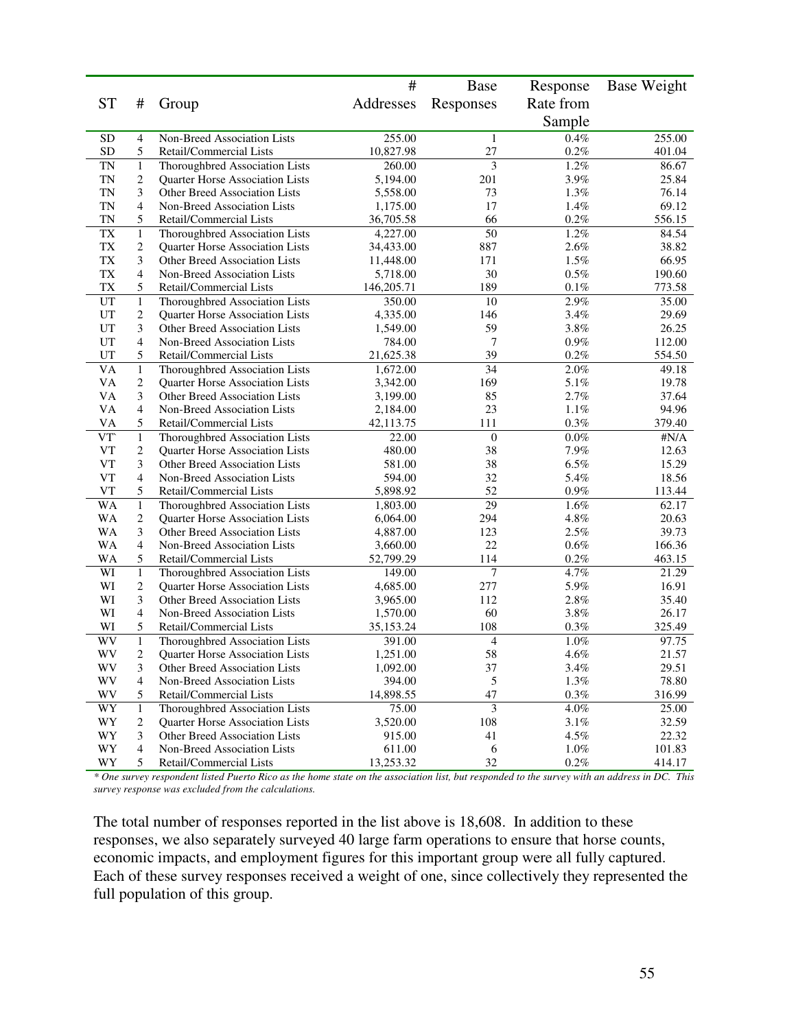| ST | # | Group | # Addresses | Base Responses | Response Rate from Sample | Base Weight |
|---|---|---|---|---|---|---|
| SD | 4 | Non-Breed Association Lists | 255.00 | 1 | 0.4% | 255.00 |
| SD | 5 | Retail/Commercial Lists | 10,827.98 | 27 | 0.2% | 401.04 |
| TN | 1 | Thoroughbred Association Lists | 260.00 | 3 | 1.2% | 86.67 |
| TN | 2 | Quarter Horse Association Lists | 5,194.00 | 201 | 3.9% | 25.84 |
| TN | 3 | Other Breed Association Lists | 5,558.00 | 73 | 1.3% | 76.14 |
| TN | 4 | Non-Breed Association Lists | 1,175.00 | 17 | 1.4% | 69.12 |
| TN | 5 | Retail/Commercial Lists | 36,705.58 | 66 | 0.2% | 556.15 |
| TX | 1 | Thoroughbred Association Lists | 4,227.00 | 50 | 1.2% | 84.54 |
| TX | 2 | Quarter Horse Association Lists | 34,433.00 | 887 | 2.6% | 38.82 |
| TX | 3 | Other Breed Association Lists | 11,448.00 | 171 | 1.5% | 66.95 |
| TX | 4 | Non-Breed Association Lists | 5,718.00 | 30 | 0.5% | 190.60 |
| TX | 5 | Retail/Commercial Lists | 146,205.71 | 189 | 0.1% | 773.58 |
| UT | 1 | Thoroughbred Association Lists | 350.00 | 10 | 2.9% | 35.00 |
| UT | 2 | Quarter Horse Association Lists | 4,335.00 | 146 | 3.4% | 29.69 |
| UT | 3 | Other Breed Association Lists | 1,549.00 | 59 | 3.8% | 26.25 |
| UT | 4 | Non-Breed Association Lists | 784.00 | 7 | 0.9% | 112.00 |
| UT | 5 | Retail/Commercial Lists | 21,625.38 | 39 | 0.2% | 554.50 |
| VA | 1 | Thoroughbred Association Lists | 1,672.00 | 34 | 2.0% | 49.18 |
| VA | 2 | Quarter Horse Association Lists | 3,342.00 | 169 | 5.1% | 19.78 |
| VA | 3 | Other Breed Association Lists | 3,199.00 | 85 | 2.7% | 37.64 |
| VA | 4 | Non-Breed Association Lists | 2,184.00 | 23 | 1.1% | 94.96 |
| VA | 5 | Retail/Commercial Lists | 42,113.75 | 111 | 0.3% | 379.40 |
| VT` | 1 | Thoroughbred Association Lists | 22.00 | 0 | 0.0% | #N/A |
| VT | 2 | Quarter Horse Association Lists | 480.00 | 38 | 7.9% | 12.63 |
| VT | 3 | Other Breed Association Lists | 581.00 | 38 | 6.5% | 15.29 |
| VT | 4 | Non-Breed Association Lists | 594.00 | 32 | 5.4% | 18.56 |
| VT | 5 | Retail/Commercial Lists | 5,898.92 | 52 | 0.9% | 113.44 |
| WA | 1 | Thoroughbred Association Lists | 1,803.00 | 29 | 1.6% | 62.17 |
| WA | 2 | Quarter Horse Association Lists | 6,064.00 | 294 | 4.8% | 20.63 |
| WA | 3 | Other Breed Association Lists | 4,887.00 | 123 | 2.5% | 39.73 |
| WA | 4 | Non-Breed Association Lists | 3,660.00 | 22 | 0.6% | 166.36 |
| WA | 5 | Retail/Commercial Lists | 52,799.29 | 114 | 0.2% | 463.15 |
| WI | 1 | Thoroughbred Association Lists | 149.00 | 7 | 4.7% | 21.29 |
| WI | 2 | Quarter Horse Association Lists | 4,685.00 | 277 | 5.9% | 16.91 |
| WI | 3 | Other Breed Association Lists | 3,965.00 | 112 | 2.8% | 35.40 |
| WI | 4 | Non-Breed Association Lists | 1,570.00 | 60 | 3.8% | 26.17 |
| WI | 5 | Retail/Commercial Lists | 35,153.24 | 108 | 0.3% | 325.49 |
| WV | 1 | Thoroughbred Association Lists | 391.00 | 4 | 1.0% | 97.75 |
| WV | 2 | Quarter Horse Association Lists | 1,251.00 | 58 | 4.6% | 21.57 |
| WV | 3 | Other Breed Association Lists | 1,092.00 | 37 | 3.4% | 29.51 |
| WV | 4 | Non-Breed Association Lists | 394.00 | 5 | 1.3% | 78.80 |
| WV | 5 | Retail/Commercial Lists | 14,898.55 | 47 | 0.3% | 316.99 |
| WY | 1 | Thoroughbred Association Lists | 75.00 | 3 | 4.0% | 25.00 |
| WY | 2 | Quarter Horse Association Lists | 3,520.00 | 108 | 3.1% | 32.59 |
| WY | 3 | Other Breed Association Lists | 915.00 | 41 | 4.5% | 22.32 |
| WY | 4 | Non-Breed Association Lists | 611.00 | 6 | 1.0% | 101.83 |
| WY | 5 | Retail/Commercial Lists | 13,253.32 | 32 | 0.2% | 414.17 |

*\* One survey respondent listed Puerto Rico as the home state on the association list, but responded to the survey with an address in DC. This survey response was excluded from the calculations.*

The total number of responses reported in the list above is 18,608. In addition to these responses, we also separately surveyed 40 large farm operations to ensure that horse counts, economic impacts, and employment figures for this important group were all fully captured. Each of these survey responses received a weight of one, since collectively they represented the full population of this group.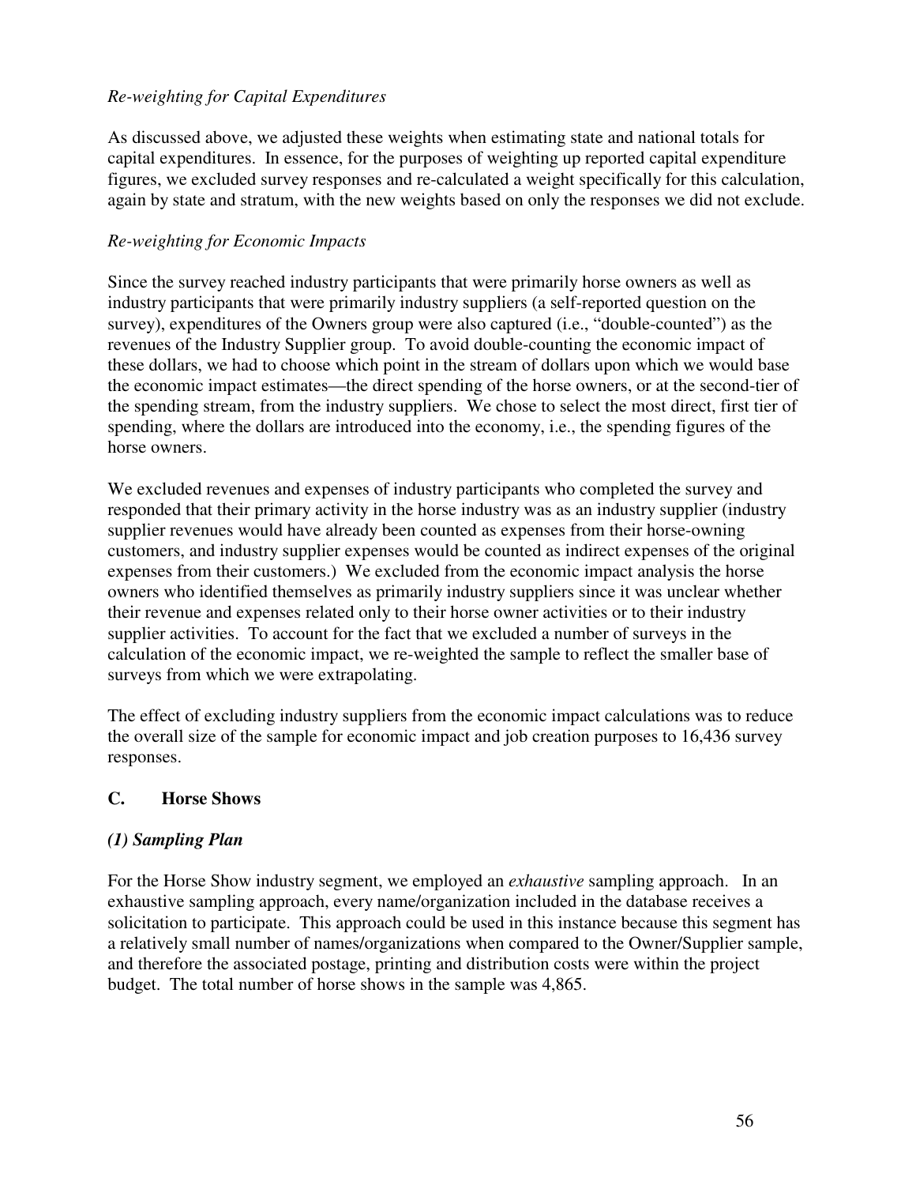*Re-weighting for Capital Expenditures*

As discussed above, we adjusted these weights when estimating state and national totals for capital expenditures. In essence, for the purposes of weighting up reported capital expenditure figures, we excluded survey responses and re-calculated a weight specifically for this calculation, again by state and stratum, with the new weights based on only the responses we did not exclude.

*Re-weighting for Economic Impacts*

Since the survey reached industry participants that were primarily horse owners as well as industry participants that were primarily industry suppliers (a self-reported question on the survey), expenditures of the Owners group were also captured (i.e., "double-counted") as the revenues of the Industry Supplier group. To avoid double-counting the economic impact of these dollars, we had to choose which point in the stream of dollars upon which we would base the economic impact estimates—the direct spending of the horse owners, or at the second-tier of the spending stream, from the industry suppliers. We chose to select the most direct, first tier of spending, where the dollars are introduced into the economy, i.e., the spending figures of the horse owners.

We excluded revenues and expenses of industry participants who completed the survey and responded that their primary activity in the horse industry was as an industry supplier (industry supplier revenues would have already been counted as expenses from their horse-owning customers, and industry supplier expenses would be counted as indirect expenses of the original expenses from their customers.) We excluded from the economic impact analysis the horse owners who identified themselves as primarily industry suppliers since it was unclear whether their revenue and expenses related only to their horse owner activities or to their industry supplier activities. To account for the fact that we excluded a number of surveys in the calculation of the economic impact, we re-weighted the sample to reflect the smaller base of surveys from which we were extrapolating.

The effect of excluding industry suppliers from the economic impact calculations was to reduce the overall size of the sample for economic impact and job creation purposes to 16,436 survey responses.

## C. Horse Shows

### *(1) Sampling Plan*

For the Horse Show industry segment, we employed an *exhaustive* sampling approach. In an exhaustive sampling approach, every name/organization included in the database receives a solicitation to participate. This approach could be used in this instance because this segment has a relatively small number of names/organizations when compared to the Owner/Supplier sample, and therefore the associated postage, printing and distribution costs were within the project budget. The total number of horse shows in the sample was 4,865.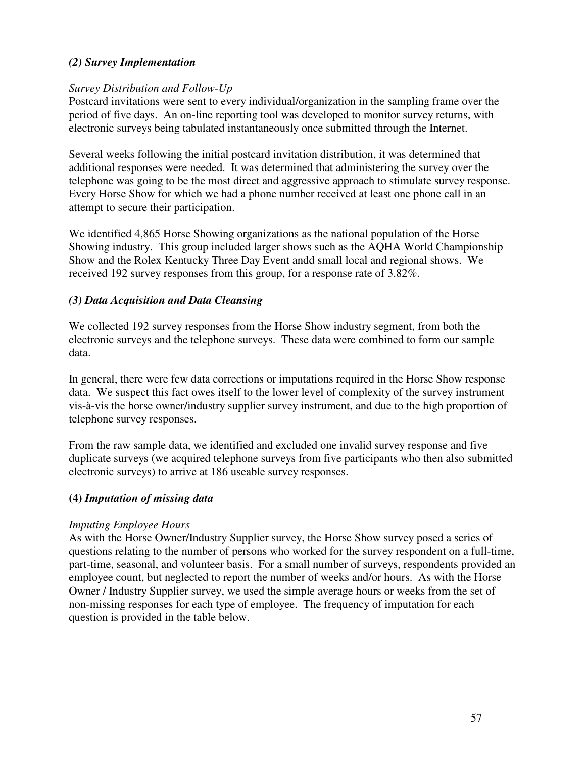### *(2) Survey Implementation*

*Survey Distribution and Follow-Up*

Postcard invitations were sent to every individual/organization in the sampling frame over the period of five days. An on-line reporting tool was developed to monitor survey returns, with electronic surveys being tabulated instantaneously once submitted through the Internet.

Several weeks following the initial postcard invitation distribution, it was determined that additional responses were needed. It was determined that administering the survey over the telephone was going to be the most direct and aggressive approach to stimulate survey response. Every Horse Show for which we had a phone number received at least one phone call in an attempt to secure their participation.

We identified 4,865 Horse Showing organizations as the national population of the Horse Showing industry. This group included larger shows such as the AQHA World Championship Show and the Rolex Kentucky Three Day Event andd small local and regional shows. We received 192 survey responses from this group, for a response rate of 3.82%.

### *(3) Data Acquisition and Data Cleansing*

We collected 192 survey responses from the Horse Show industry segment, from both the electronic surveys and the telephone surveys. These data were combined to form our sample data.

In general, there were few data corrections or imputations required in the Horse Show response data. We suspect this fact owes itself to the lower level of complexity of the survey instrument vis-à-vis the horse owner/industry supplier survey instrument, and due to the high proportion of telephone survey responses.

From the raw sample data, we identified and excluded one invalid survey response and five duplicate surveys (we acquired telephone surveys from five participants who then also submitted electronic surveys) to arrive at 186 useable survey responses.

### **(4)** *Imputation of missing data*

*Imputing Employee Hours*

As with the Horse Owner/Industry Supplier survey, the Horse Show survey posed a series of questions relating to the number of persons who worked for the survey respondent on a full-time, part-time, seasonal, and volunteer basis. For a small number of surveys, respondents provided an employee count, but neglected to report the number of weeks and/or hours. As with the Horse Owner / Industry Supplier survey, we used the simple average hours or weeks from the set of non-missing responses for each type of employee. The frequency of imputation for each question is provided in the table below.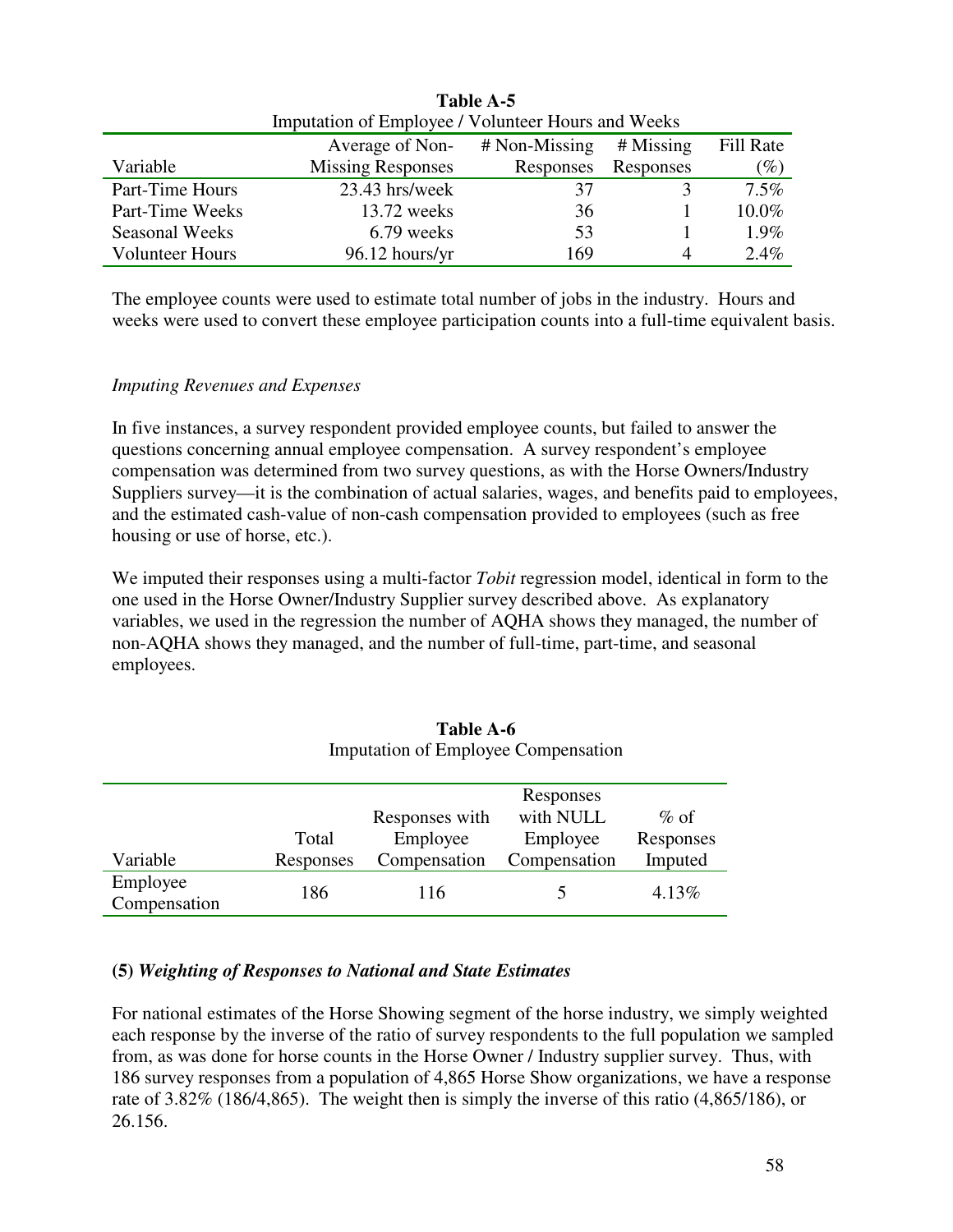**Table A-5**
Imputation of Employee / Volunteer Hours and Weeks

| Variable | Average of Non-Missing Responses | # Non-Missing Responses | # Missing Responses | Fill Rate (%) |
|---|---|---|---|---|
| Part-Time Hours | 23.43 hrs/week | 37 | 3 | 7.5% |
| Part-Time Weeks | 13.72 weeks | 36 | 1 | 10.0% |
| Seasonal Weeks | 6.79 weeks | 53 | 1 | 1.9% |
| Volunteer Hours | 96.12 hours/yr | 169 | 4 | 2.4% |

The employee counts were used to estimate total number of jobs in the industry. Hours and weeks were used to convert these employee participation counts into a full-time equivalent basis.

*Imputing Revenues and Expenses*

In five instances, a survey respondent provided employee counts, but failed to answer the questions concerning annual employee compensation. A survey respondent's employee compensation was determined from two survey questions, as with the Horse Owners/Industry Suppliers survey—it is the combination of actual salaries, wages, and benefits paid to employees, and the estimated cash-value of non-cash compensation provided to employees (such as free housing or use of horse, etc.).

We imputed their responses using a multi-factor *Tobit* regression model, identical in form to the one used in the Horse Owner/Industry Supplier survey described above. As explanatory variables, we used in the regression the number of AQHA shows they managed, the number of non-AQHA shows they managed, and the number of full-time, part-time, and seasonal employees.

**Table A-6**
Imputation of Employee Compensation

| Variable | Total Responses | Responses with Employee Compensation | Responses with NULL Employee Compensation | % of Responses Imputed |
|---|---|---|---|---|
| Employee Compensation | 186 | 116 | 5 | 4.13% |

**(5)** ***Weighting of Responses to National and State Estimates***

For national estimates of the Horse Showing segment of the horse industry, we simply weighted each response by the inverse of the ratio of survey respondents to the full population we sampled from, as was done for horse counts in the Horse Owner / Industry supplier survey. Thus, with 186 survey responses from a population of 4,865 Horse Show organizations, we have a response rate of 3.82% (186/4,865). The weight then is simply the inverse of this ratio (4,865/186), or 26.156.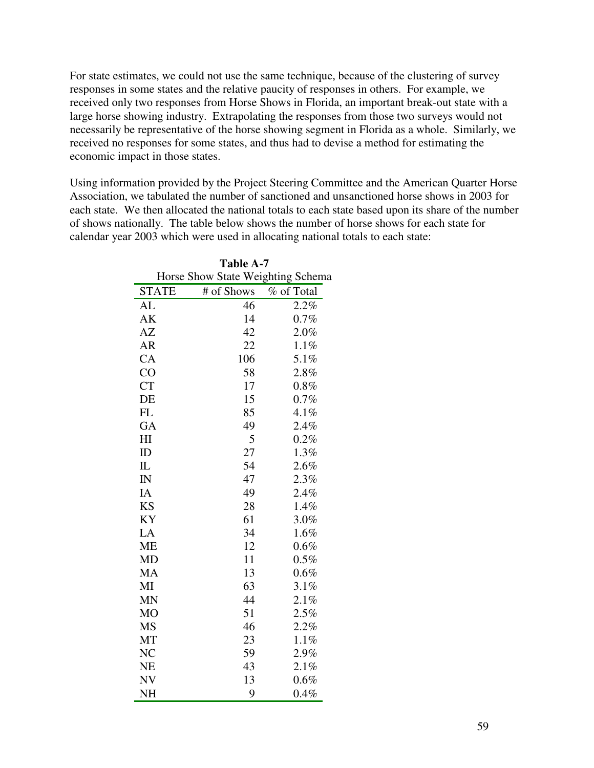For state estimates, we could not use the same technique, because of the clustering of survey responses in some states and the relative paucity of responses in others. For example, we received only two responses from Horse Shows in Florida, an important break-out state with a large horse showing industry. Extrapolating the responses from those two surveys would not necessarily be representative of the horse showing segment in Florida as a whole. Similarly, we received no responses for some states, and thus had to devise a method for estimating the economic impact in those states.

Using information provided by the Project Steering Committee and the American Quarter Horse Association, we tabulated the number of sanctioned and unsanctioned horse shows in 2003 for each state. We then allocated the national totals to each state based upon its share of the number of shows nationally. The table below shows the number of horse shows for each state for calendar year 2003 which were used in allocating national totals to each state:

**Table A-7**

Horse Show State Weighting Schema

| STATE | # of Shows | % of Total |
|---|---|---|
| AL | 46 | 2.2% |
| AK | 14 | 0.7% |
| AZ | 42 | 2.0% |
| AR | 22 | 1.1% |
| CA | 106 | 5.1% |
| CO | 58 | 2.8% |
| CT | 17 | 0.8% |
| DE | 15 | 0.7% |
| FL | 85 | 4.1% |
| GA | 49 | 2.4% |
| HI | 5 | 0.2% |
| ID | 27 | 1.3% |
| IL | 54 | 2.6% |
| IN | 47 | 2.3% |
| IA | 49 | 2.4% |
| KS | 28 | 1.4% |
| KY | 61 | 3.0% |
| LA | 34 | 1.6% |
| ME | 12 | 0.6% |
| MD | 11 | 0.5% |
| MA | 13 | 0.6% |
| MI | 63 | 3.1% |
| MN | 44 | 2.1% |
| MO | 51 | 2.5% |
| MS | 46 | 2.2% |
| MT | 23 | 1.1% |
| NC | 59 | 2.9% |
| NE | 43 | 2.1% |
| NV | 13 | 0.6% |
| NH | 9 | 0.4% |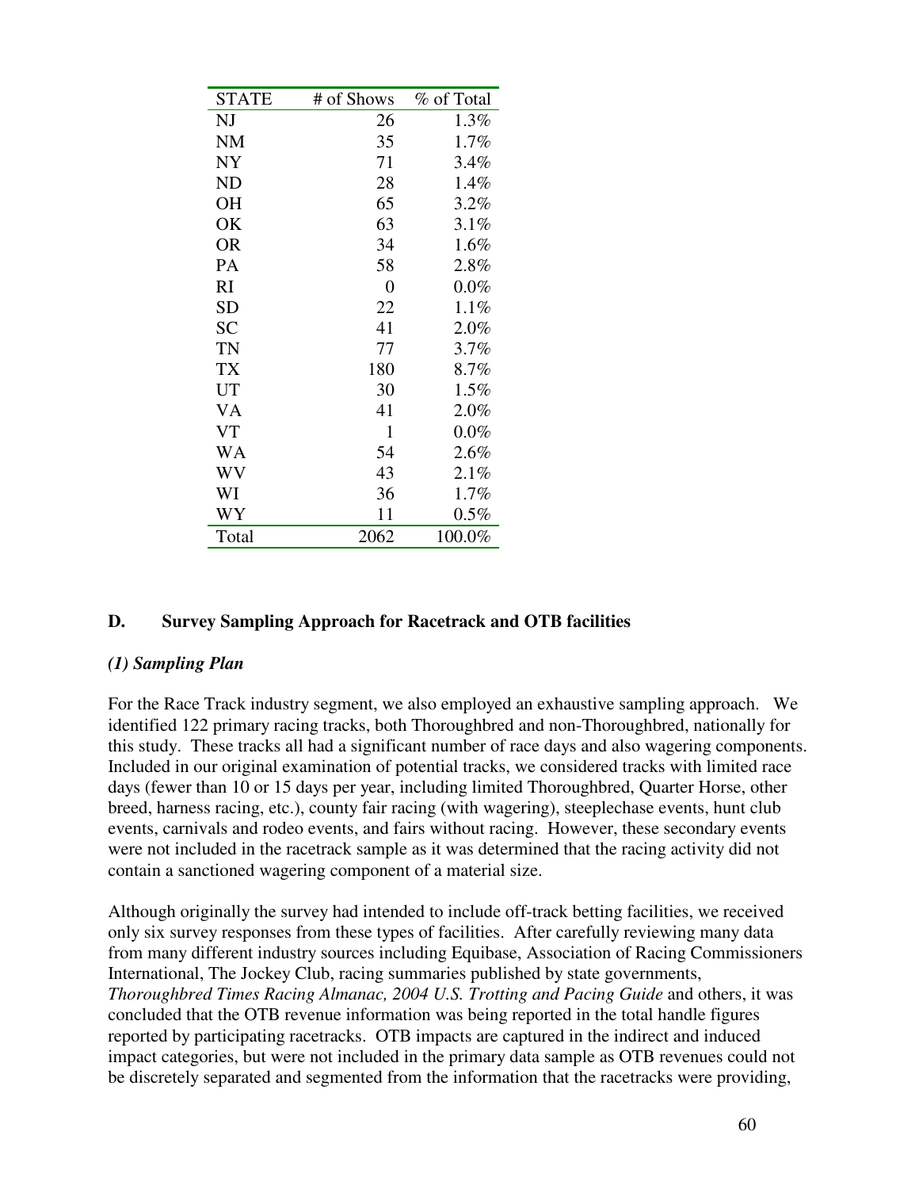| STATE | # of Shows | % of Total |
| --- | --- | --- |
| NJ | 26 | 1.3% |
| NM | 35 | 1.7% |
| NY | 71 | 3.4% |
| ND | 28 | 1.4% |
| OH | 65 | 3.2% |
| OK | 63 | 3.1% |
| OR | 34 | 1.6% |
| PA | 58 | 2.8% |
| RI | 0 | 0.0% |
| SD | 22 | 1.1% |
| SC | 41 | 2.0% |
| TN | 77 | 3.7% |
| TX | 180 | 8.7% |
| UT | 30 | 1.5% |
| VA | 41 | 2.0% |
| VT | 1 | 0.0% |
| WA | 54 | 2.6% |
| WV | 43 | 2.1% |
| WI | 36 | 1.7% |
| WY | 11 | 0.5% |
| Total | 2062 | 100.0% |

### D. Survey Sampling Approach for Racetrack and OTB facilities

#### *(1) Sampling Plan*

For the Race Track industry segment, we also employed an exhaustive sampling approach. We identified 122 primary racing tracks, both Thoroughbred and non-Thoroughbred, nationally for this study. These tracks all had a significant number of race days and also wagering components. Included in our original examination of potential tracks, we considered tracks with limited race days (fewer than 10 or 15 days per year, including limited Thoroughbred, Quarter Horse, other breed, harness racing, etc.), county fair racing (with wagering), steeplechase events, hunt club events, carnivals and rodeo events, and fairs without racing. However, these secondary events were not included in the racetrack sample as it was determined that the racing activity did not contain a sanctioned wagering component of a material size.

Although originally the survey had intended to include off-track betting facilities, we received only six survey responses from these types of facilities. After carefully reviewing many data from many different industry sources including Equibase, Association of Racing Commissioners International, The Jockey Club, racing summaries published by state governments, *Thoroughbred Times Racing Almanac, 2004 U.S. Trotting and Pacing Guide* and others, it was concluded that the OTB revenue information was being reported in the total handle figures reported by participating racetracks. OTB impacts are captured in the indirect and induced impact categories, but were not included in the primary data sample as OTB revenues could not be discretely separated and segmented from the information that the racetracks were providing,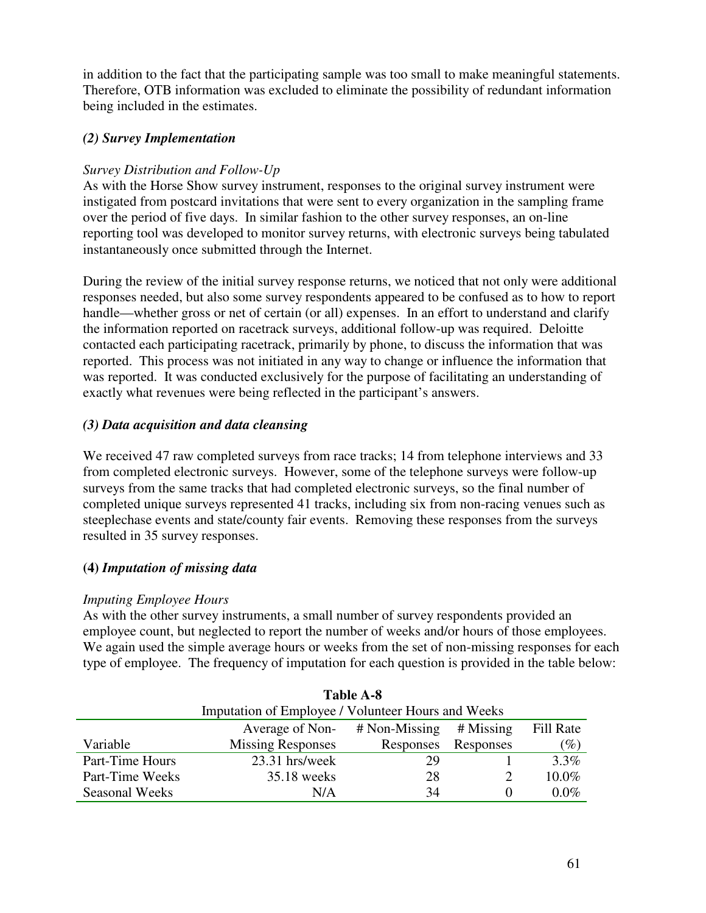in addition to the fact that the participating sample was too small to make meaningful statements. Therefore, OTB information was excluded to eliminate the possibility of redundant information being included in the estimates.

### *(2) Survey Implementation*

*Survey Distribution and Follow-Up*

As with the Horse Show survey instrument, responses to the original survey instrument were instigated from postcard invitations that were sent to every organization in the sampling frame over the period of five days. In similar fashion to the other survey responses, an on-line reporting tool was developed to monitor survey returns, with electronic surveys being tabulated instantaneously once submitted through the Internet.

During the review of the initial survey response returns, we noticed that not only were additional responses needed, but also some survey respondents appeared to be confused as to how to report handle—whether gross or net of certain (or all) expenses. In an effort to understand and clarify the information reported on racetrack surveys, additional follow-up was required. Deloitte contacted each participating racetrack, primarily by phone, to discuss the information that was reported. This process was not initiated in any way to change or influence the information that was reported. It was conducted exclusively for the purpose of facilitating an understanding of exactly what revenues were being reflected in the participant's answers.

### *(3) Data acquisition and data cleansing*

We received 47 raw completed surveys from race tracks; 14 from telephone interviews and 33 from completed electronic surveys. However, some of the telephone surveys were follow-up surveys from the same tracks that had completed electronic surveys, so the final number of completed unique surveys represented 41 tracks, including six from non-racing venues such as steeplechase events and state/county fair events. Removing these responses from the surveys resulted in 35 survey responses.

### **(4)** *Imputation of missing data*

*Imputing Employee Hours*

As with the other survey instruments, a small number of survey respondents provided an employee count, but neglected to report the number of weeks and/or hours of those employees. We again used the simple average hours or weeks from the set of non-missing responses for each type of employee. The frequency of imputation for each question is provided in the table below:

**Table A-8**

Imputation of Employee / Volunteer Hours and Weeks

| Variable | Average of Non-Missing Responses | # Non-Missing Responses | # Missing Responses | Fill Rate (%) |
|---|---|---|---|---|
| Part-Time Hours | 23.31 hrs/week | 29 | 1 | 3.3% |
| Part-Time Weeks | 35.18 weeks | 28 | 2 | 10.0% |
| Seasonal Weeks | N/A | 34 | 0 | 0.0% |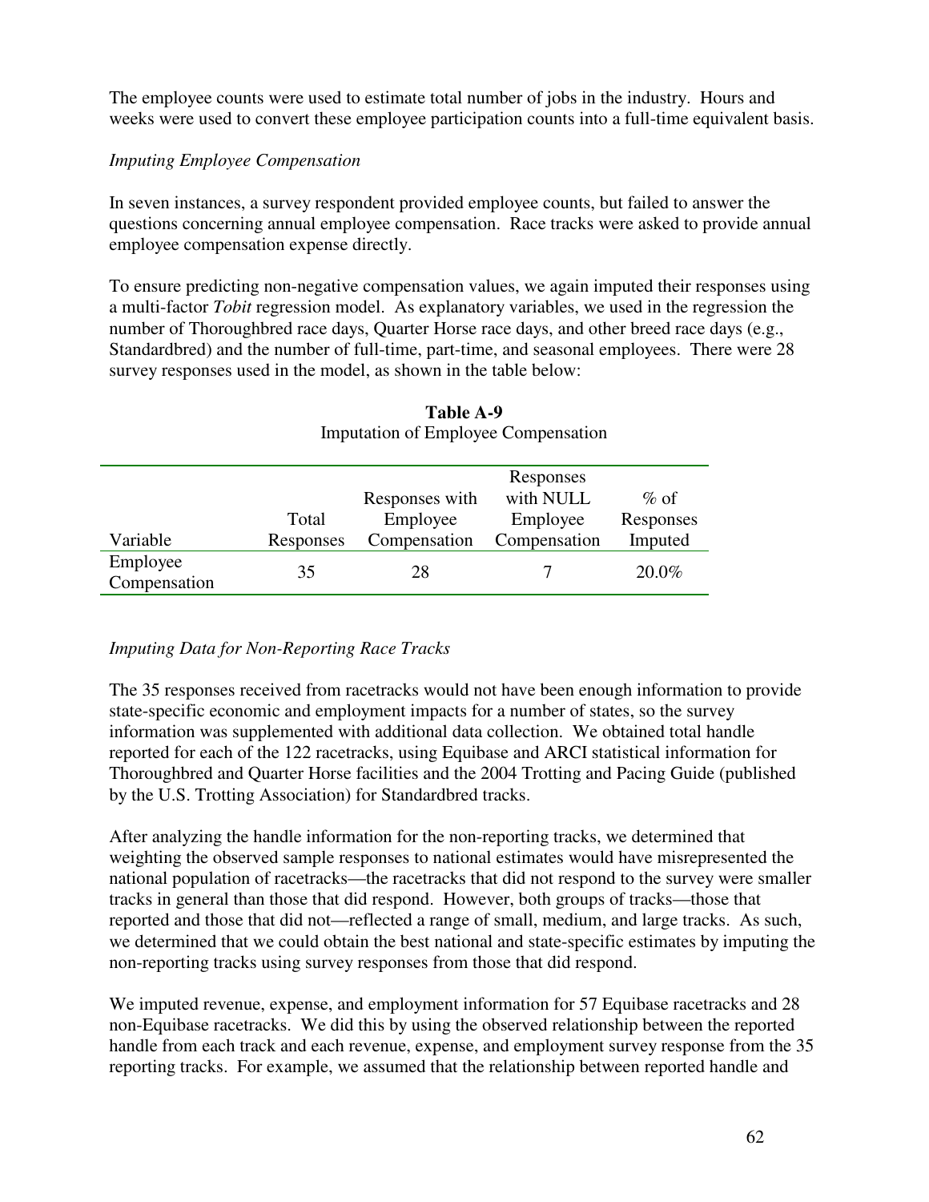The employee counts were used to estimate total number of jobs in the industry. Hours and weeks were used to convert these employee participation counts into a full-time equivalent basis.

*Imputing Employee Compensation*

In seven instances, a survey respondent provided employee counts, but failed to answer the questions concerning annual employee compensation. Race tracks were asked to provide annual employee compensation expense directly.

To ensure predicting non-negative compensation values, we again imputed their responses using a multi-factor *Tobit* regression model. As explanatory variables, we used in the regression the number of Thoroughbred race days, Quarter Horse race days, and other breed race days (e.g., Standardbred) and the number of full-time, part-time, and seasonal employees. There were 28 survey responses used in the model, as shown in the table below:

**Table A-9**
Imputation of Employee Compensation

| Variable | Total Responses | Responses with Employee Compensation | Responses with NULL Employee Compensation | % of Responses Imputed |
|---|---|---|---|---|
| Employee Compensation | 35 | 28 | 7 | 20.0% |

*Imputing Data for Non-Reporting Race Tracks*

The 35 responses received from racetracks would not have been enough information to provide state-specific economic and employment impacts for a number of states, so the survey information was supplemented with additional data collection. We obtained total handle reported for each of the 122 racetracks, using Equibase and ARCI statistical information for Thoroughbred and Quarter Horse facilities and the 2004 Trotting and Pacing Guide (published by the U.S. Trotting Association) for Standardbred tracks.

After analyzing the handle information for the non-reporting tracks, we determined that weighting the observed sample responses to national estimates would have misrepresented the national population of racetracks—the racetracks that did not respond to the survey were smaller tracks in general than those that did respond. However, both groups of tracks—those that reported and those that did not—reflected a range of small, medium, and large tracks. As such, we determined that we could obtain the best national and state-specific estimates by imputing the non-reporting tracks using survey responses from those that did respond.

We imputed revenue, expense, and employment information for 57 Equibase racetracks and 28 non-Equibase racetracks. We did this by using the observed relationship between the reported handle from each track and each revenue, expense, and employment survey response from the 35 reporting tracks. For example, we assumed that the relationship between reported handle and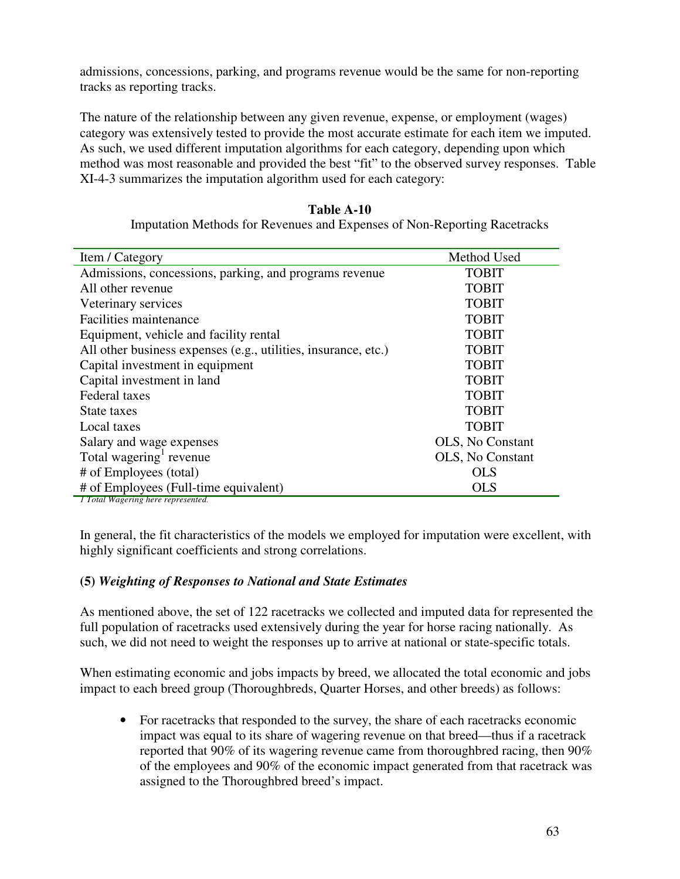admissions, concessions, parking, and programs revenue would be the same for non-reporting tracks as reporting tracks.

The nature of the relationship between any given revenue, expense, or employment (wages) category was extensively tested to provide the most accurate estimate for each item we imputed. As such, we used different imputation algorithms for each category, depending upon which method was most reasonable and provided the best "fit" to the observed survey responses. Table XI-4-3 summarizes the imputation algorithm used for each category:

**Table A-10**

Imputation Methods for Revenues and Expenses of Non-Reporting Racetracks

| Item / Category | Method Used |
|---|---|
| Admissions, concessions, parking, and programs revenue | TOBIT |
| All other revenue | TOBIT |
| Veterinary services | TOBIT |
| Facilities maintenance | TOBIT |
| Equipment, vehicle and facility rental | TOBIT |
| All other business expenses (e.g., utilities, insurance, etc.) | TOBIT |
| Capital investment in equipment | TOBIT |
| Capital investment in land | TOBIT |
| Federal taxes | TOBIT |
| State taxes | TOBIT |
| Local taxes | TOBIT |
| Salary and wage expenses | OLS, No Constant |
| Total wagering[1] revenue | OLS, No Constant |
| # of Employees (total) | OLS |
| # of Employees (Full-time equivalent) | OLS |

*1 Total Wagering here represented.*

In general, the fit characteristics of the models we employed for imputation were excellent, with highly significant coefficients and strong correlations.

**(5)** ***Weighting of Responses to National and State Estimates***

As mentioned above, the set of 122 racetracks we collected and imputed data for represented the full population of racetracks used extensively during the year for horse racing nationally. As such, we did not need to weight the responses up to arrive at national or state-specific totals.

When estimating economic and jobs impacts by breed, we allocated the total economic and jobs impact to each breed group (Thoroughbreds, Quarter Horses, and other breeds) as follows:

- For racetracks that responded to the survey, the share of each racetracks economic impact was equal to its share of wagering revenue on that breed—thus if a racetrack reported that 90% of its wagering revenue came from thoroughbred racing, then 90% of the employees and 90% of the economic impact generated from that racetrack was assigned to the Thoroughbred breed's impact.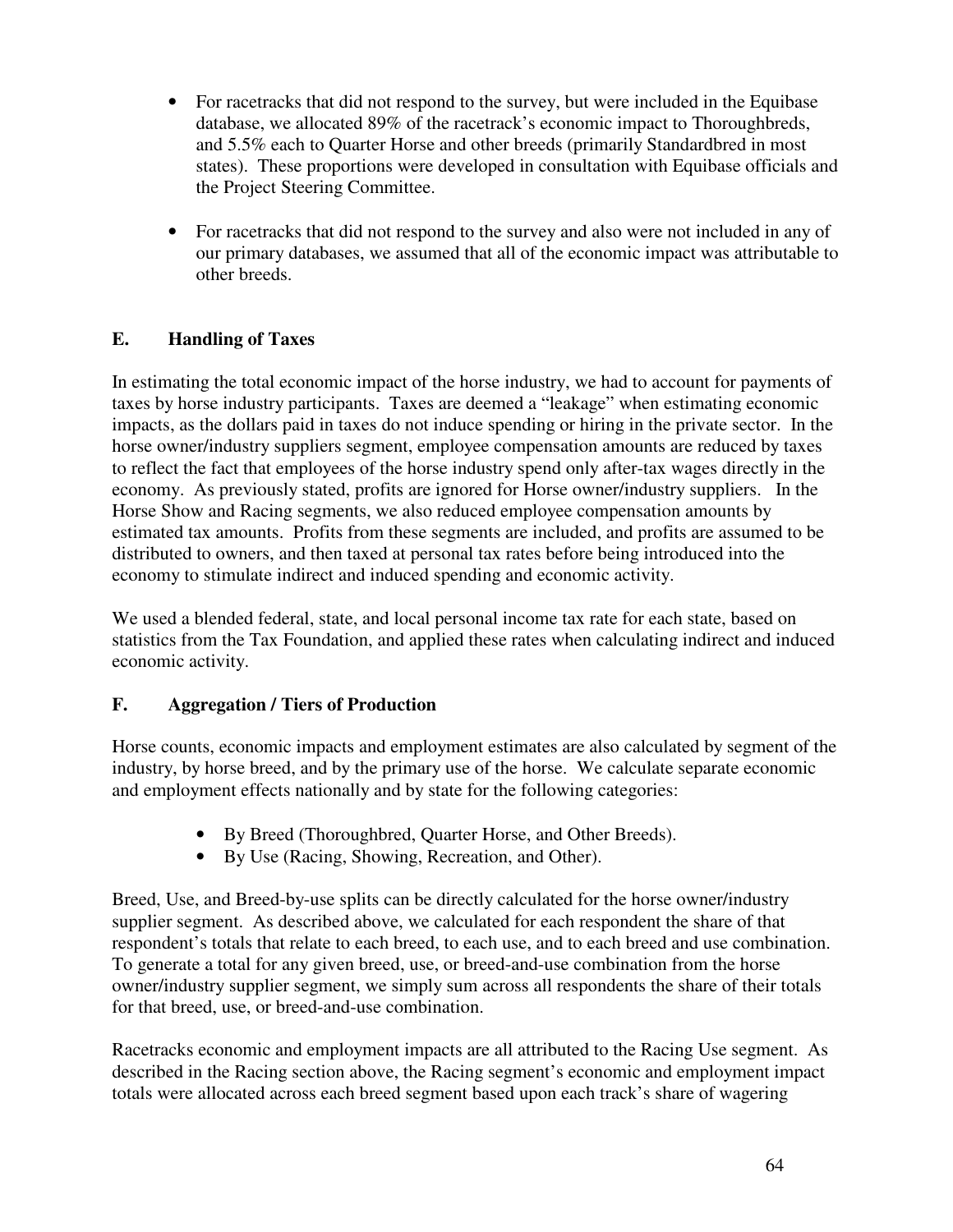- For racetracks that did not respond to the survey, but were included in the Equibase database, we allocated 89% of the racetrack's economic impact to Thoroughbreds, and 5.5% each to Quarter Horse and other breeds (primarily Standardbred in most states). These proportions were developed in consultation with Equibase officials and the Project Steering Committee.

- For racetracks that did not respond to the survey and also were not included in any of our primary databases, we assumed that all of the economic impact was attributable to other breeds.

## E. Handling of Taxes

In estimating the total economic impact of the horse industry, we had to account for payments of taxes by horse industry participants. Taxes are deemed a "leakage" when estimating economic impacts, as the dollars paid in taxes do not induce spending or hiring in the private sector. In the horse owner/industry suppliers segment, employee compensation amounts are reduced by taxes to reflect the fact that employees of the horse industry spend only after-tax wages directly in the economy. As previously stated, profits are ignored for Horse owner/industry suppliers. In the Horse Show and Racing segments, we also reduced employee compensation amounts by estimated tax amounts. Profits from these segments are included, and profits are assumed to be distributed to owners, and then taxed at personal tax rates before being introduced into the economy to stimulate indirect and induced spending and economic activity.

We used a blended federal, state, and local personal income tax rate for each state, based on statistics from the Tax Foundation, and applied these rates when calculating indirect and induced economic activity.

## F. Aggregation / Tiers of Production

Horse counts, economic impacts and employment estimates are also calculated by segment of the industry, by horse breed, and by the primary use of the horse. We calculate separate economic and employment effects nationally and by state for the following categories:

- By Breed (Thoroughbred, Quarter Horse, and Other Breeds).
- By Use (Racing, Showing, Recreation, and Other).

Breed, Use, and Breed-by-use splits can be directly calculated for the horse owner/industry supplier segment. As described above, we calculated for each respondent the share of that respondent's totals that relate to each breed, to each use, and to each breed and use combination. To generate a total for any given breed, use, or breed-and-use combination from the horse owner/industry supplier segment, we simply sum across all respondents the share of their totals for that breed, use, or breed-and-use combination.

Racetracks economic and employment impacts are all attributed to the Racing Use segment. As described in the Racing section above, the Racing segment's economic and employment impact totals were allocated across each breed segment based upon each track's share of wagering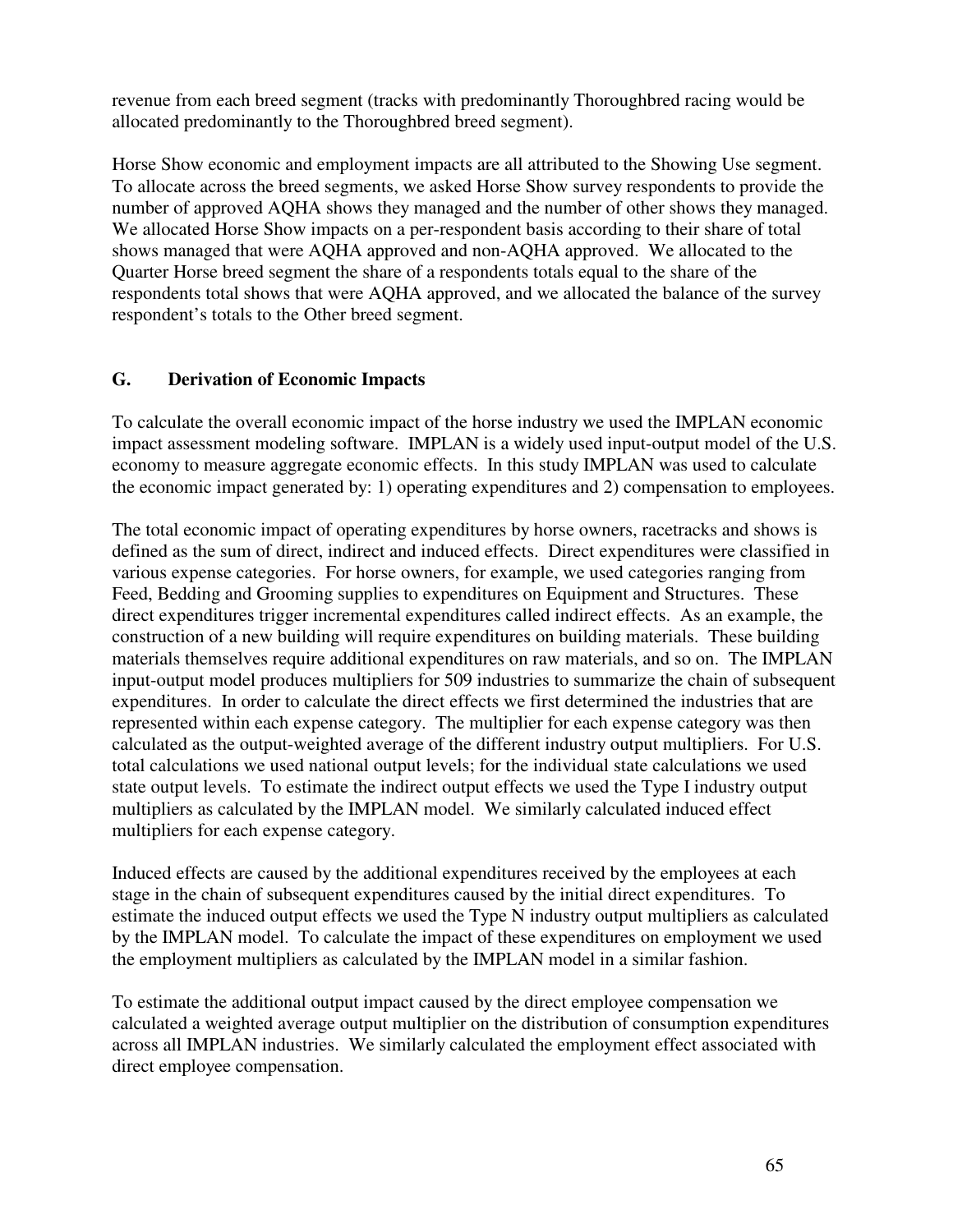revenue from each breed segment (tracks with predominantly Thoroughbred racing would be allocated predominantly to the Thoroughbred breed segment).

Horse Show economic and employment impacts are all attributed to the Showing Use segment. To allocate across the breed segments, we asked Horse Show survey respondents to provide the number of approved AQHA shows they managed and the number of other shows they managed. We allocated Horse Show impacts on a per-respondent basis according to their share of total shows managed that were AQHA approved and non-AQHA approved. We allocated to the Quarter Horse breed segment the share of a respondents totals equal to the share of the respondents total shows that were AQHA approved, and we allocated the balance of the survey respondent's totals to the Other breed segment.

## G. Derivation of Economic Impacts

To calculate the overall economic impact of the horse industry we used the IMPLAN economic impact assessment modeling software. IMPLAN is a widely used input-output model of the U.S. economy to measure aggregate economic effects. In this study IMPLAN was used to calculate the economic impact generated by: 1) operating expenditures and 2) compensation to employees.

The total economic impact of operating expenditures by horse owners, racetracks and shows is defined as the sum of direct, indirect and induced effects. Direct expenditures were classified in various expense categories. For horse owners, for example, we used categories ranging from Feed, Bedding and Grooming supplies to expenditures on Equipment and Structures. These direct expenditures trigger incremental expenditures called indirect effects. As an example, the construction of a new building will require expenditures on building materials. These building materials themselves require additional expenditures on raw materials, and so on. The IMPLAN input-output model produces multipliers for 509 industries to summarize the chain of subsequent expenditures. In order to calculate the direct effects we first determined the industries that are represented within each expense category. The multiplier for each expense category was then calculated as the output-weighted average of the different industry output multipliers. For U.S. total calculations we used national output levels; for the individual state calculations we used state output levels. To estimate the indirect output effects we used the Type I industry output multipliers as calculated by the IMPLAN model. We similarly calculated induced effect multipliers for each expense category.

Induced effects are caused by the additional expenditures received by the employees at each stage in the chain of subsequent expenditures caused by the initial direct expenditures. To estimate the induced output effects we used the Type N industry output multipliers as calculated by the IMPLAN model. To calculate the impact of these expenditures on employment we used the employment multipliers as calculated by the IMPLAN model in a similar fashion.

To estimate the additional output impact caused by the direct employee compensation we calculated a weighted average output multiplier on the distribution of consumption expenditures across all IMPLAN industries. We similarly calculated the employment effect associated with direct employee compensation.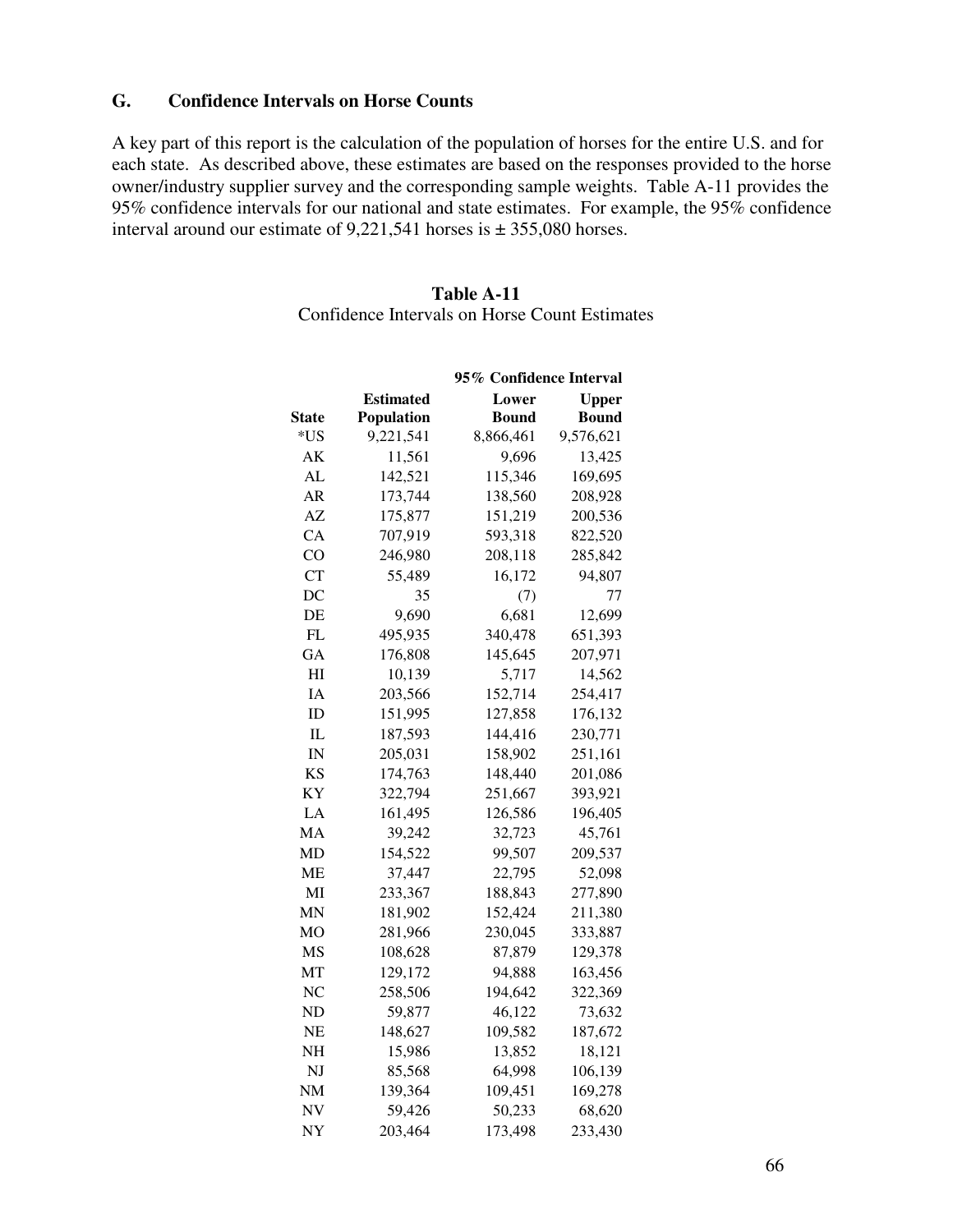## G. Confidence Intervals on Horse Counts

A key part of this report is the calculation of the population of horses for the entire U.S. and for each state. As described above, these estimates are based on the responses provided to the horse owner/industry supplier survey and the corresponding sample weights. Table A-11 provides the 95% confidence intervals for our national and state estimates. For example, the 95% confidence interval around our estimate of 9,221,541 horses is ± 355,080 horses.

**Table A-11**
Confidence Intervals on Horse Count Estimates

| | | 95% Confidence Interval | |
|---|---|---|---|
| **State** | **Estimated Population** | **Lower Bound** | **Upper Bound** |
| *US | 9,221,541 | 8,866,461 | 9,576,621 |
| AK | 11,561 | 9,696 | 13,425 |
| AL | 142,521 | 115,346 | 169,695 |
| AR | 173,744 | 138,560 | 208,928 |
| AZ | 175,877 | 151,219 | 200,536 |
| CA | 707,919 | 593,318 | 822,520 |
| CO | 246,980 | 208,118 | 285,842 |
| CT | 55,489 | 16,172 | 94,807 |
| DC | 35 | (7) | 77 |
| DE | 9,690 | 6,681 | 12,699 |
| FL | 495,935 | 340,478 | 651,393 |
| GA | 176,808 | 145,645 | 207,971 |
| HI | 10,139 | 5,717 | 14,562 |
| IA | 203,566 | 152,714 | 254,417 |
| ID | 151,995 | 127,858 | 176,132 |
| IL | 187,593 | 144,416 | 230,771 |
| IN | 205,031 | 158,902 | 251,161 |
| KS | 174,763 | 148,440 | 201,086 |
| KY | 322,794 | 251,667 | 393,921 |
| LA | 161,495 | 126,586 | 196,405 |
| MA | 39,242 | 32,723 | 45,761 |
| MD | 154,522 | 99,507 | 209,537 |
| ME | 37,447 | 22,795 | 52,098 |
| MI | 233,367 | 188,843 | 277,890 |
| MN | 181,902 | 152,424 | 211,380 |
| MO | 281,966 | 230,045 | 333,887 |
| MS | 108,628 | 87,879 | 129,378 |
| MT | 129,172 | 94,888 | 163,456 |
| NC | 258,506 | 194,642 | 322,369 |
| ND | 59,877 | 46,122 | 73,632 |
| NE | 148,627 | 109,582 | 187,672 |
| NH | 15,986 | 13,852 | 18,121 |
| NJ | 85,568 | 64,998 | 106,139 |
| NM | 139,364 | 109,451 | 169,278 |
| NV | 59,426 | 50,233 | 68,620 |
| NY | 203,464 | 173,498 | 233,430 |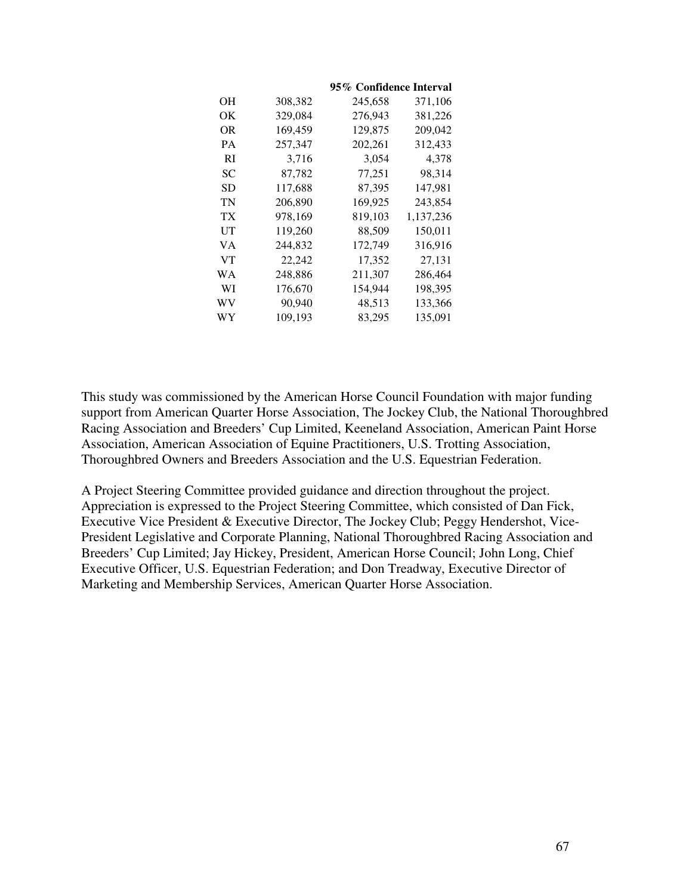| | | 95% Confidence Interval | |
|---|---|---|---|
| OH | 308,382 | 245,658 | 371,106 |
| OK | 329,084 | 276,943 | 381,226 |
| OR | 169,459 | 129,875 | 209,042 |
| PA | 257,347 | 202,261 | 312,433 |
| RI | 3,716 | 3,054 | 4,378 |
| SC | 87,782 | 77,251 | 98,314 |
| SD | 117,688 | 87,395 | 147,981 |
| TN | 206,890 | 169,925 | 243,854 |
| TX | 978,169 | 819,103 | 1,137,236 |
| UT | 119,260 | 88,509 | 150,011 |
| VA | 244,832 | 172,749 | 316,916 |
| VT | 22,242 | 17,352 | 27,131 |
| WA | 248,886 | 211,307 | 286,464 |
| WI | 176,670 | 154,944 | 198,395 |
| WV | 90,940 | 48,513 | 133,366 |
| WY | 109,193 | 83,295 | 135,091 |

This study was commissioned by the American Horse Council Foundation with major funding support from American Quarter Horse Association, The Jockey Club, the National Thoroughbred Racing Association and Breeders' Cup Limited, Keeneland Association, American Paint Horse Association, American Association of Equine Practitioners, U.S. Trotting Association, Thoroughbred Owners and Breeders Association and the U.S. Equestrian Federation.

A Project Steering Committee provided guidance and direction throughout the project. Appreciation is expressed to the Project Steering Committee, which consisted of Dan Fick, Executive Vice President & Executive Director, The Jockey Club; Peggy Hendershot, Vice-President Legislative and Corporate Planning, National Thoroughbred Racing Association and Breeders' Cup Limited; Jay Hickey, President, American Horse Council; John Long, Chief Executive Officer, U.S. Equestrian Federation; and Don Treadway, Executive Director of Marketing and Membership Services, American Quarter Horse Association.